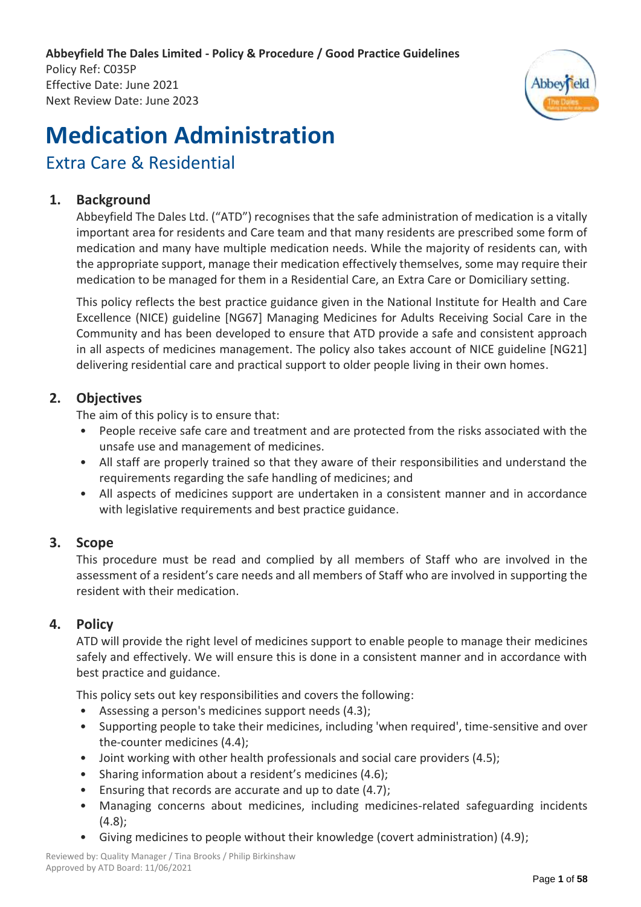**Abbeyfield The Dales Limited - Policy & Procedure / Good Practice Guidelines**
Policy Ref: C035P
Effective Date: June 2021
Next Review Date: June 2023

# Medication Administration

## Extra Care & Residential

### 1. Background

Abbeyfield The Dales Ltd. ("ATD") recognises that the safe administration of medication is a vitally important area for residents and Care team and that many residents are prescribed some form of medication and many have multiple medication needs. While the majority of residents can, with the appropriate support, manage their medication effectively themselves, some may require their medication to be managed for them in a Residential Care, an Extra Care or Domiciliary setting.

This policy reflects the best practice guidance given in the National Institute for Health and Care Excellence (NICE) guideline [NG67] Managing Medicines for Adults Receiving Social Care in the Community and has been developed to ensure that ATD provide a safe and consistent approach in all aspects of medicines management. The policy also takes account of NICE guideline [NG21] delivering residential care and practical support to older people living in their own homes.

### 2. Objectives

The aim of this policy is to ensure that:

- People receive safe care and treatment and are protected from the risks associated with the unsafe use and management of medicines.
- All staff are properly trained so that they aware of their responsibilities and understand the requirements regarding the safe handling of medicines; and
- All aspects of medicines support are undertaken in a consistent manner and in accordance with legislative requirements and best practice guidance.

### 3. Scope

This procedure must be read and complied by all members of Staff who are involved in the assessment of a resident's care needs and all members of Staff who are involved in supporting the resident with their medication.

### 4. Policy

ATD will provide the right level of medicines support to enable people to manage their medicines safely and effectively. We will ensure this is done in a consistent manner and in accordance with best practice and guidance.

This policy sets out key responsibilities and covers the following:

- Assessing a person's medicines support needs (4.3);
- Supporting people to take their medicines, including 'when required', time-sensitive and over the-counter medicines (4.4);
- Joint working with other health professionals and social care providers (4.5);
- Sharing information about a resident's medicines (4.6);
- Ensuring that records are accurate and up to date (4.7);
- Managing concerns about medicines, including medicines-related safeguarding incidents (4.8);
- Giving medicines to people without their knowledge (covert administration) (4.9);

Reviewed by: Quality Manager / Tina Brooks / Philip Birkinshaw
Approved by ATD Board: 11/06/2021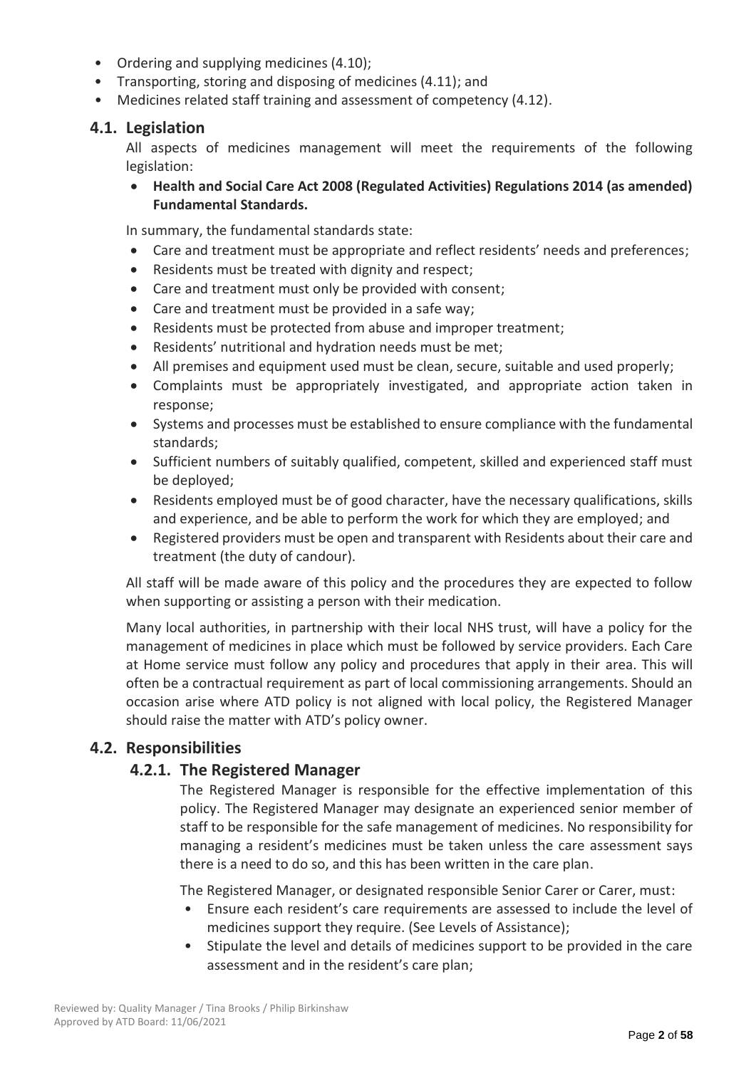- Ordering and supplying medicines (4.10);
- Transporting, storing and disposing of medicines (4.11); and
- Medicines related staff training and assessment of competency (4.12).

## 4.1. Legislation

All aspects of medicines management will meet the requirements of the following legislation:

- **Health and Social Care Act 2008 (Regulated Activities) Regulations 2014 (as amended) Fundamental Standards.**

In summary, the fundamental standards state:

- Care and treatment must be appropriate and reflect residents' needs and preferences;
- Residents must be treated with dignity and respect;
- Care and treatment must only be provided with consent;
- Care and treatment must be provided in a safe way;
- Residents must be protected from abuse and improper treatment;
- Residents' nutritional and hydration needs must be met;
- All premises and equipment used must be clean, secure, suitable and used properly;
- Complaints must be appropriately investigated, and appropriate action taken in response;
- Systems and processes must be established to ensure compliance with the fundamental standards;
- Sufficient numbers of suitably qualified, competent, skilled and experienced staff must be deployed;
- Residents employed must be of good character, have the necessary qualifications, skills and experience, and be able to perform the work for which they are employed; and
- Registered providers must be open and transparent with Residents about their care and treatment (the duty of candour).

All staff will be made aware of this policy and the procedures they are expected to follow when supporting or assisting a person with their medication.

Many local authorities, in partnership with their local NHS trust, will have a policy for the management of medicines in place which must be followed by service providers. Each Care at Home service must follow any policy and procedures that apply in their area. This will often be a contractual requirement as part of local commissioning arrangements. Should an occasion arise where ATD policy is not aligned with local policy, the Registered Manager should raise the matter with ATD's policy owner.

## 4.2. Responsibilities

### 4.2.1. The Registered Manager

The Registered Manager is responsible for the effective implementation of this policy. The Registered Manager may designate an experienced senior member of staff to be responsible for the safe management of medicines. No responsibility for managing a resident's medicines must be taken unless the care assessment says there is a need to do so, and this has been written in the care plan.

The Registered Manager, or designated responsible Senior Carer or Carer, must:

- Ensure each resident's care requirements are assessed to include the level of medicines support they require. (See Levels of Assistance);
- Stipulate the level and details of medicines support to be provided in the care assessment and in the resident's care plan;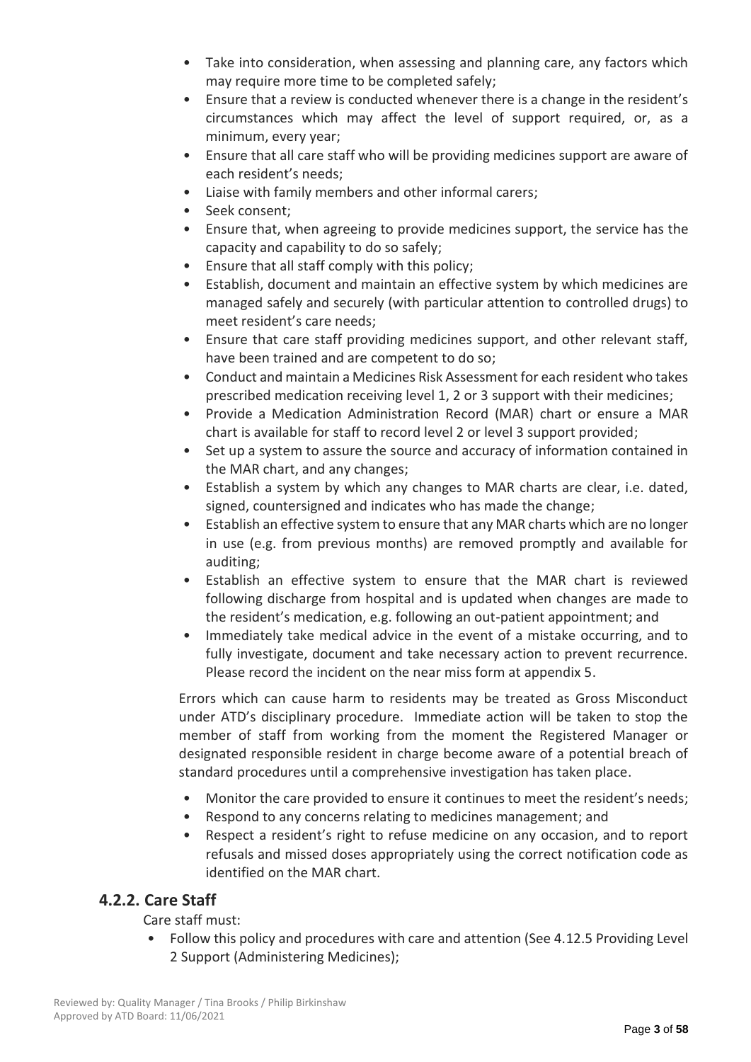- Take into consideration, when assessing and planning care, any factors which may require more time to be completed safely;
- Ensure that a review is conducted whenever there is a change in the resident's circumstances which may affect the level of support required, or, as a minimum, every year;
- Ensure that all care staff who will be providing medicines support are aware of each resident's needs;
- Liaise with family members and other informal carers;
- Seek consent;
- Ensure that, when agreeing to provide medicines support, the service has the capacity and capability to do so safely;
- Ensure that all staff comply with this policy;
- Establish, document and maintain an effective system by which medicines are managed safely and securely (with particular attention to controlled drugs) to meet resident's care needs;
- Ensure that care staff providing medicines support, and other relevant staff, have been trained and are competent to do so;
- Conduct and maintain a Medicines Risk Assessment for each resident who takes prescribed medication receiving level 1, 2 or 3 support with their medicines;
- Provide a Medication Administration Record (MAR) chart or ensure a MAR chart is available for staff to record level 2 or level 3 support provided;
- Set up a system to assure the source and accuracy of information contained in the MAR chart, and any changes;
- Establish a system by which any changes to MAR charts are clear, i.e. dated, signed, countersigned and indicates who has made the change;
- Establish an effective system to ensure that any MAR charts which are no longer in use (e.g. from previous months) are removed promptly and available for auditing;
- Establish an effective system to ensure that the MAR chart is reviewed following discharge from hospital and is updated when changes are made to the resident's medication, e.g. following an out-patient appointment; and
- Immediately take medical advice in the event of a mistake occurring, and to fully investigate, document and take necessary action to prevent recurrence. Please record the incident on the near miss form at appendix 5.

Errors which can cause harm to residents may be treated as Gross Misconduct under ATD's disciplinary procedure. Immediate action will be taken to stop the member of staff from working from the moment the Registered Manager or designated responsible resident in charge become aware of a potential breach of standard procedures until a comprehensive investigation has taken place.

- Monitor the care provided to ensure it continues to meet the resident's needs;
- Respond to any concerns relating to medicines management; and
- Respect a resident's right to refuse medicine on any occasion, and to report refusals and missed doses appropriately using the correct notification code as identified on the MAR chart.

## 4.2.2. Care Staff

Care staff must:

- Follow this policy and procedures with care and attention (See 4.12.5 Providing Level 2 Support (Administering Medicines);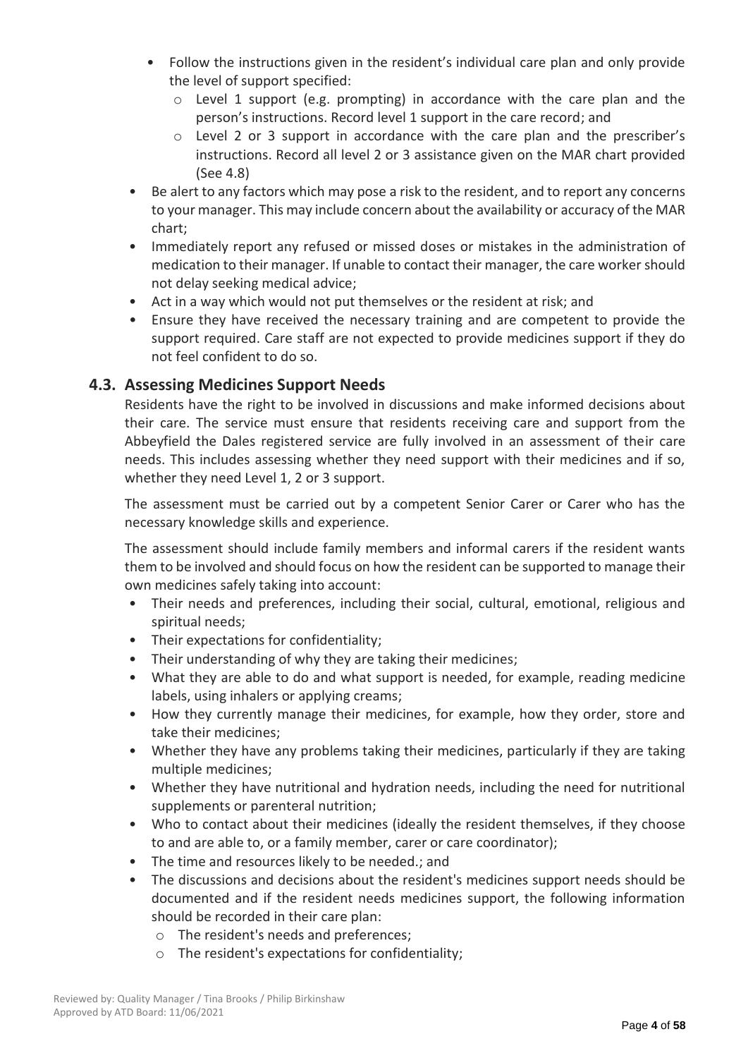- Follow the instructions given in the resident's individual care plan and only provide the level of support specified:
  - Level 1 support (e.g. prompting) in accordance with the care plan and the person's instructions. Record level 1 support in the care record; and
  - Level 2 or 3 support in accordance with the care plan and the prescriber's instructions. Record all level 2 or 3 assistance given on the MAR chart provided (See 4.8)
- Be alert to any factors which may pose a risk to the resident, and to report any concerns to your manager. This may include concern about the availability or accuracy of the MAR chart;
- Immediately report any refused or missed doses or mistakes in the administration of medication to their manager. If unable to contact their manager, the care worker should not delay seeking medical advice;
- Act in a way which would not put themselves or the resident at risk; and
- Ensure they have received the necessary training and are competent to provide the support required. Care staff are not expected to provide medicines support if they do not feel confident to do so.

## 4.3. Assessing Medicines Support Needs

Residents have the right to be involved in discussions and make informed decisions about their care. The service must ensure that residents receiving care and support from the Abbeyfield the Dales registered service are fully involved in an assessment of their care needs. This includes assessing whether they need support with their medicines and if so, whether they need Level 1, 2 or 3 support.

The assessment must be carried out by a competent Senior Carer or Carer who has the necessary knowledge skills and experience.

The assessment should include family members and informal carers if the resident wants them to be involved and should focus on how the resident can be supported to manage their own medicines safely taking into account:

- Their needs and preferences, including their social, cultural, emotional, religious and spiritual needs;
- Their expectations for confidentiality;
- Their understanding of why they are taking their medicines;
- What they are able to do and what support is needed, for example, reading medicine labels, using inhalers or applying creams;
- How they currently manage their medicines, for example, how they order, store and take their medicines;
- Whether they have any problems taking their medicines, particularly if they are taking multiple medicines;
- Whether they have nutritional and hydration needs, including the need for nutritional supplements or parenteral nutrition;
- Who to contact about their medicines (ideally the resident themselves, if they choose to and are able to, or a family member, carer or care coordinator);
- The time and resources likely to be needed.; and
- The discussions and decisions about the resident's medicines support needs should be documented and if the resident needs medicines support, the following information should be recorded in their care plan:
  - The resident's needs and preferences;
  - The resident's expectations for confidentiality;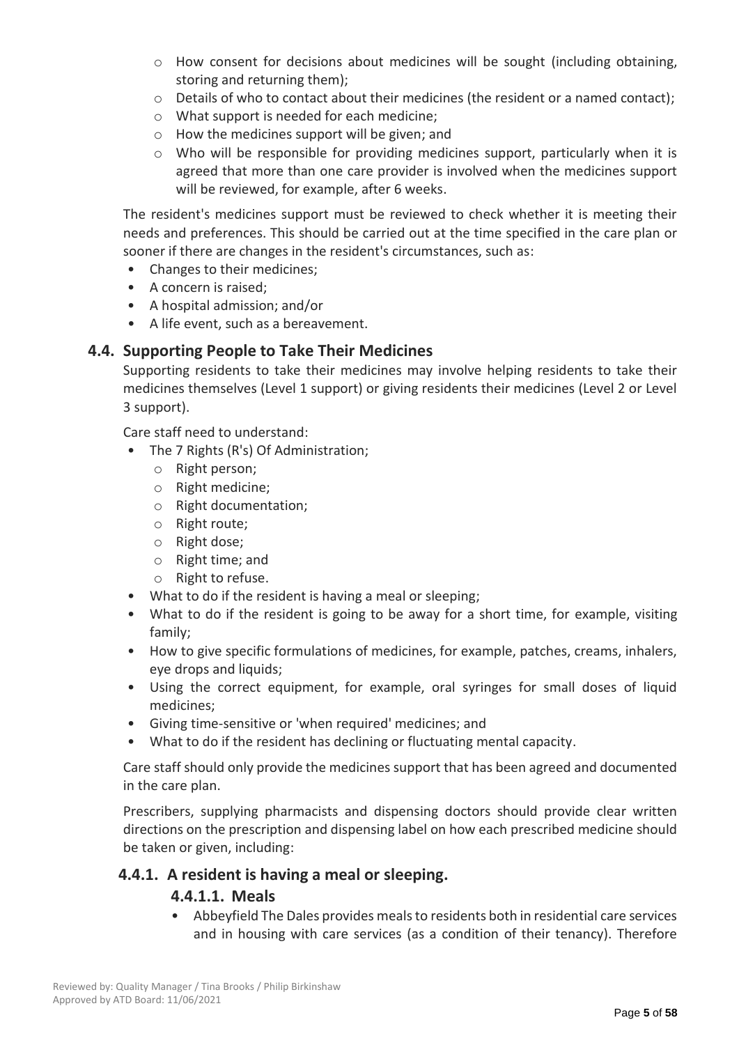- How consent for decisions about medicines will be sought (including obtaining, storing and returning them);
- Details of who to contact about their medicines (the resident or a named contact);
- What support is needed for each medicine;
- How the medicines support will be given; and
- Who will be responsible for providing medicines support, particularly when it is agreed that more than one care provider is involved when the medicines support will be reviewed, for example, after 6 weeks.

The resident's medicines support must be reviewed to check whether it is meeting their needs and preferences. This should be carried out at the time specified in the care plan or sooner if there are changes in the resident's circumstances, such as:

- Changes to their medicines;
- A concern is raised;
- A hospital admission; and/or
- A life event, such as a bereavement.

## 4.4. Supporting People to Take Their Medicines

Supporting residents to take their medicines may involve helping residents to take their medicines themselves (Level 1 support) or giving residents their medicines (Level 2 or Level 3 support).

Care staff need to understand:

- The 7 Rights (R's) Of Administration;
  - Right person;
  - Right medicine;
  - Right documentation;
  - Right route;
  - Right dose;
  - Right time; and
  - Right to refuse.
- What to do if the resident is having a meal or sleeping;
- What to do if the resident is going to be away for a short time, for example, visiting family;
- How to give specific formulations of medicines, for example, patches, creams, inhalers, eye drops and liquids;
- Using the correct equipment, for example, oral syringes for small doses of liquid medicines;
- Giving time-sensitive or 'when required' medicines; and
- What to do if the resident has declining or fluctuating mental capacity.

Care staff should only provide the medicines support that has been agreed and documented in the care plan.

Prescribers, supplying pharmacists and dispensing doctors should provide clear written directions on the prescription and dispensing label on how each prescribed medicine should be taken or given, including:

### 4.4.1. A resident is having a meal or sleeping.

#### 4.4.1.1. Meals

- Abbeyfield The Dales provides meals to residents both in residential care services and in housing with care services (as a condition of their tenancy). Therefore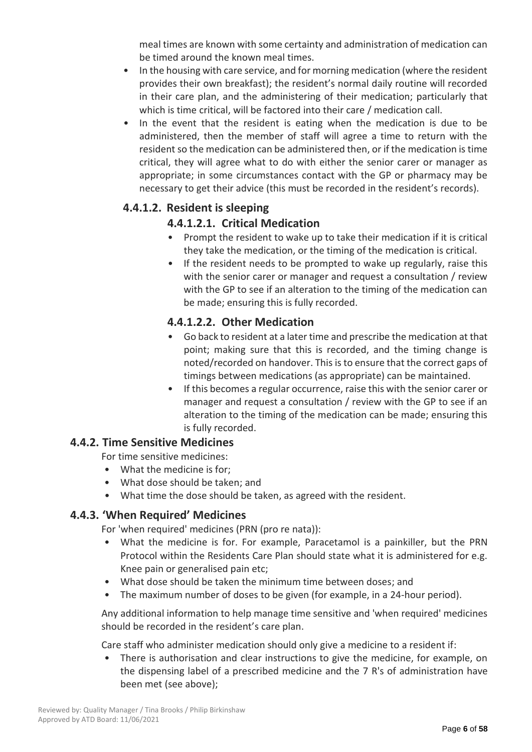meal times are known with some certainty and administration of medication can be timed around the known meal times.

- In the housing with care service, and for morning medication (where the resident provides their own breakfast); the resident's normal daily routine will recorded in their care plan, and the administering of their medication; particularly that which is time critical, will be factored into their care / medication call.
- In the event that the resident is eating when the medication is due to be administered, then the member of staff will agree a time to return with the resident so the medication can be administered then, or if the medication is time critical, they will agree what to do with either the senior carer or manager as appropriate; in some circumstances contact with the GP or pharmacy may be necessary to get their advice (this must be recorded in the resident's records).

#### 4.4.1.2. Resident is sleeping

##### 4.4.1.2.1. Critical Medication

- Prompt the resident to wake up to take their medication if it is critical they take the medication, or the timing of the medication is critical.
- If the resident needs to be prompted to wake up regularly, raise this with the senior carer or manager and request a consultation / review with the GP to see if an alteration to the timing of the medication can be made; ensuring this is fully recorded.

##### 4.4.1.2.2. Other Medication

- Go back to resident at a later time and prescribe the medication at that point; making sure that this is recorded, and the timing change is noted/recorded on handover. This is to ensure that the correct gaps of timings between medications (as appropriate) can be maintained.
- If this becomes a regular occurrence, raise this with the senior carer or manager and request a consultation / review with the GP to see if an alteration to the timing of the medication can be made; ensuring this is fully recorded.

### 4.4.2. Time Sensitive Medicines

For time sensitive medicines:

- What the medicine is for;
- What dose should be taken; and
- What time the dose should be taken, as agreed with the resident.

### 4.4.3. 'When Required' Medicines

For 'when required' medicines (PRN (pro re nata)):

- What the medicine is for. For example, Paracetamol is a painkiller, but the PRN Protocol within the Residents Care Plan should state what it is administered for e.g. Knee pain or generalised pain etc;
- What dose should be taken the minimum time between doses; and
- The maximum number of doses to be given (for example, in a 24-hour period).

Any additional information to help manage time sensitive and 'when required' medicines should be recorded in the resident's care plan.

Care staff who administer medication should only give a medicine to a resident if:

- There is authorisation and clear instructions to give the medicine, for example, on the dispensing label of a prescribed medicine and the 7 R's of administration have been met (see above);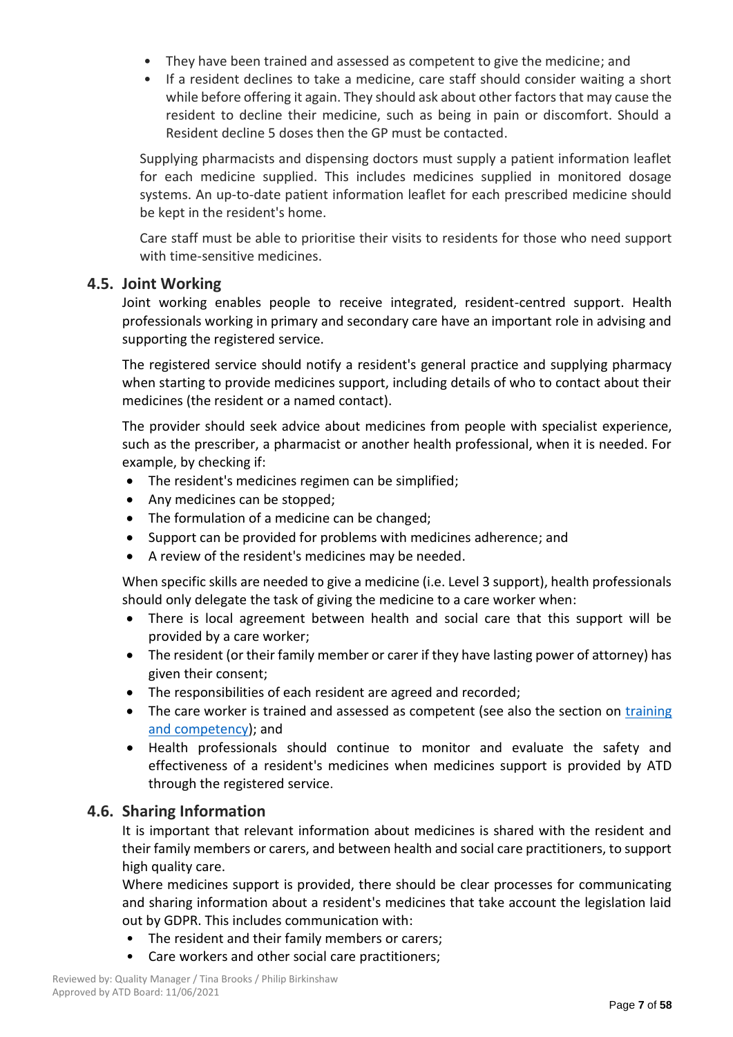- They have been trained and assessed as competent to give the medicine; and
- If a resident declines to take a medicine, care staff should consider waiting a short while before offering it again. They should ask about other factors that may cause the resident to decline their medicine, such as being in pain or discomfort. Should a Resident decline 5 doses then the GP must be contacted.

Supplying pharmacists and dispensing doctors must supply a patient information leaflet for each medicine supplied. This includes medicines supplied in monitored dosage systems. An up-to-date patient information leaflet for each prescribed medicine should be kept in the resident's home.

Care staff must be able to prioritise their visits to residents for those who need support with time-sensitive medicines.

## 4.5. Joint Working

Joint working enables people to receive integrated, resident-centred support. Health professionals working in primary and secondary care have an important role in advising and supporting the registered service.

The registered service should notify a resident's general practice and supplying pharmacy when starting to provide medicines support, including details of who to contact about their medicines (the resident or a named contact).

The provider should seek advice about medicines from people with specialist experience, such as the prescriber, a pharmacist or another health professional, when it is needed. For example, by checking if:

- The resident's medicines regimen can be simplified;
- Any medicines can be stopped;
- The formulation of a medicine can be changed;
- Support can be provided for problems with medicines adherence; and
- A review of the resident's medicines may be needed.

When specific skills are needed to give a medicine (i.e. Level 3 support), health professionals should only delegate the task of giving the medicine to a care worker when:

- There is local agreement between health and social care that this support will be provided by a care worker;
- The resident (or their family member or carer if they have lasting power of attorney) has given their consent;
- The responsibilities of each resident are agreed and recorded;
- The care worker is trained and assessed as competent (see also the section on training and competency); and
- Health professionals should continue to monitor and evaluate the safety and effectiveness of a resident's medicines when medicines support is provided by ATD through the registered service.

## 4.6. Sharing Information

It is important that relevant information about medicines is shared with the resident and their family members or carers, and between health and social care practitioners, to support high quality care.

Where medicines support is provided, there should be clear processes for communicating and sharing information about a resident's medicines that take account the legislation laid out by GDPR. This includes communication with:

- The resident and their family members or carers;
- Care workers and other social care practitioners;

Reviewed by: Quality Manager / Tina Brooks / Philip Birkinshaw
Approved by ATD Board: 11/06/2021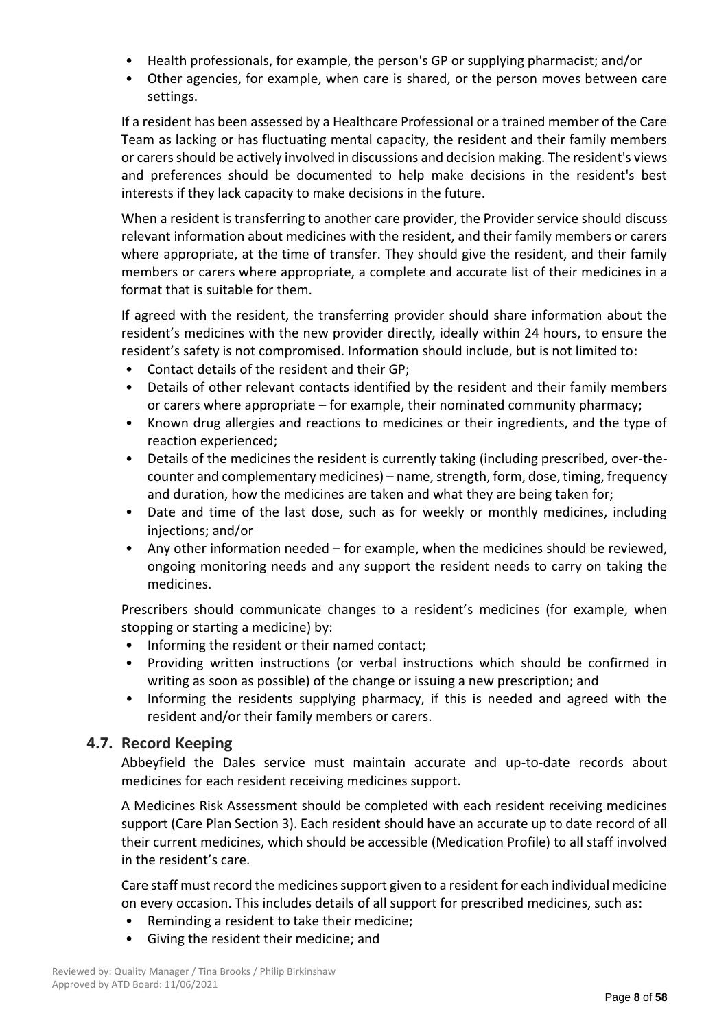- Health professionals, for example, the person's GP or supplying pharmacist; and/or
- Other agencies, for example, when care is shared, or the person moves between care settings.

If a resident has been assessed by a Healthcare Professional or a trained member of the Care Team as lacking or has fluctuating mental capacity, the resident and their family members or carers should be actively involved in discussions and decision making. The resident's views and preferences should be documented to help make decisions in the resident's best interests if they lack capacity to make decisions in the future.

When a resident is transferring to another care provider, the Provider service should discuss relevant information about medicines with the resident, and their family members or carers where appropriate, at the time of transfer. They should give the resident, and their family members or carers where appropriate, a complete and accurate list of their medicines in a format that is suitable for them.

If agreed with the resident, the transferring provider should share information about the resident's medicines with the new provider directly, ideally within 24 hours, to ensure the resident's safety is not compromised. Information should include, but is not limited to:

- Contact details of the resident and their GP;
- Details of other relevant contacts identified by the resident and their family members or carers where appropriate – for example, their nominated community pharmacy;
- Known drug allergies and reactions to medicines or their ingredients, and the type of reaction experienced;
- Details of the medicines the resident is currently taking (including prescribed, over-the-counter and complementary medicines) – name, strength, form, dose, timing, frequency and duration, how the medicines are taken and what they are being taken for;
- Date and time of the last dose, such as for weekly or monthly medicines, including injections; and/or
- Any other information needed – for example, when the medicines should be reviewed, ongoing monitoring needs and any support the resident needs to carry on taking the medicines.

Prescribers should communicate changes to a resident's medicines (for example, when stopping or starting a medicine) by:

- Informing the resident or their named contact;
- Providing written instructions (or verbal instructions which should be confirmed in writing as soon as possible) of the change or issuing a new prescription; and
- Informing the residents supplying pharmacy, if this is needed and agreed with the resident and/or their family members or carers.

## 4.7. Record Keeping

Abbeyfield the Dales service must maintain accurate and up-to-date records about medicines for each resident receiving medicines support.

A Medicines Risk Assessment should be completed with each resident receiving medicines support (Care Plan Section 3). Each resident should have an accurate up to date record of all their current medicines, which should be accessible (Medication Profile) to all staff involved in the resident's care.

Care staff must record the medicines support given to a resident for each individual medicine on every occasion. This includes details of all support for prescribed medicines, such as:

- Reminding a resident to take their medicine;
- Giving the resident their medicine; and

Reviewed by: Quality Manager / Tina Brooks / Philip Birkinshaw
Approved by ATD Board: 11/06/2021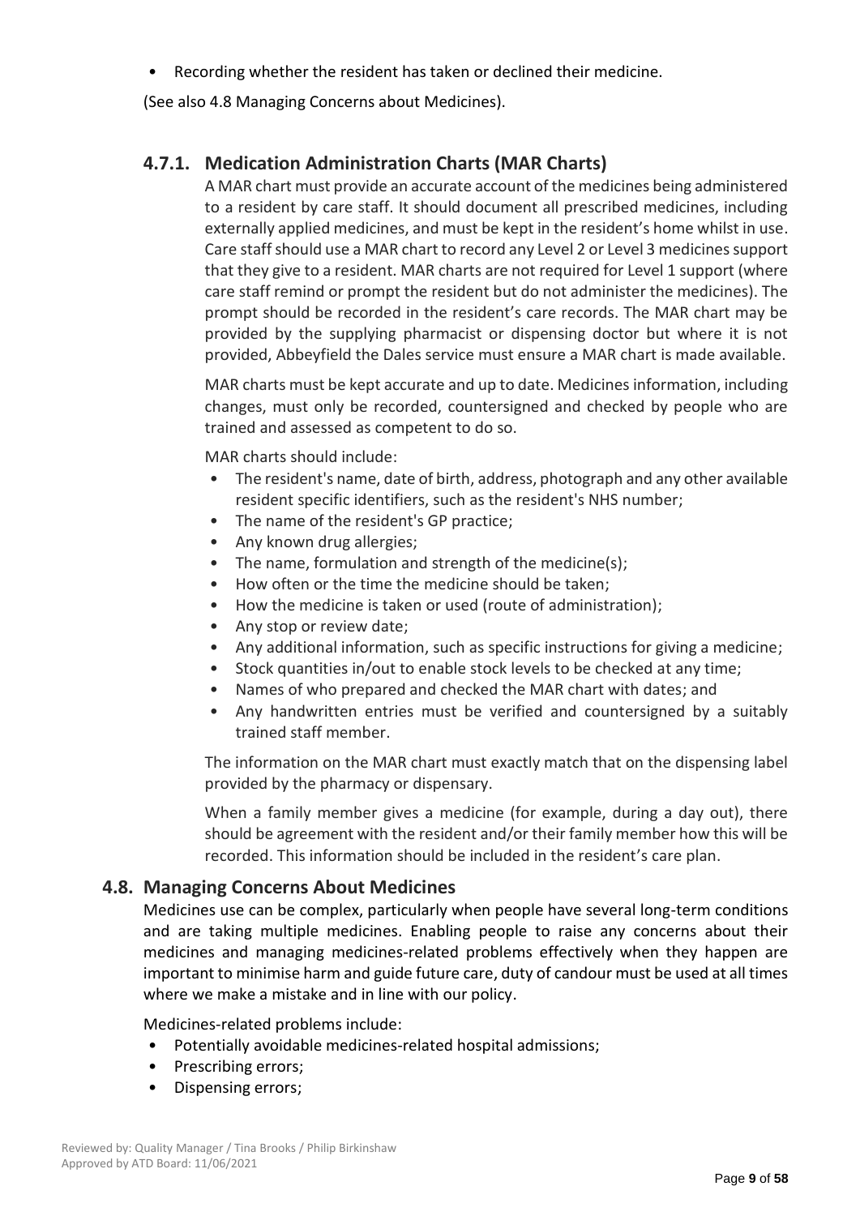- Recording whether the resident has taken or declined their medicine.

(See also 4.8 Managing Concerns about Medicines).

### 4.7.1. Medication Administration Charts (MAR Charts)

A MAR chart must provide an accurate account of the medicines being administered to a resident by care staff. It should document all prescribed medicines, including externally applied medicines, and must be kept in the resident's home whilst in use. Care staff should use a MAR chart to record any Level 2 or Level 3 medicines support that they give to a resident. MAR charts are not required for Level 1 support (where care staff remind or prompt the resident but do not administer the medicines). The prompt should be recorded in the resident's care records. The MAR chart may be provided by the supplying pharmacist or dispensing doctor but where it is not provided, Abbeyfield the Dales service must ensure a MAR chart is made available.

MAR charts must be kept accurate and up to date. Medicines information, including changes, must only be recorded, countersigned and checked by people who are trained and assessed as competent to do so.

MAR charts should include:

- The resident's name, date of birth, address, photograph and any other available resident specific identifiers, such as the resident's NHS number;
- The name of the resident's GP practice;
- Any known drug allergies;
- The name, formulation and strength of the medicine(s);
- How often or the time the medicine should be taken;
- How the medicine is taken or used (route of administration);
- Any stop or review date;
- Any additional information, such as specific instructions for giving a medicine;
- Stock quantities in/out to enable stock levels to be checked at any time;
- Names of who prepared and checked the MAR chart with dates; and
- Any handwritten entries must be verified and countersigned by a suitably trained staff member.

The information on the MAR chart must exactly match that on the dispensing label provided by the pharmacy or dispensary.

When a family member gives a medicine (for example, during a day out), there should be agreement with the resident and/or their family member how this will be recorded. This information should be included in the resident's care plan.

## 4.8. Managing Concerns About Medicines

Medicines use can be complex, particularly when people have several long-term conditions and are taking multiple medicines. Enabling people to raise any concerns about their medicines and managing medicines-related problems effectively when they happen are important to minimise harm and guide future care, duty of candour must be used at all times where we make a mistake and in line with our policy.

Medicines-related problems include:

- Potentially avoidable medicines-related hospital admissions;
- Prescribing errors;
- Dispensing errors;

Reviewed by: Quality Manager / Tina Brooks / Philip Birkinshaw
Approved by ATD Board: 11/06/2021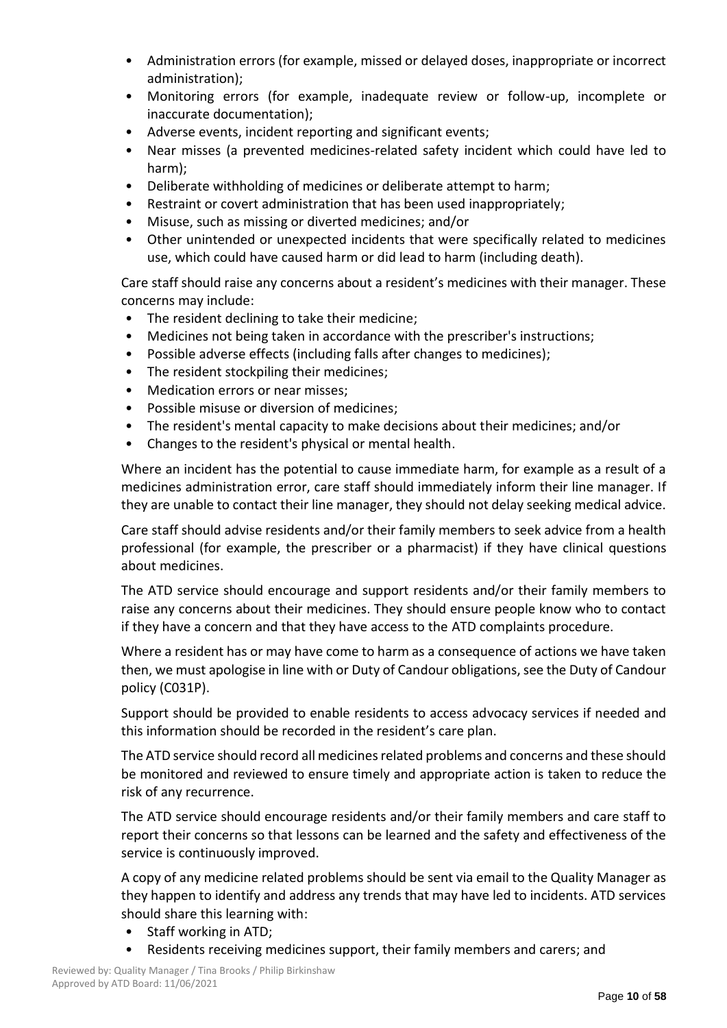- Administration errors (for example, missed or delayed doses, inappropriate or incorrect administration);
- Monitoring errors (for example, inadequate review or follow-up, incomplete or inaccurate documentation);
- Adverse events, incident reporting and significant events;
- Near misses (a prevented medicines-related safety incident which could have led to harm);
- Deliberate withholding of medicines or deliberate attempt to harm;
- Restraint or covert administration that has been used inappropriately;
- Misuse, such as missing or diverted medicines; and/or
- Other unintended or unexpected incidents that were specifically related to medicines use, which could have caused harm or did lead to harm (including death).

Care staff should raise any concerns about a resident's medicines with their manager. These concerns may include:

- The resident declining to take their medicine;
- Medicines not being taken in accordance with the prescriber's instructions;
- Possible adverse effects (including falls after changes to medicines);
- The resident stockpiling their medicines;
- Medication errors or near misses;
- Possible misuse or diversion of medicines;
- The resident's mental capacity to make decisions about their medicines; and/or
- Changes to the resident's physical or mental health.

Where an incident has the potential to cause immediate harm, for example as a result of a medicines administration error, care staff should immediately inform their line manager. If they are unable to contact their line manager, they should not delay seeking medical advice.

Care staff should advise residents and/or their family members to seek advice from a health professional (for example, the prescriber or a pharmacist) if they have clinical questions about medicines.

The ATD service should encourage and support residents and/or their family members to raise any concerns about their medicines. They should ensure people know who to contact if they have a concern and that they have access to the ATD complaints procedure.

Where a resident has or may have come to harm as a consequence of actions we have taken then, we must apologise in line with or Duty of Candour obligations, see the Duty of Candour policy (C031P).

Support should be provided to enable residents to access advocacy services if needed and this information should be recorded in the resident's care plan.

The ATD service should record all medicines related problems and concerns and these should be monitored and reviewed to ensure timely and appropriate action is taken to reduce the risk of any recurrence.

The ATD service should encourage residents and/or their family members and care staff to report their concerns so that lessons can be learned and the safety and effectiveness of the service is continuously improved.

A copy of any medicine related problems should be sent via email to the Quality Manager as they happen to identify and address any trends that may have led to incidents. ATD services should share this learning with:

- Staff working in ATD;
- Residents receiving medicines support, their family members and carers; and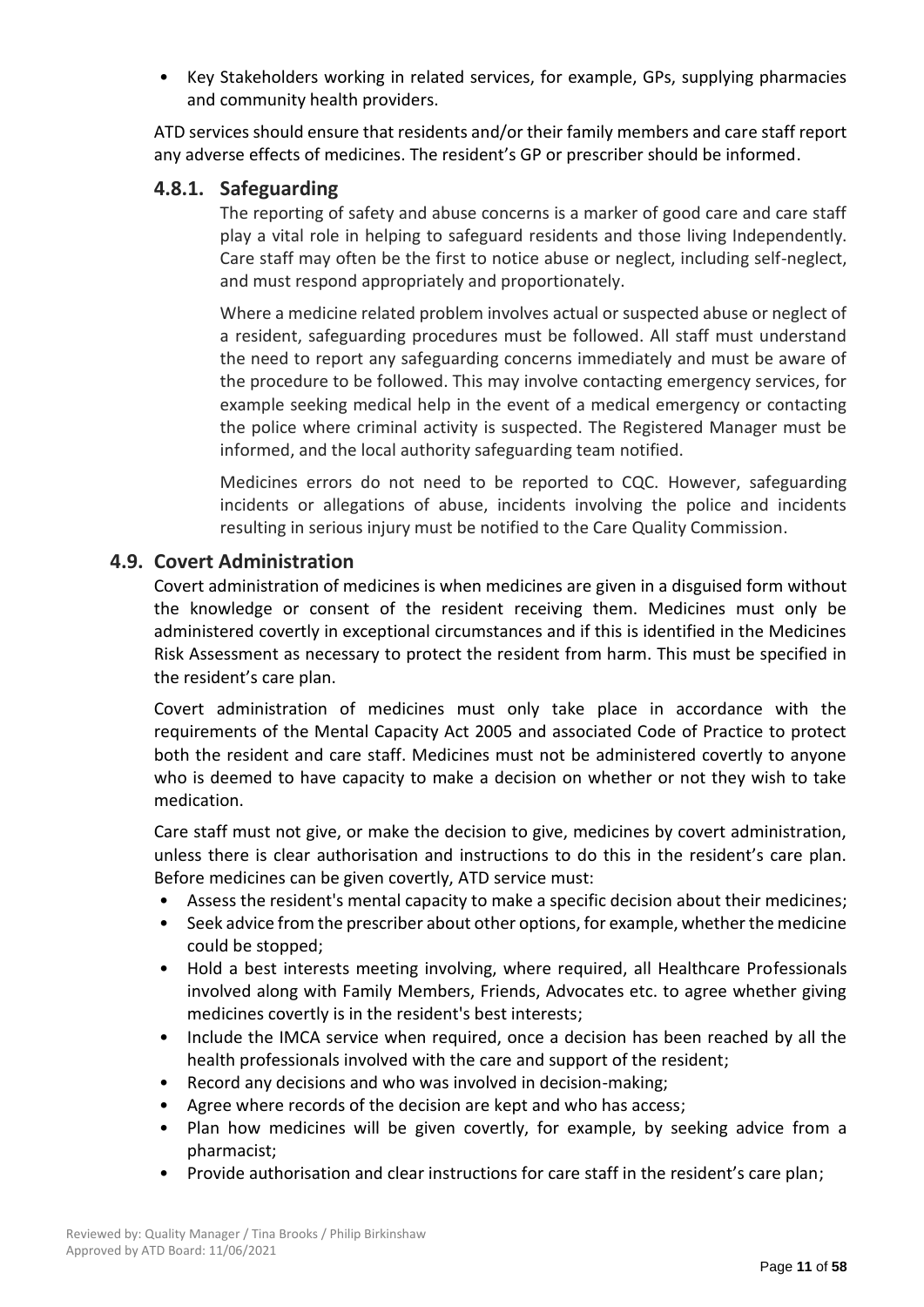- Key Stakeholders working in related services, for example, GPs, supplying pharmacies and community health providers.

ATD services should ensure that residents and/or their family members and care staff report any adverse effects of medicines. The resident's GP or prescriber should be informed.

### 4.8.1. Safeguarding

The reporting of safety and abuse concerns is a marker of good care and care staff play a vital role in helping to safeguard residents and those living Independently. Care staff may often be the first to notice abuse or neglect, including self-neglect, and must respond appropriately and proportionately.

Where a medicine related problem involves actual or suspected abuse or neglect of a resident, safeguarding procedures must be followed. All staff must understand the need to report any safeguarding concerns immediately and must be aware of the procedure to be followed. This may involve contacting emergency services, for example seeking medical help in the event of a medical emergency or contacting the police where criminal activity is suspected. The Registered Manager must be informed, and the local authority safeguarding team notified.

Medicines errors do not need to be reported to CQC. However, safeguarding incidents or allegations of abuse, incidents involving the police and incidents resulting in serious injury must be notified to the Care Quality Commission.

## 4.9. Covert Administration

Covert administration of medicines is when medicines are given in a disguised form without the knowledge or consent of the resident receiving them. Medicines must only be administered covertly in exceptional circumstances and if this is identified in the Medicines Risk Assessment as necessary to protect the resident from harm. This must be specified in the resident's care plan.

Covert administration of medicines must only take place in accordance with the requirements of the Mental Capacity Act 2005 and associated Code of Practice to protect both the resident and care staff. Medicines must not be administered covertly to anyone who is deemed to have capacity to make a decision on whether or not they wish to take medication.

Care staff must not give, or make the decision to give, medicines by covert administration, unless there is clear authorisation and instructions to do this in the resident's care plan. Before medicines can be given covertly, ATD service must:

- Assess the resident's mental capacity to make a specific decision about their medicines;
- Seek advice from the prescriber about other options, for example, whether the medicine could be stopped;
- Hold a best interests meeting involving, where required, all Healthcare Professionals involved along with Family Members, Friends, Advocates etc. to agree whether giving medicines covertly is in the resident's best interests;
- Include the IMCA service when required, once a decision has been reached by all the health professionals involved with the care and support of the resident;
- Record any decisions and who was involved in decision-making;
- Agree where records of the decision are kept and who has access;
- Plan how medicines will be given covertly, for example, by seeking advice from a pharmacist;
- Provide authorisation and clear instructions for care staff in the resident's care plan;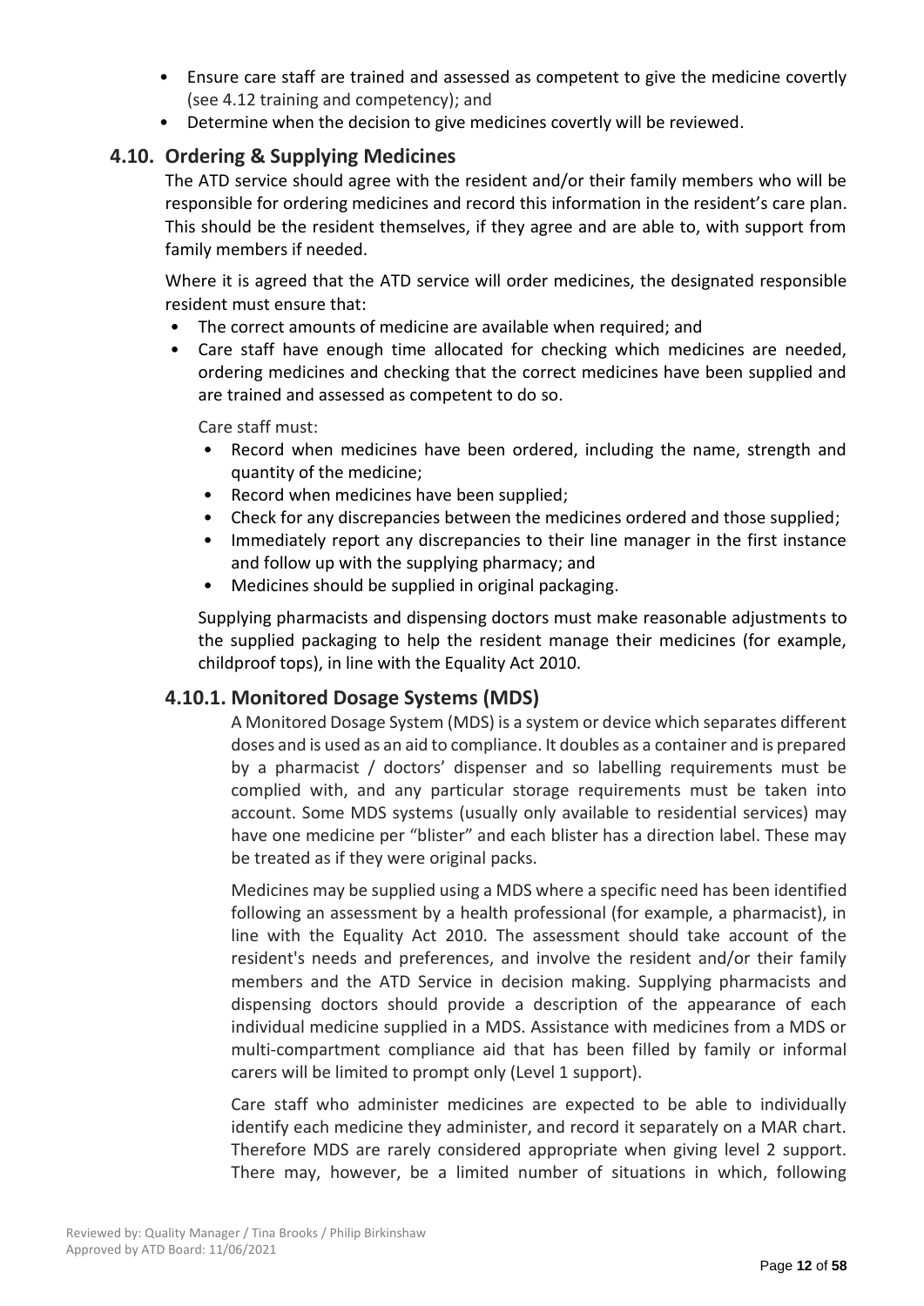- Ensure care staff are trained and assessed as competent to give the medicine covertly (see 4.12 training and competency); and
- Determine when the decision to give medicines covertly will be reviewed.

## 4.10. Ordering & Supplying Medicines

The ATD service should agree with the resident and/or their family members who will be responsible for ordering medicines and record this information in the resident's care plan. This should be the resident themselves, if they agree and are able to, with support from family members if needed.

Where it is agreed that the ATD service will order medicines, the designated responsible resident must ensure that:

- The correct amounts of medicine are available when required; and
- Care staff have enough time allocated for checking which medicines are needed, ordering medicines and checking that the correct medicines have been supplied and are trained and assessed as competent to do so.

Care staff must:

- Record when medicines have been ordered, including the name, strength and quantity of the medicine;
- Record when medicines have been supplied;
- Check for any discrepancies between the medicines ordered and those supplied;
- Immediately report any discrepancies to their line manager in the first instance and follow up with the supplying pharmacy; and
- Medicines should be supplied in original packaging.

Supplying pharmacists and dispensing doctors must make reasonable adjustments to the supplied packaging to help the resident manage their medicines (for example, childproof tops), in line with the Equality Act 2010.

### 4.10.1. Monitored Dosage Systems (MDS)

A Monitored Dosage System (MDS) is a system or device which separates different doses and is used as an aid to compliance. It doubles as a container and is prepared by a pharmacist / doctors' dispenser and so labelling requirements must be complied with, and any particular storage requirements must be taken into account. Some MDS systems (usually only available to residential services) may have one medicine per "blister" and each blister has a direction label. These may be treated as if they were original packs.

Medicines may be supplied using a MDS where a specific need has been identified following an assessment by a health professional (for example, a pharmacist), in line with the Equality Act 2010. The assessment should take account of the resident's needs and preferences, and involve the resident and/or their family members and the ATD Service in decision making. Supplying pharmacists and dispensing doctors should provide a description of the appearance of each individual medicine supplied in a MDS. Assistance with medicines from a MDS or multi-compartment compliance aid that has been filled by family or informal carers will be limited to prompt only (Level 1 support).

Care staff who administer medicines are expected to be able to individually identify each medicine they administer, and record it separately on a MAR chart. Therefore MDS are rarely considered appropriate when giving level 2 support. There may, however, be a limited number of situations in which, following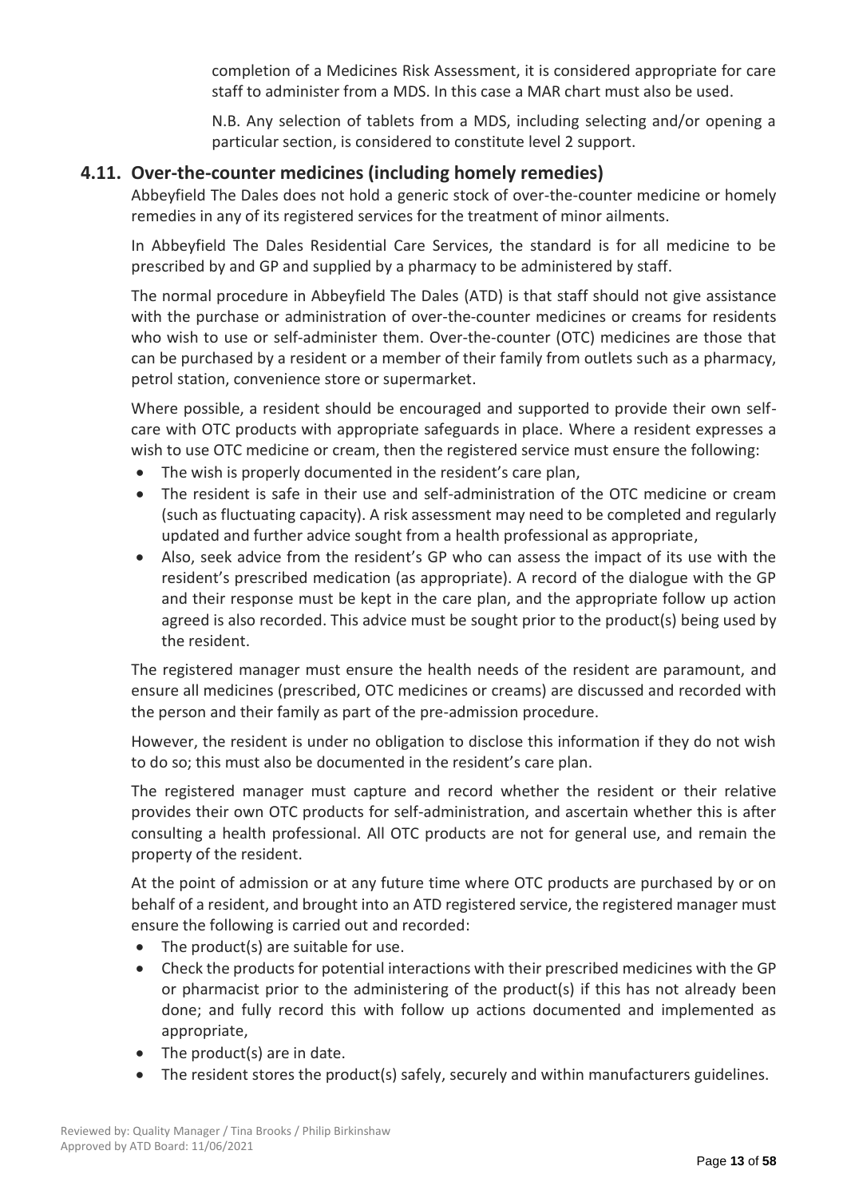completion of a Medicines Risk Assessment, it is considered appropriate for care staff to administer from a MDS. In this case a MAR chart must also be used.

N.B. Any selection of tablets from a MDS, including selecting and/or opening a particular section, is considered to constitute level 2 support.

## 4.11. Over-the-counter medicines (including homely remedies)

Abbeyfield The Dales does not hold a generic stock of over-the-counter medicine or homely remedies in any of its registered services for the treatment of minor ailments.

In Abbeyfield The Dales Residential Care Services, the standard is for all medicine to be prescribed by and GP and supplied by a pharmacy to be administered by staff.

The normal procedure in Abbeyfield The Dales (ATD) is that staff should not give assistance with the purchase or administration of over-the-counter medicines or creams for residents who wish to use or self-administer them. Over-the-counter (OTC) medicines are those that can be purchased by a resident or a member of their family from outlets such as a pharmacy, petrol station, convenience store or supermarket.

Where possible, a resident should be encouraged and supported to provide their own self-care with OTC products with appropriate safeguards in place. Where a resident expresses a wish to use OTC medicine or cream, then the registered service must ensure the following:

- The wish is properly documented in the resident's care plan,
- The resident is safe in their use and self-administration of the OTC medicine or cream (such as fluctuating capacity). A risk assessment may need to be completed and regularly updated and further advice sought from a health professional as appropriate,
- Also, seek advice from the resident's GP who can assess the impact of its use with the resident's prescribed medication (as appropriate). A record of the dialogue with the GP and their response must be kept in the care plan, and the appropriate follow up action agreed is also recorded. This advice must be sought prior to the product(s) being used by the resident.

The registered manager must ensure the health needs of the resident are paramount, and ensure all medicines (prescribed, OTC medicines or creams) are discussed and recorded with the person and their family as part of the pre-admission procedure.

However, the resident is under no obligation to disclose this information if they do not wish to do so; this must also be documented in the resident's care plan.

The registered manager must capture and record whether the resident or their relative provides their own OTC products for self-administration, and ascertain whether this is after consulting a health professional. All OTC products are not for general use, and remain the property of the resident.

At the point of admission or at any future time where OTC products are purchased by or on behalf of a resident, and brought into an ATD registered service, the registered manager must ensure the following is carried out and recorded:

- The product(s) are suitable for use.
- Check the products for potential interactions with their prescribed medicines with the GP or pharmacist prior to the administering of the product(s) if this has not already been done; and fully record this with follow up actions documented and implemented as appropriate,
- The product(s) are in date.
- The resident stores the product(s) safely, securely and within manufacturers guidelines.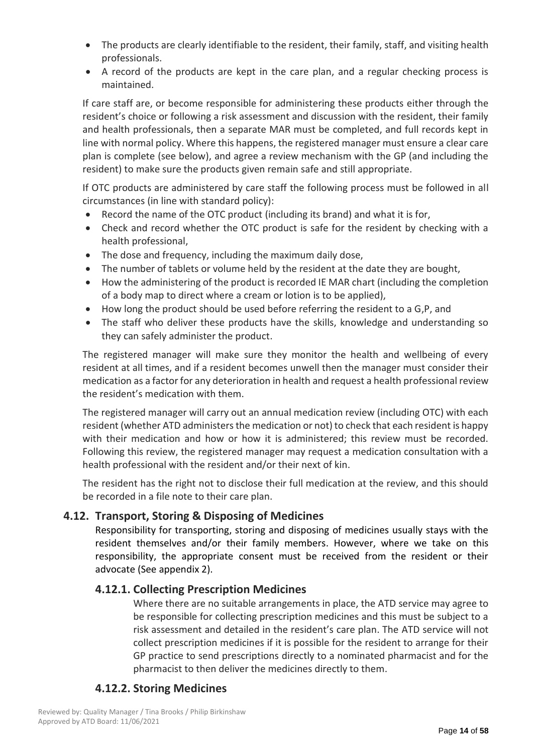- The products are clearly identifiable to the resident, their family, staff, and visiting health professionals.
- A record of the products are kept in the care plan, and a regular checking process is maintained.

If care staff are, or become responsible for administering these products either through the resident's choice or following a risk assessment and discussion with the resident, their family and health professionals, then a separate MAR must be completed, and full records kept in line with normal policy. Where this happens, the registered manager must ensure a clear care plan is complete (see below), and agree a review mechanism with the GP (and including the resident) to make sure the products given remain safe and still appropriate.

If OTC products are administered by care staff the following process must be followed in all circumstances (in line with standard policy):

- Record the name of the OTC product (including its brand) and what it is for,
- Check and record whether the OTC product is safe for the resident by checking with a health professional,
- The dose and frequency, including the maximum daily dose,
- The number of tablets or volume held by the resident at the date they are bought,
- How the administering of the product is recorded IE MAR chart (including the completion of a body map to direct where a cream or lotion is to be applied),
- How long the product should be used before referring the resident to a G,P, and
- The staff who deliver these products have the skills, knowledge and understanding so they can safely administer the product.

The registered manager will make sure they monitor the health and wellbeing of every resident at all times, and if a resident becomes unwell then the manager must consider their medication as a factor for any deterioration in health and request a health professional review the resident's medication with them.

The registered manager will carry out an annual medication review (including OTC) with each resident (whether ATD administers the medication or not) to check that each resident is happy with their medication and how or how it is administered; this review must be recorded. Following this review, the registered manager may request a medication consultation with a health professional with the resident and/or their next of kin.

The resident has the right not to disclose their full medication at the review, and this should be recorded in a file note to their care plan.

## 4.12. Transport, Storing & Disposing of Medicines

Responsibility for transporting, storing and disposing of medicines usually stays with the resident themselves and/or their family members. However, where we take on this responsibility, the appropriate consent must be received from the resident or their advocate (See appendix 2).

### 4.12.1. Collecting Prescription Medicines

Where there are no suitable arrangements in place, the ATD service may agree to be responsible for collecting prescription medicines and this must be subject to a risk assessment and detailed in the resident's care plan. The ATD service will not collect prescription medicines if it is possible for the resident to arrange for their GP practice to send prescriptions directly to a nominated pharmacist and for the pharmacist to then deliver the medicines directly to them.

### 4.12.2. Storing Medicines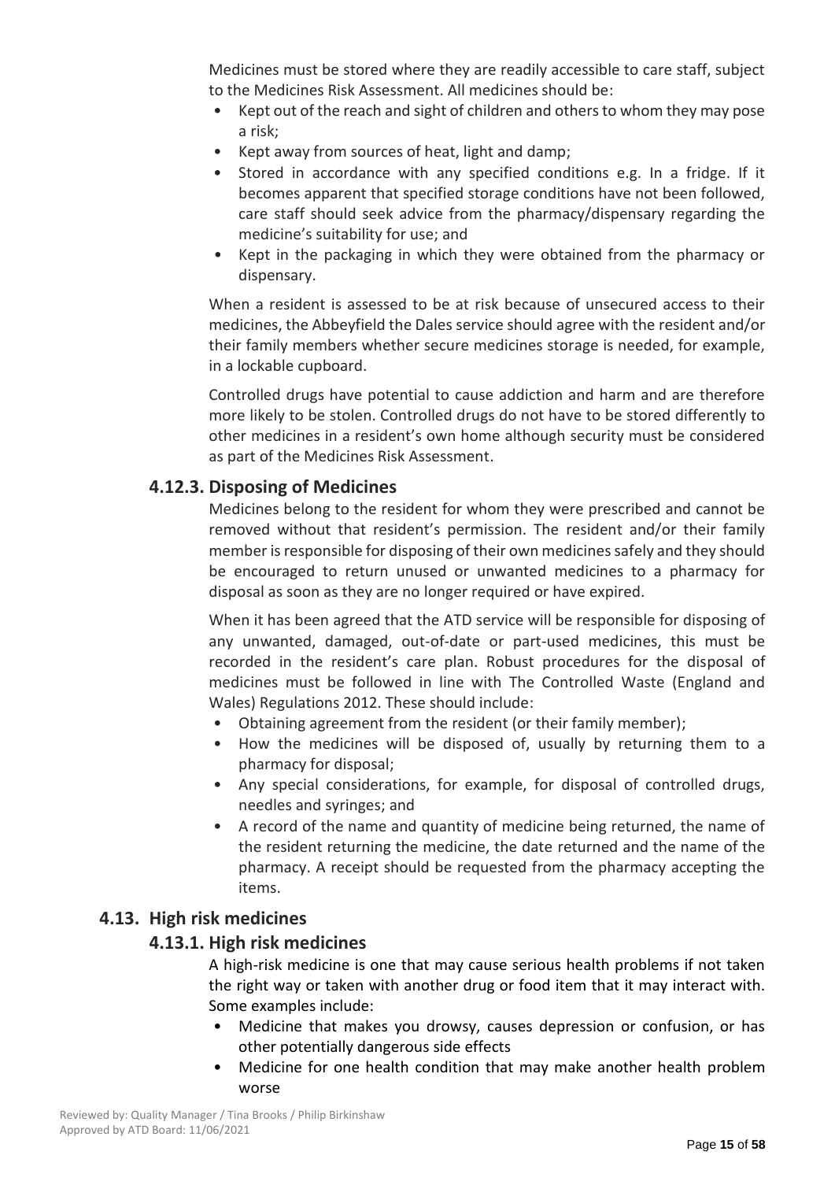Medicines must be stored where they are readily accessible to care staff, subject to the Medicines Risk Assessment. All medicines should be:

- Kept out of the reach and sight of children and others to whom they may pose a risk;
- Kept away from sources of heat, light and damp;
- Stored in accordance with any specified conditions e.g. In a fridge. If it becomes apparent that specified storage conditions have not been followed, care staff should seek advice from the pharmacy/dispensary regarding the medicine's suitability for use; and
- Kept in the packaging in which they were obtained from the pharmacy or dispensary.

When a resident is assessed to be at risk because of unsecured access to their medicines, the Abbeyfield the Dales service should agree with the resident and/or their family members whether secure medicines storage is needed, for example, in a lockable cupboard.

Controlled drugs have potential to cause addiction and harm and are therefore more likely to be stolen. Controlled drugs do not have to be stored differently to other medicines in a resident's own home although security must be considered as part of the Medicines Risk Assessment.

### 4.12.3. Disposing of Medicines

Medicines belong to the resident for whom they were prescribed and cannot be removed without that resident's permission. The resident and/or their family member is responsible for disposing of their own medicines safely and they should be encouraged to return unused or unwanted medicines to a pharmacy for disposal as soon as they are no longer required or have expired.

When it has been agreed that the ATD service will be responsible for disposing of any unwanted, damaged, out-of-date or part-used medicines, this must be recorded in the resident's care plan. Robust procedures for the disposal of medicines must be followed in line with The Controlled Waste (England and Wales) Regulations 2012. These should include:

- Obtaining agreement from the resident (or their family member);
- How the medicines will be disposed of, usually by returning them to a pharmacy for disposal;
- Any special considerations, for example, for disposal of controlled drugs, needles and syringes; and
- A record of the name and quantity of medicine being returned, the name of the resident returning the medicine, the date returned and the name of the pharmacy. A receipt should be requested from the pharmacy accepting the items.

## 4.13. High risk medicines

### 4.13.1. High risk medicines

A high-risk medicine is one that may cause serious health problems if not taken the right way or taken with another drug or food item that it may interact with. Some examples include:

- Medicine that makes you drowsy, causes depression or confusion, or has other potentially dangerous side effects
- Medicine for one health condition that may make another health problem worse

Reviewed by: Quality Manager / Tina Brooks / Philip Birkinshaw
Approved by ATD Board: 11/06/2021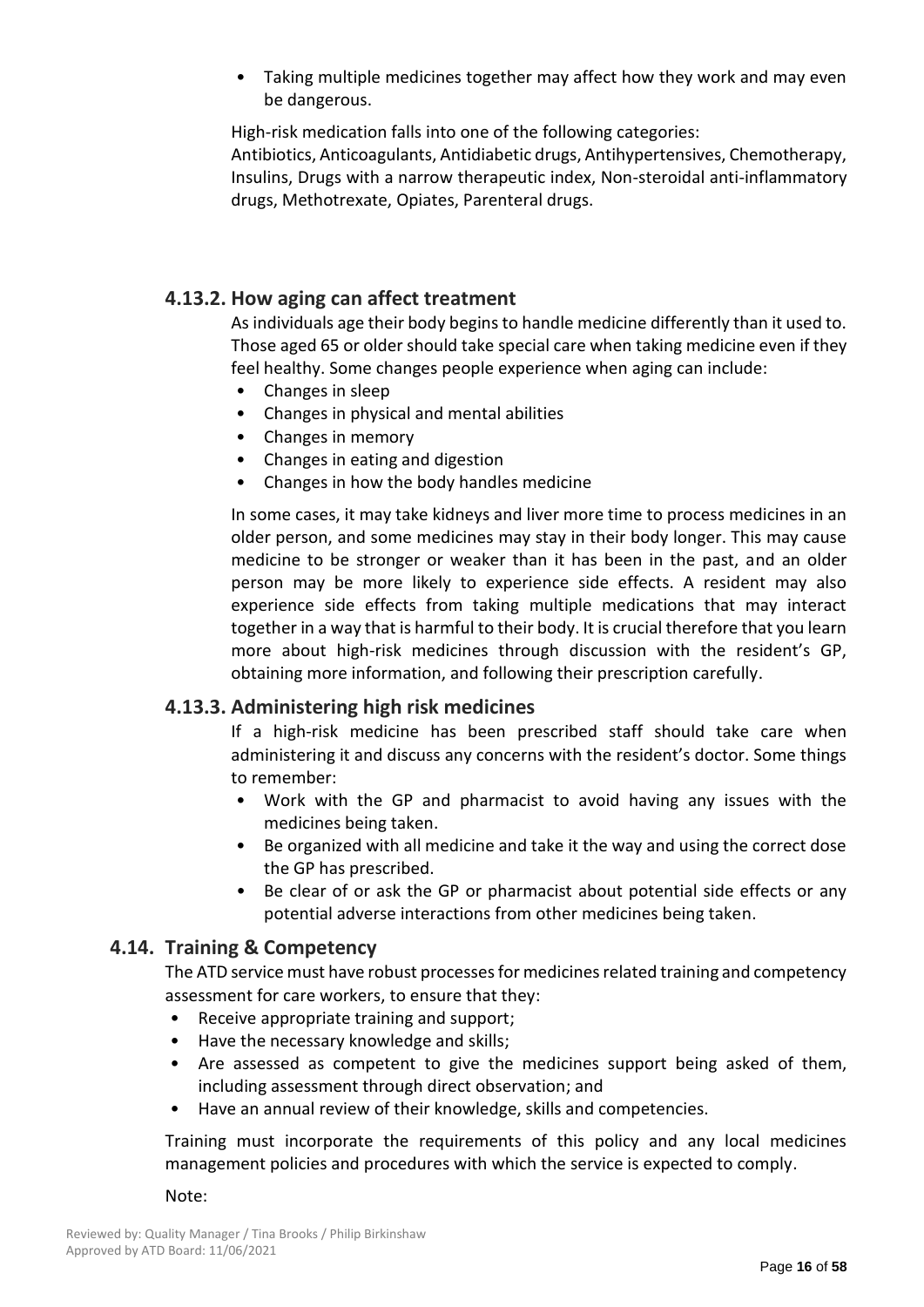- Taking multiple medicines together may affect how they work and may even be dangerous.

High-risk medication falls into one of the following categories:
Antibiotics, Anticoagulants, Antidiabetic drugs, Antihypertensives, Chemotherapy, Insulins, Drugs with a narrow therapeutic index, Non-steroidal anti-inflammatory drugs, Methotrexate, Opiates, Parenteral drugs.

### 4.13.2. How aging can affect treatment

As individuals age their body begins to handle medicine differently than it used to. Those aged 65 or older should take special care when taking medicine even if they feel healthy. Some changes people experience when aging can include:

- Changes in sleep
- Changes in physical and mental abilities
- Changes in memory
- Changes in eating and digestion
- Changes in how the body handles medicine

In some cases, it may take kidneys and liver more time to process medicines in an older person, and some medicines may stay in their body longer. This may cause medicine to be stronger or weaker than it has been in the past, and an older person may be more likely to experience side effects. A resident may also experience side effects from taking multiple medications that may interact together in a way that is harmful to their body. It is crucial therefore that you learn more about high-risk medicines through discussion with the resident's GP, obtaining more information, and following their prescription carefully.

### 4.13.3. Administering high risk medicines

If a high-risk medicine has been prescribed staff should take care when administering it and discuss any concerns with the resident's doctor. Some things to remember:

- Work with the GP and pharmacist to avoid having any issues with the medicines being taken.
- Be organized with all medicine and take it the way and using the correct dose the GP has prescribed.
- Be clear of or ask the GP or pharmacist about potential side effects or any potential adverse interactions from other medicines being taken.

## 4.14. Training & Competency

The ATD service must have robust processes for medicines related training and competency assessment for care workers, to ensure that they:

- Receive appropriate training and support;
- Have the necessary knowledge and skills;
- Are assessed as competent to give the medicines support being asked of them, including assessment through direct observation; and
- Have an annual review of their knowledge, skills and competencies.

Training must incorporate the requirements of this policy and any local medicines management policies and procedures with which the service is expected to comply.

Note: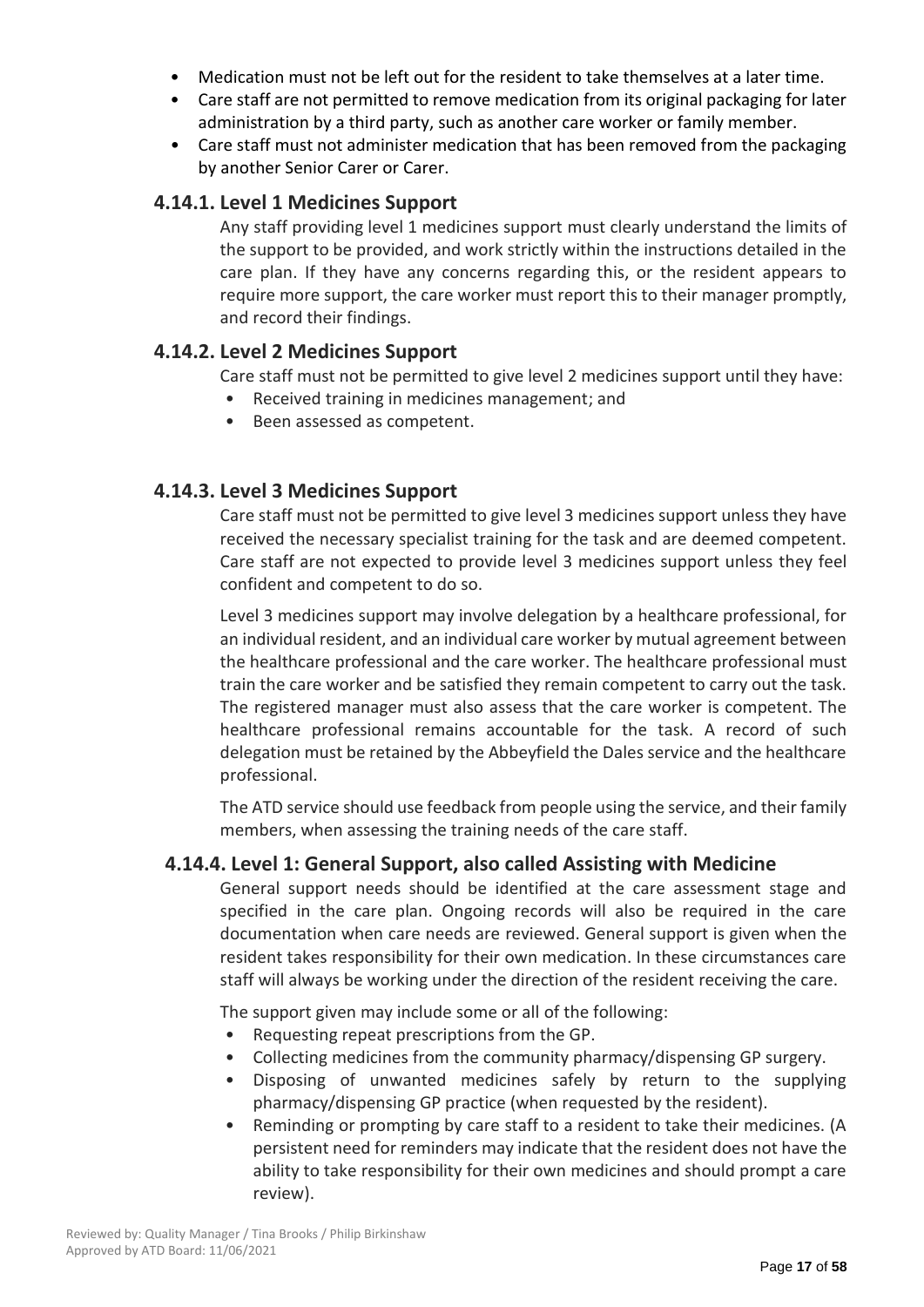- Medication must not be left out for the resident to take themselves at a later time.
- Care staff are not permitted to remove medication from its original packaging for later administration by a third party, such as another care worker or family member.
- Care staff must not administer medication that has been removed from the packaging by another Senior Carer or Carer.

### 4.14.1. Level 1 Medicines Support

Any staff providing level 1 medicines support must clearly understand the limits of the support to be provided, and work strictly within the instructions detailed in the care plan. If they have any concerns regarding this, or the resident appears to require more support, the care worker must report this to their manager promptly, and record their findings.

### 4.14.2. Level 2 Medicines Support

Care staff must not be permitted to give level 2 medicines support until they have:

- Received training in medicines management; and
- Been assessed as competent.

### 4.14.3. Level 3 Medicines Support

Care staff must not be permitted to give level 3 medicines support unless they have received the necessary specialist training for the task and are deemed competent. Care staff are not expected to provide level 3 medicines support unless they feel confident and competent to do so.

Level 3 medicines support may involve delegation by a healthcare professional, for an individual resident, and an individual care worker by mutual agreement between the healthcare professional and the care worker. The healthcare professional must train the care worker and be satisfied they remain competent to carry out the task. The registered manager must also assess that the care worker is competent. The healthcare professional remains accountable for the task. A record of such delegation must be retained by the Abbeyfield the Dales service and the healthcare professional.

The ATD service should use feedback from people using the service, and their family members, when assessing the training needs of the care staff.

### 4.14.4. Level 1: General Support, also called Assisting with Medicine

General support needs should be identified at the care assessment stage and specified in the care plan. Ongoing records will also be required in the care documentation when care needs are reviewed. General support is given when the resident takes responsibility for their own medication. In these circumstances care staff will always be working under the direction of the resident receiving the care.

The support given may include some or all of the following:

- Requesting repeat prescriptions from the GP.
- Collecting medicines from the community pharmacy/dispensing GP surgery.
- Disposing of unwanted medicines safely by return to the supplying pharmacy/dispensing GP practice (when requested by the resident).
- Reminding or prompting by care staff to a resident to take their medicines. (A persistent need for reminders may indicate that the resident does not have the ability to take responsibility for their own medicines and should prompt a care review).

Reviewed by: Quality Manager / Tina Brooks / Philip Birkinshaw
Approved by ATD Board: 11/06/2021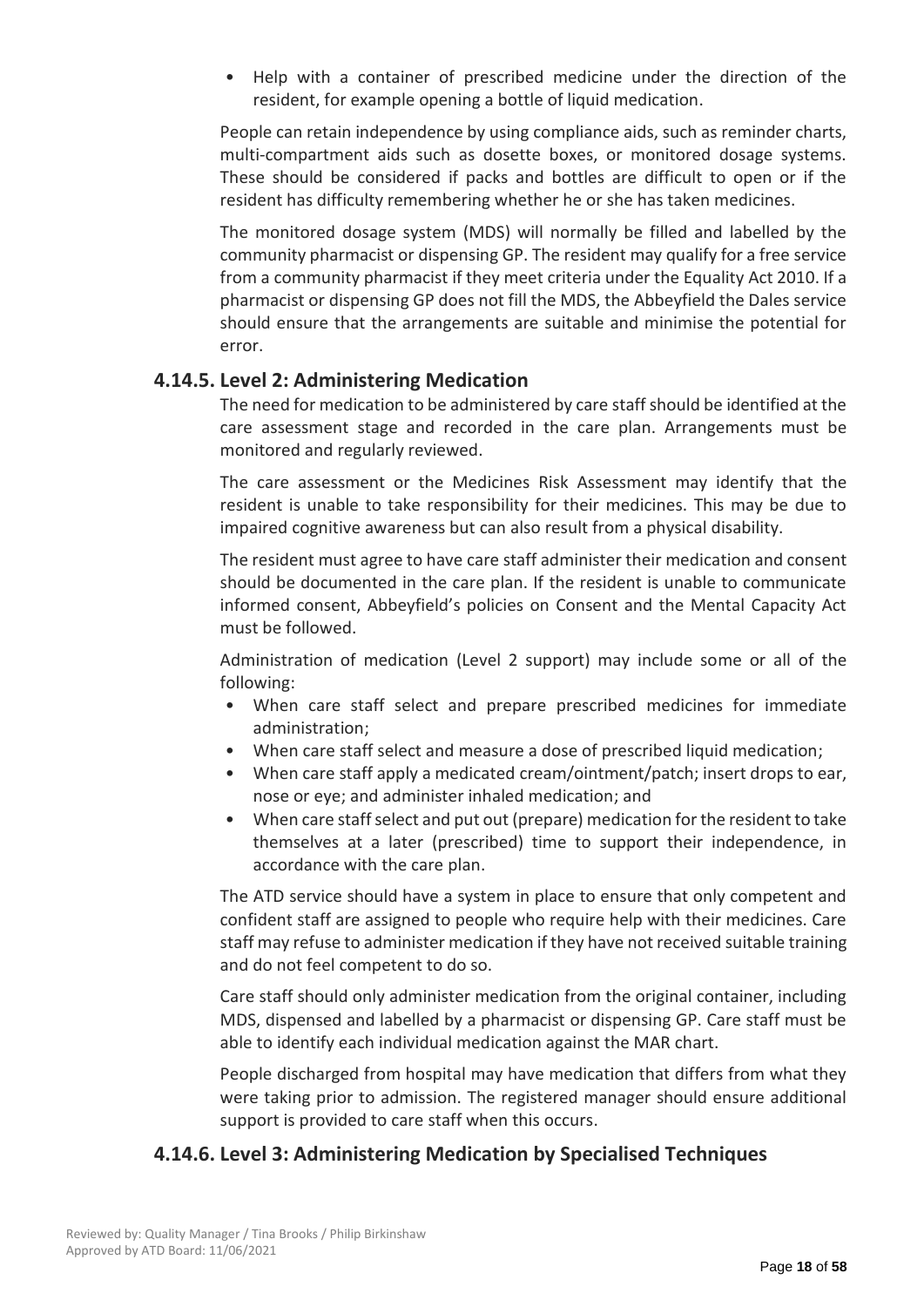- Help with a container of prescribed medicine under the direction of the resident, for example opening a bottle of liquid medication.

People can retain independence by using compliance aids, such as reminder charts, multi-compartment aids such as dosette boxes, or monitored dosage systems. These should be considered if packs and bottles are difficult to open or if the resident has difficulty remembering whether he or she has taken medicines.

The monitored dosage system (MDS) will normally be filled and labelled by the community pharmacist or dispensing GP. The resident may qualify for a free service from a community pharmacist if they meet criteria under the Equality Act 2010. If a pharmacist or dispensing GP does not fill the MDS, the Abbeyfield the Dales service should ensure that the arrangements are suitable and minimise the potential for error.

### 4.14.5. Level 2: Administering Medication

The need for medication to be administered by care staff should be identified at the care assessment stage and recorded in the care plan. Arrangements must be monitored and regularly reviewed.

The care assessment or the Medicines Risk Assessment may identify that the resident is unable to take responsibility for their medicines. This may be due to impaired cognitive awareness but can also result from a physical disability.

The resident must agree to have care staff administer their medication and consent should be documented in the care plan. If the resident is unable to communicate informed consent, Abbeyfield's policies on Consent and the Mental Capacity Act must be followed.

Administration of medication (Level 2 support) may include some or all of the following:

- When care staff select and prepare prescribed medicines for immediate administration;
- When care staff select and measure a dose of prescribed liquid medication;
- When care staff apply a medicated cream/ointment/patch; insert drops to ear, nose or eye; and administer inhaled medication; and
- When care staff select and put out (prepare) medication for the resident to take themselves at a later (prescribed) time to support their independence, in accordance with the care plan.

The ATD service should have a system in place to ensure that only competent and confident staff are assigned to people who require help with their medicines. Care staff may refuse to administer medication if they have not received suitable training and do not feel competent to do so.

Care staff should only administer medication from the original container, including MDS, dispensed and labelled by a pharmacist or dispensing GP. Care staff must be able to identify each individual medication against the MAR chart.

People discharged from hospital may have medication that differs from what they were taking prior to admission. The registered manager should ensure additional support is provided to care staff when this occurs.

### 4.14.6. Level 3: Administering Medication by Specialised Techniques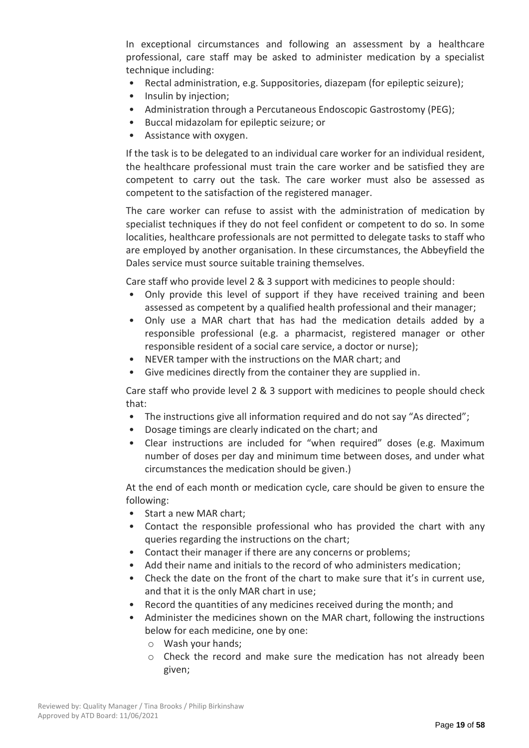In exceptional circumstances and following an assessment by a healthcare professional, care staff may be asked to administer medication by a specialist technique including:

- Rectal administration, e.g. Suppositories, diazepam (for epileptic seizure);
- Insulin by injection;
- Administration through a Percutaneous Endoscopic Gastrostomy (PEG);
- Buccal midazolam for epileptic seizure; or
- Assistance with oxygen.

If the task is to be delegated to an individual care worker for an individual resident, the healthcare professional must train the care worker and be satisfied they are competent to carry out the task. The care worker must also be assessed as competent to the satisfaction of the registered manager.

The care worker can refuse to assist with the administration of medication by specialist techniques if they do not feel confident or competent to do so. In some localities, healthcare professionals are not permitted to delegate tasks to staff who are employed by another organisation. In these circumstances, the Abbeyfield the Dales service must source suitable training themselves.

Care staff who provide level 2 & 3 support with medicines to people should:

- Only provide this level of support if they have received training and been assessed as competent by a qualified health professional and their manager;
- Only use a MAR chart that has had the medication details added by a responsible professional (e.g. a pharmacist, registered manager or other responsible resident of a social care service, a doctor or nurse);
- NEVER tamper with the instructions on the MAR chart; and
- Give medicines directly from the container they are supplied in.

Care staff who provide level 2 & 3 support with medicines to people should check that:

- The instructions give all information required and do not say "As directed";
- Dosage timings are clearly indicated on the chart; and
- Clear instructions are included for "when required" doses (e.g. Maximum number of doses per day and minimum time between doses, and under what circumstances the medication should be given.)

At the end of each month or medication cycle, care should be given to ensure the following:

- Start a new MAR chart;
- Contact the responsible professional who has provided the chart with any queries regarding the instructions on the chart;
- Contact their manager if there are any concerns or problems;
- Add their name and initials to the record of who administers medication;
- Check the date on the front of the chart to make sure that it's in current use, and that it is the only MAR chart in use;
- Record the quantities of any medicines received during the month; and
- Administer the medicines shown on the MAR chart, following the instructions below for each medicine, one by one:
  - Wash your hands;
  - Check the record and make sure the medication has not already been given;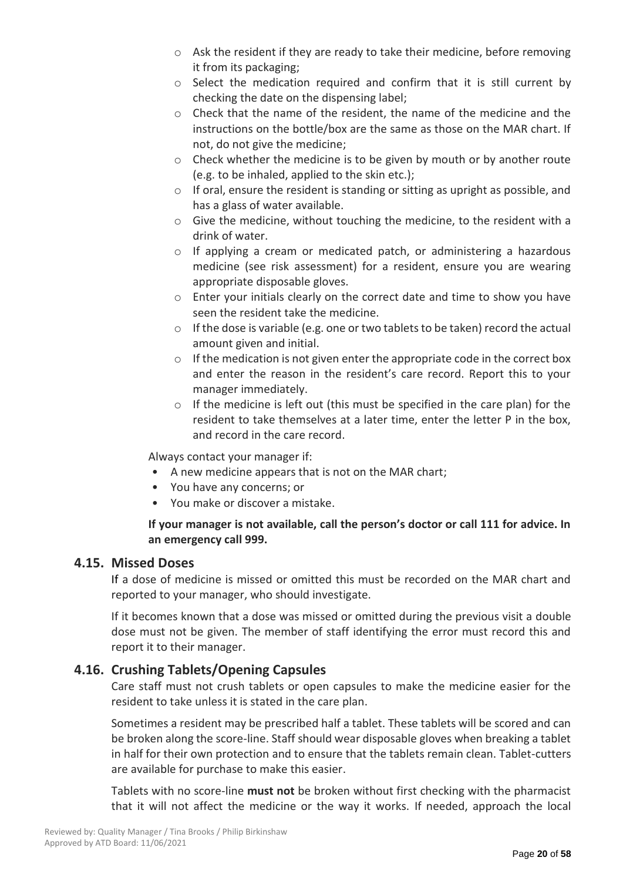- Ask the resident if they are ready to take their medicine, before removing it from its packaging;
- Select the medication required and confirm that it is still current by checking the date on the dispensing label;
- Check that the name of the resident, the name of the medicine and the instructions on the bottle/box are the same as those on the MAR chart. If not, do not give the medicine;
- Check whether the medicine is to be given by mouth or by another route (e.g. to be inhaled, applied to the skin etc.);
- If oral, ensure the resident is standing or sitting as upright as possible, and has a glass of water available.
- Give the medicine, without touching the medicine, to the resident with a drink of water.
- If applying a cream or medicated patch, or administering a hazardous medicine (see risk assessment) for a resident, ensure you are wearing appropriate disposable gloves.
- Enter your initials clearly on the correct date and time to show you have seen the resident take the medicine.
- If the dose is variable (e.g. one or two tablets to be taken) record the actual amount given and initial.
- If the medication is not given enter the appropriate code in the correct box and enter the reason in the resident's care record. Report this to your manager immediately.
- If the medicine is left out (this must be specified in the care plan) for the resident to take themselves at a later time, enter the letter P in the box, and record in the care record.

Always contact your manager if:

- A new medicine appears that is not on the MAR chart;
- You have any concerns; or
- You make or discover a mistake.

**If your manager is not available, call the person's doctor or call 111 for advice. In an emergency call 999.**

## 4.15. Missed Doses

If a dose of medicine is missed or omitted this must be recorded on the MAR chart and reported to your manager, who should investigate.

If it becomes known that a dose was missed or omitted during the previous visit a double dose must not be given. The member of staff identifying the error must record this and report it to their manager.

## 4.16. Crushing Tablets/Opening Capsules

Care staff must not crush tablets or open capsules to make the medicine easier for the resident to take unless it is stated in the care plan.

Sometimes a resident may be prescribed half a tablet. These tablets will be scored and can be broken along the score-line. Staff should wear disposable gloves when breaking a tablet in half for their own protection and to ensure that the tablets remain clean. Tablet-cutters are available for purchase to make this easier.

Tablets with no score-line **must not** be broken without first checking with the pharmacist that it will not affect the medicine or the way it works. If needed, approach the local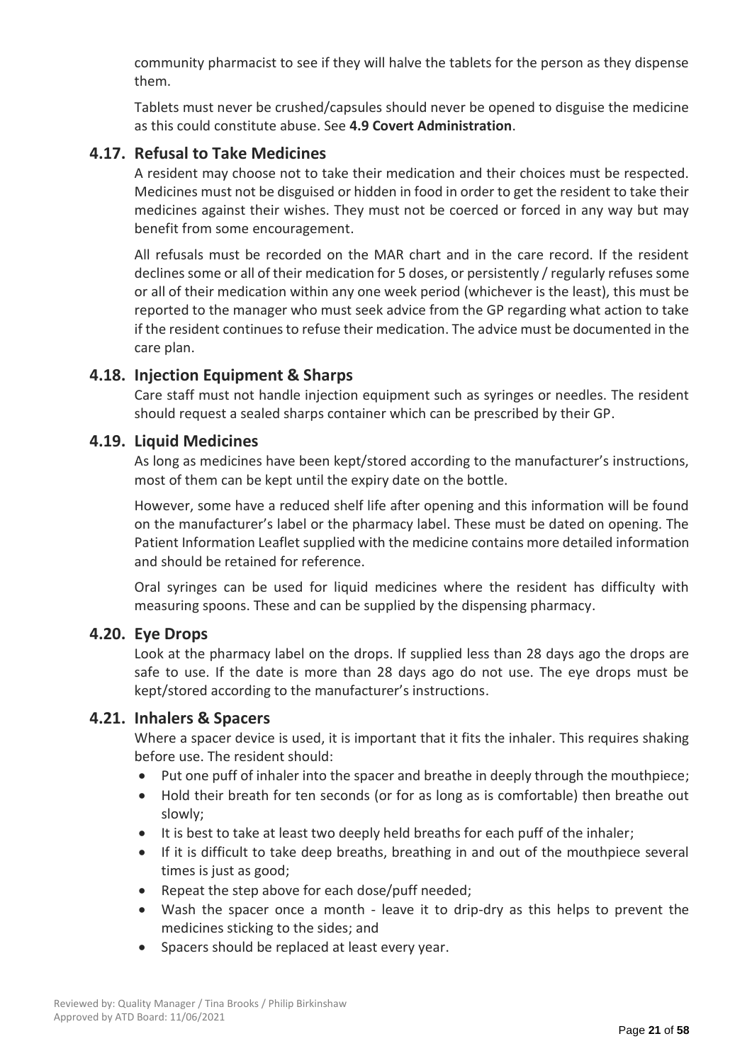community pharmacist to see if they will halve the tablets for the person as they dispense them.

Tablets must never be crushed/capsules should never be opened to disguise the medicine as this could constitute abuse. See **4.9 Covert Administration**.

### 4.17. Refusal to Take Medicines

A resident may choose not to take their medication and their choices must be respected. Medicines must not be disguised or hidden in food in order to get the resident to take their medicines against their wishes. They must not be coerced or forced in any way but may benefit from some encouragement.

All refusals must be recorded on the MAR chart and in the care record. If the resident declines some or all of their medication for 5 doses, or persistently / regularly refuses some or all of their medication within any one week period (whichever is the least), this must be reported to the manager who must seek advice from the GP regarding what action to take if the resident continues to refuse their medication. The advice must be documented in the care plan.

### 4.18. Injection Equipment & Sharps

Care staff must not handle injection equipment such as syringes or needles. The resident should request a sealed sharps container which can be prescribed by their GP.

### 4.19. Liquid Medicines

As long as medicines have been kept/stored according to the manufacturer's instructions, most of them can be kept until the expiry date on the bottle.

However, some have a reduced shelf life after opening and this information will be found on the manufacturer's label or the pharmacy label. These must be dated on opening. The Patient Information Leaflet supplied with the medicine contains more detailed information and should be retained for reference.

Oral syringes can be used for liquid medicines where the resident has difficulty with measuring spoons. These and can be supplied by the dispensing pharmacy.

### 4.20. Eye Drops

Look at the pharmacy label on the drops. If supplied less than 28 days ago the drops are safe to use. If the date is more than 28 days ago do not use. The eye drops must be kept/stored according to the manufacturer's instructions.

### 4.21. Inhalers & Spacers

Where a spacer device is used, it is important that it fits the inhaler. This requires shaking before use. The resident should:

- Put one puff of inhaler into the spacer and breathe in deeply through the mouthpiece;
- Hold their breath for ten seconds (or for as long as is comfortable) then breathe out slowly;
- It is best to take at least two deeply held breaths for each puff of the inhaler;
- If it is difficult to take deep breaths, breathing in and out of the mouthpiece several times is just as good;
- Repeat the step above for each dose/puff needed;
- Wash the spacer once a month - leave it to drip-dry as this helps to prevent the medicines sticking to the sides; and
- Spacers should be replaced at least every year.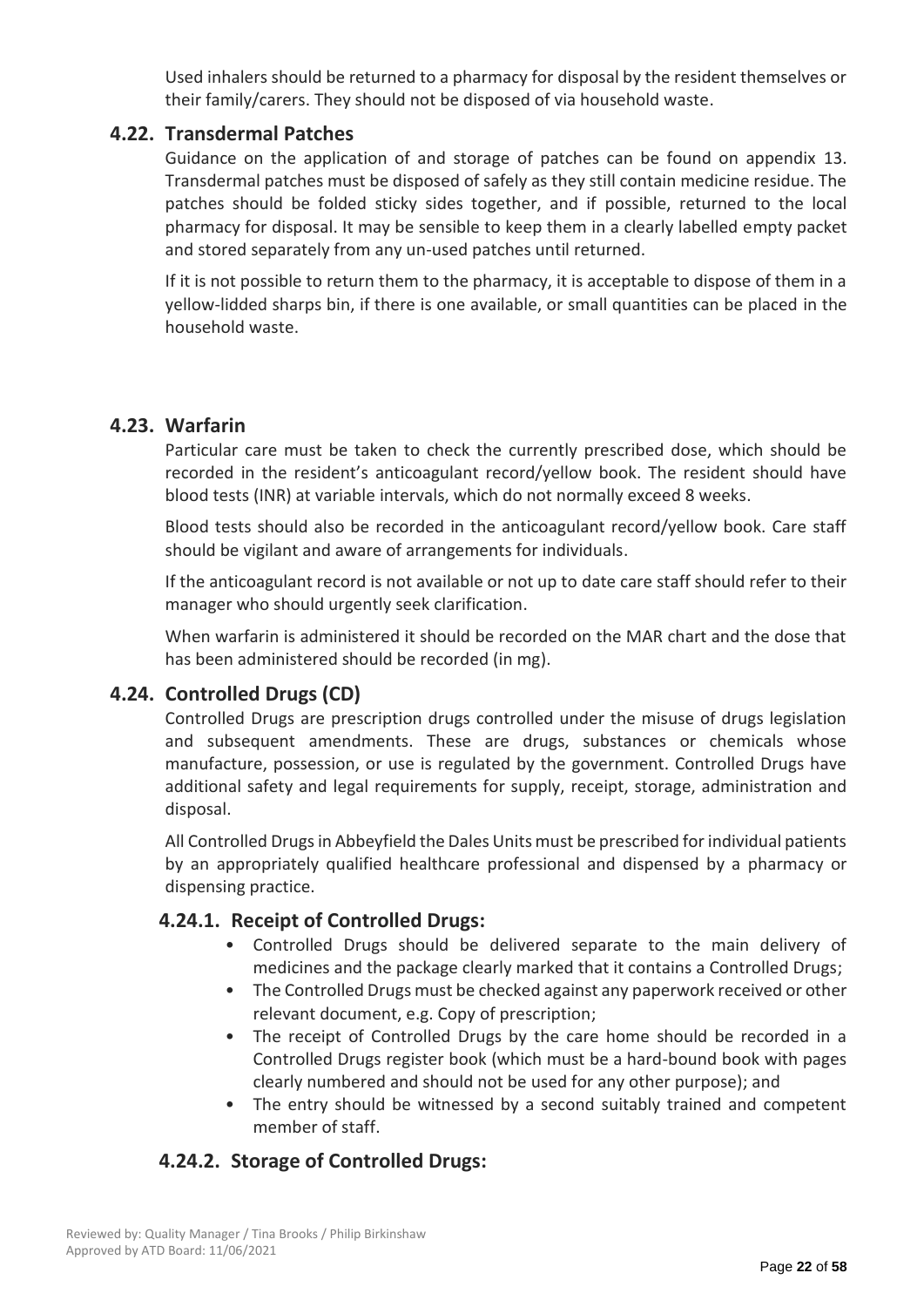Used inhalers should be returned to a pharmacy for disposal by the resident themselves or their family/carers. They should not be disposed of via household waste.

### 4.22. Transdermal Patches

Guidance on the application of and storage of patches can be found on appendix 13. Transdermal patches must be disposed of safely as they still contain medicine residue. The patches should be folded sticky sides together, and if possible, returned to the local pharmacy for disposal. It may be sensible to keep them in a clearly labelled empty packet and stored separately from any un-used patches until returned.

If it is not possible to return them to the pharmacy, it is acceptable to dispose of them in a yellow-lidded sharps bin, if there is one available, or small quantities can be placed in the household waste.

### 4.23. Warfarin

Particular care must be taken to check the currently prescribed dose, which should be recorded in the resident's anticoagulant record/yellow book. The resident should have blood tests (INR) at variable intervals, which do not normally exceed 8 weeks.

Blood tests should also be recorded in the anticoagulant record/yellow book. Care staff should be vigilant and aware of arrangements for individuals.

If the anticoagulant record is not available or not up to date care staff should refer to their manager who should urgently seek clarification.

When warfarin is administered it should be recorded on the MAR chart and the dose that has been administered should be recorded (in mg).

### 4.24. Controlled Drugs (CD)

Controlled Drugs are prescription drugs controlled under the misuse of drugs legislation and subsequent amendments. These are drugs, substances or chemicals whose manufacture, possession, or use is regulated by the government. Controlled Drugs have additional safety and legal requirements for supply, receipt, storage, administration and disposal.

All Controlled Drugs in Abbeyfield the Dales Units must be prescribed for individual patients by an appropriately qualified healthcare professional and dispensed by a pharmacy or dispensing practice.

#### 4.24.1. Receipt of Controlled Drugs:

- Controlled Drugs should be delivered separate to the main delivery of medicines and the package clearly marked that it contains a Controlled Drugs;
- The Controlled Drugs must be checked against any paperwork received or other relevant document, e.g. Copy of prescription;
- The receipt of Controlled Drugs by the care home should be recorded in a Controlled Drugs register book (which must be a hard-bound book with pages clearly numbered and should not be used for any other purpose); and
- The entry should be witnessed by a second suitably trained and competent member of staff.

#### 4.24.2. Storage of Controlled Drugs: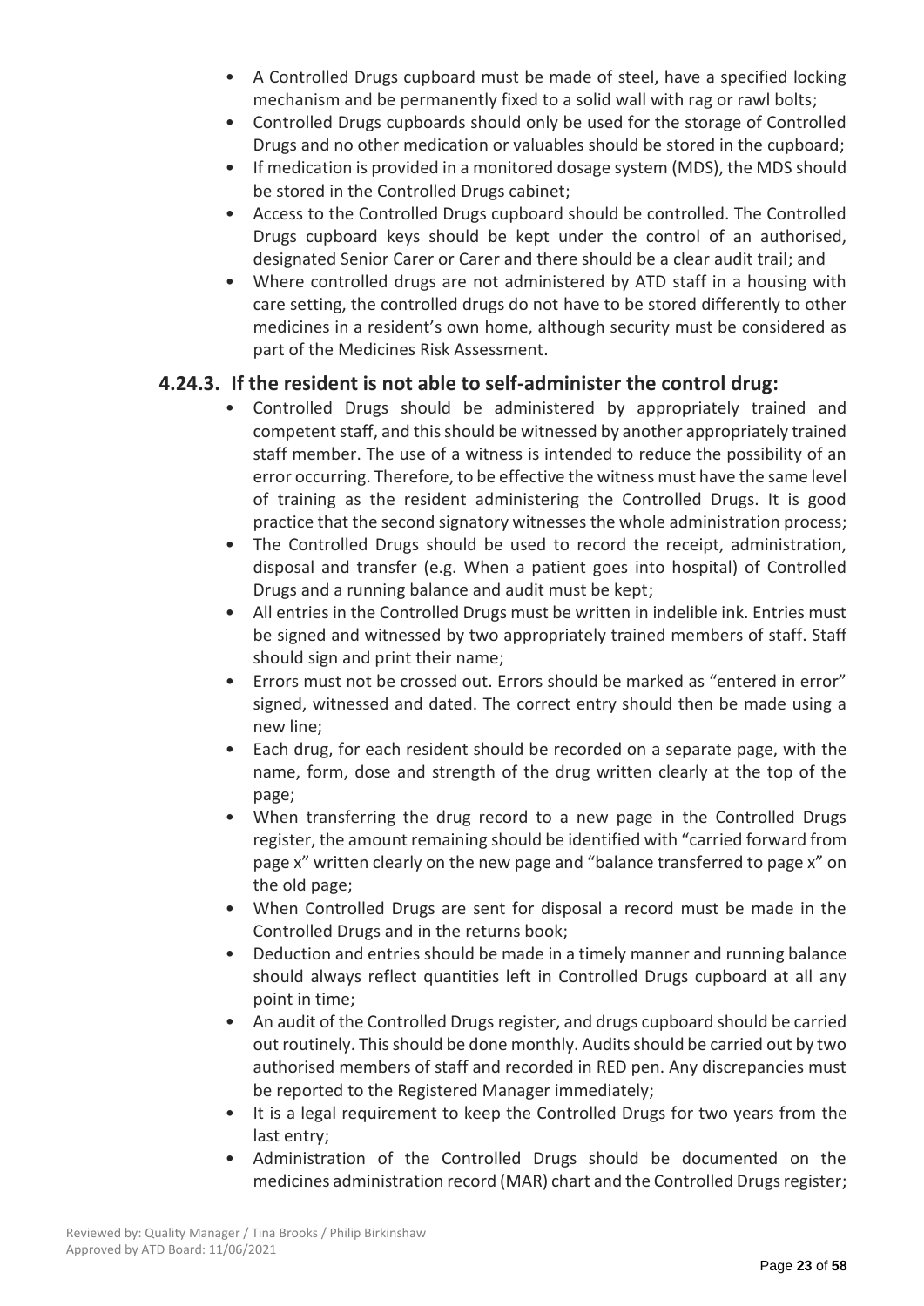- A Controlled Drugs cupboard must be made of steel, have a specified locking mechanism and be permanently fixed to a solid wall with rag or rawl bolts;
- Controlled Drugs cupboards should only be used for the storage of Controlled Drugs and no other medication or valuables should be stored in the cupboard;
- If medication is provided in a monitored dosage system (MDS), the MDS should be stored in the Controlled Drugs cabinet;
- Access to the Controlled Drugs cupboard should be controlled. The Controlled Drugs cupboard keys should be kept under the control of an authorised, designated Senior Carer or Carer and there should be a clear audit trail; and
- Where controlled drugs are not administered by ATD staff in a housing with care setting, the controlled drugs do not have to be stored differently to other medicines in a resident's own home, although security must be considered as part of the Medicines Risk Assessment.

### 4.24.3. If the resident is not able to self-administer the control drug:

- Controlled Drugs should be administered by appropriately trained and competent staff, and this should be witnessed by another appropriately trained staff member. The use of a witness is intended to reduce the possibility of an error occurring. Therefore, to be effective the witness must have the same level of training as the resident administering the Controlled Drugs. It is good practice that the second signatory witnesses the whole administration process;
- The Controlled Drugs should be used to record the receipt, administration, disposal and transfer (e.g. When a patient goes into hospital) of Controlled Drugs and a running balance and audit must be kept;
- All entries in the Controlled Drugs must be written in indelible ink. Entries must be signed and witnessed by two appropriately trained members of staff. Staff should sign and print their name;
- Errors must not be crossed out. Errors should be marked as "entered in error" signed, witnessed and dated. The correct entry should then be made using a new line;
- Each drug, for each resident should be recorded on a separate page, with the name, form, dose and strength of the drug written clearly at the top of the page;
- When transferring the drug record to a new page in the Controlled Drugs register, the amount remaining should be identified with "carried forward from page x" written clearly on the new page and "balance transferred to page x" on the old page;
- When Controlled Drugs are sent for disposal a record must be made in the Controlled Drugs and in the returns book;
- Deduction and entries should be made in a timely manner and running balance should always reflect quantities left in Controlled Drugs cupboard at all any point in time;
- An audit of the Controlled Drugs register, and drugs cupboard should be carried out routinely. This should be done monthly. Audits should be carried out by two authorised members of staff and recorded in RED pen. Any discrepancies must be reported to the Registered Manager immediately;
- It is a legal requirement to keep the Controlled Drugs for two years from the last entry;
- Administration of the Controlled Drugs should be documented on the medicines administration record (MAR) chart and the Controlled Drugs register;

Reviewed by: Quality Manager / Tina Brooks / Philip Birkinshaw
Approved by ATD Board: 11/06/2021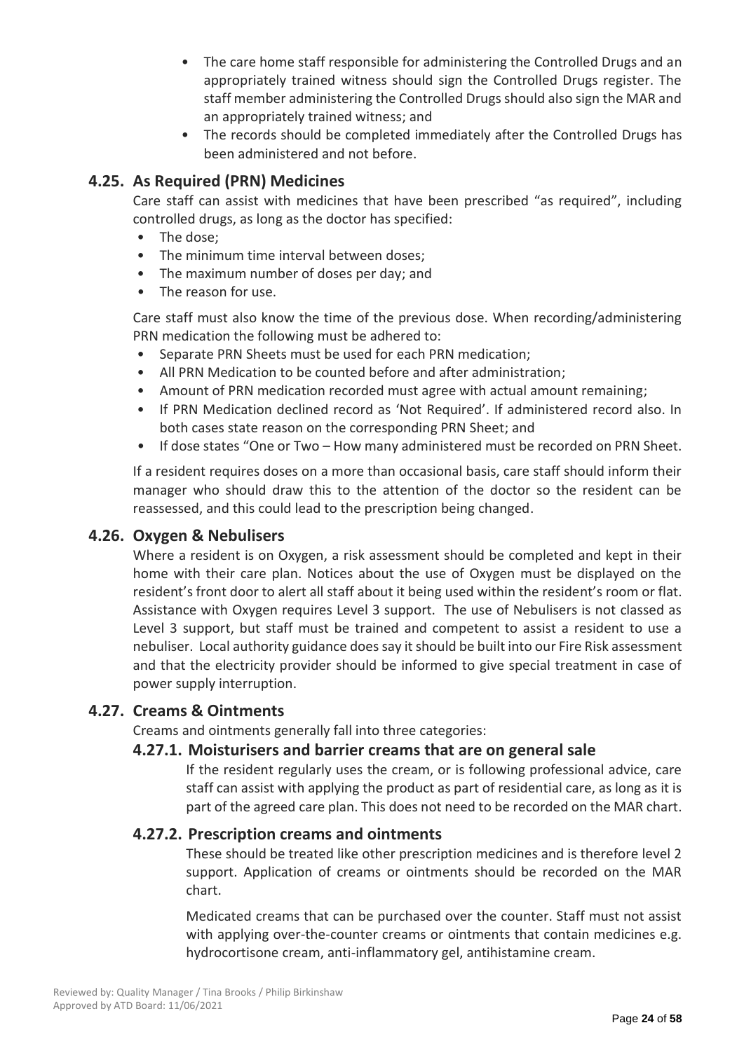- The care home staff responsible for administering the Controlled Drugs and an appropriately trained witness should sign the Controlled Drugs register. The staff member administering the Controlled Drugs should also sign the MAR and an appropriately trained witness; and
- The records should be completed immediately after the Controlled Drugs has been administered and not before.

## 4.25. As Required (PRN) Medicines

Care staff can assist with medicines that have been prescribed "as required", including controlled drugs, as long as the doctor has specified:

- The dose;
- The minimum time interval between doses;
- The maximum number of doses per day; and
- The reason for use.

Care staff must also know the time of the previous dose. When recording/administering PRN medication the following must be adhered to:

- Separate PRN Sheets must be used for each PRN medication;
- All PRN Medication to be counted before and after administration;
- Amount of PRN medication recorded must agree with actual amount remaining;
- If PRN Medication declined record as 'Not Required'. If administered record also. In both cases state reason on the corresponding PRN Sheet; and
- If dose states "One or Two – How many administered must be recorded on PRN Sheet.

If a resident requires doses on a more than occasional basis, care staff should inform their manager who should draw this to the attention of the doctor so the resident can be reassessed, and this could lead to the prescription being changed.

## 4.26. Oxygen & Nebulisers

Where a resident is on Oxygen, a risk assessment should be completed and kept in their home with their care plan. Notices about the use of Oxygen must be displayed on the resident's front door to alert all staff about it being used within the resident's room or flat. Assistance with Oxygen requires Level 3 support. The use of Nebulisers is not classed as Level 3 support, but staff must be trained and competent to assist a resident to use a nebuliser. Local authority guidance does say it should be built into our Fire Risk assessment and that the electricity provider should be informed to give special treatment in case of power supply interruption.

## 4.27. Creams & Ointments

Creams and ointments generally fall into three categories:

### 4.27.1. Moisturisers and barrier creams that are on general sale

If the resident regularly uses the cream, or is following professional advice, care staff can assist with applying the product as part of residential care, as long as it is part of the agreed care plan. This does not need to be recorded on the MAR chart.

### 4.27.2. Prescription creams and ointments

These should be treated like other prescription medicines and is therefore level 2 support. Application of creams or ointments should be recorded on the MAR chart.

Medicated creams that can be purchased over the counter. Staff must not assist with applying over-the-counter creams or ointments that contain medicines e.g. hydrocortisone cream, anti-inflammatory gel, antihistamine cream.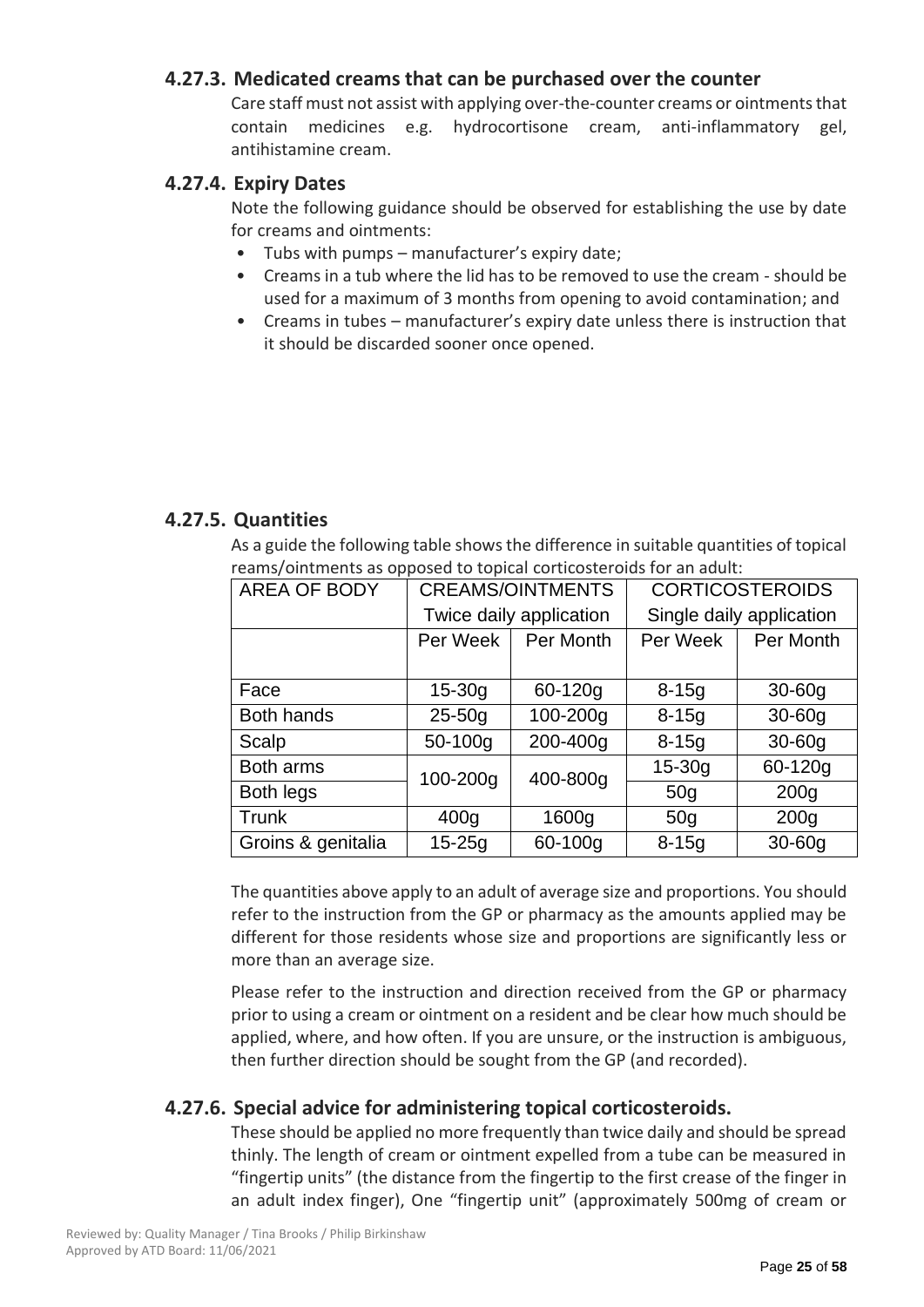### 4.27.3. Medicated creams that can be purchased over the counter

Care staff must not assist with applying over-the-counter creams or ointments that contain medicines e.g. hydrocortisone cream, anti-inflammatory gel, antihistamine cream.

### 4.27.4. Expiry Dates

Note the following guidance should be observed for establishing the use by date for creams and ointments:

- Tubs with pumps – manufacturer's expiry date;
- Creams in a tub where the lid has to be removed to use the cream - should be used for a maximum of 3 months from opening to avoid contamination; and
- Creams in tubes – manufacturer's expiry date unless there is instruction that it should be discarded sooner once opened.

### 4.27.5. Quantities

As a guide the following table shows the difference in suitable quantities of topical reams/ointments as opposed to topical corticosteroids for an adult:

| AREA OF BODY | CREAMS/OINTMENTS Twice daily application | | CORTICOSTEROIDS Single daily application | |
|---|---|---|---|---|
| | Per Week | Per Month | Per Week | Per Month |
| Face | 15-30g | 60-120g | 8-15g | 30-60g |
| Both hands | 25-50g | 100-200g | 8-15g | 30-60g |
| Scalp | 50-100g | 200-400g | 8-15g | 30-60g |
| Both arms | 100-200g | 400-800g | 15-30g | 60-120g |
| Both legs | | | 50g | 200g |
| Trunk | 400g | 1600g | 50g | 200g |
| Groins & genitalia | 15-25g | 60-100g | 8-15g | 30-60g |

The quantities above apply to an adult of average size and proportions. You should refer to the instruction from the GP or pharmacy as the amounts applied may be different for those residents whose size and proportions are significantly less or more than an average size.

Please refer to the instruction and direction received from the GP or pharmacy prior to using a cream or ointment on a resident and be clear how much should be applied, where, and how often. If you are unsure, or the instruction is ambiguous, then further direction should be sought from the GP (and recorded).

### 4.27.6. Special advice for administering topical corticosteroids.

These should be applied no more frequently than twice daily and should be spread thinly. The length of cream or ointment expelled from a tube can be measured in "fingertip units" (the distance from the fingertip to the first crease of the finger in an adult index finger), One "fingertip unit" (approximately 500mg of cream or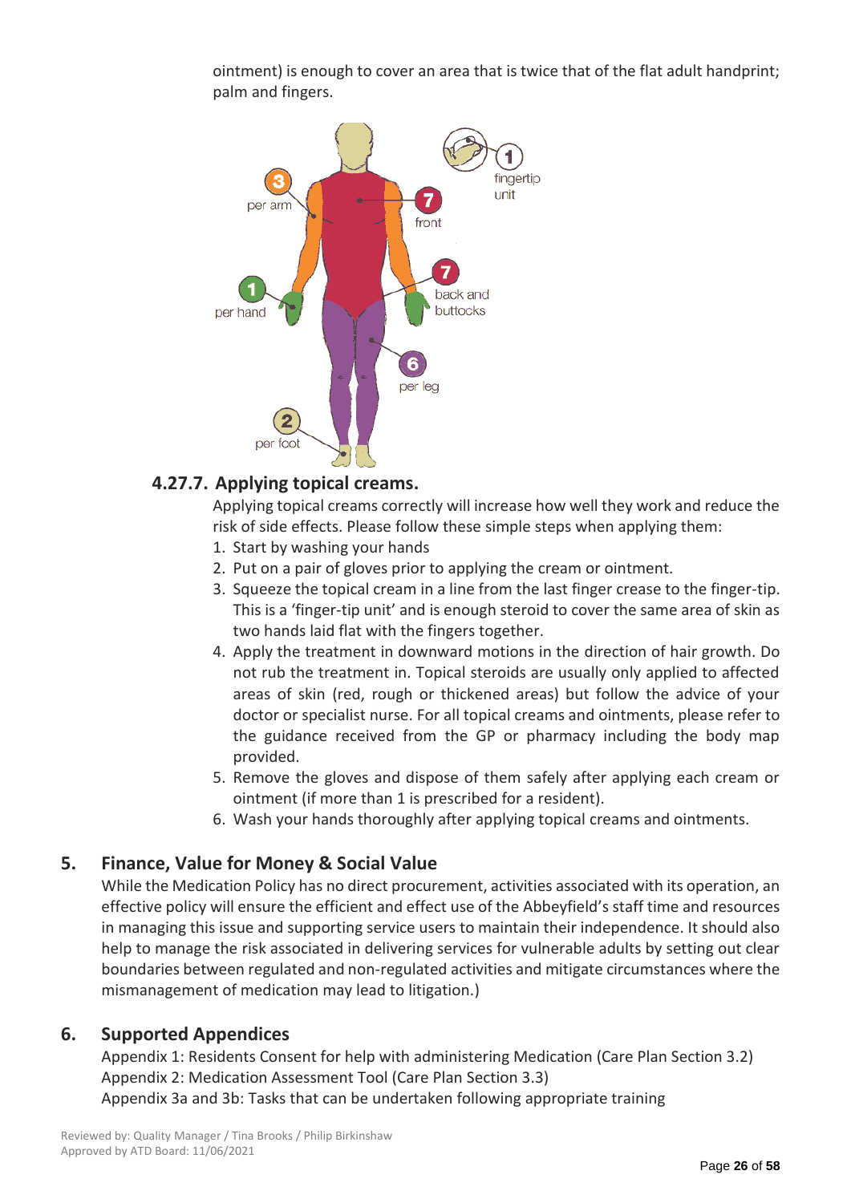ointment) is enough to cover an area that is twice that of the flat adult handprint; palm and fingers.

### 4.27.7. Applying topical creams.

Applying topical creams correctly will increase how well they work and reduce the risk of side effects. Please follow these simple steps when applying them:

1. Start by washing your hands
2. Put on a pair of gloves prior to applying the cream or ointment.
3. Squeeze the topical cream in a line from the last finger crease to the finger-tip. This is a 'finger-tip unit' and is enough steroid to cover the same area of skin as two hands laid flat with the fingers together.
4. Apply the treatment in downward motions in the direction of hair growth. Do not rub the treatment in. Topical steroids are usually only applied to affected areas of skin (red, rough or thickened areas) but follow the advice of your doctor or specialist nurse. For all topical creams and ointments, please refer to the guidance received from the GP or pharmacy including the body map provided.
5. Remove the gloves and dispose of them safely after applying each cream or ointment (if more than 1 is prescribed for a resident).
6. Wash your hands thoroughly after applying topical creams and ointments.

## 5. Finance, Value for Money & Social Value

While the Medication Policy has no direct procurement, activities associated with its operation, an effective policy will ensure the efficient and effect use of the Abbeyfield's staff time and resources in managing this issue and supporting service users to maintain their independence. It should also help to manage the risk associated in delivering services for vulnerable adults by setting out clear boundaries between regulated and non-regulated activities and mitigate circumstances where the mismanagement of medication may lead to litigation.)

## 6. Supported Appendices

Appendix 1: Residents Consent for help with administering Medication (Care Plan Section 3.2)
Appendix 2: Medication Assessment Tool (Care Plan Section 3.3)
Appendix 3a and 3b: Tasks that can be undertaken following appropriate training

Reviewed by: Quality Manager / Tina Brooks / Philip Birkinshaw
Approved by ATD Board: 11/06/2021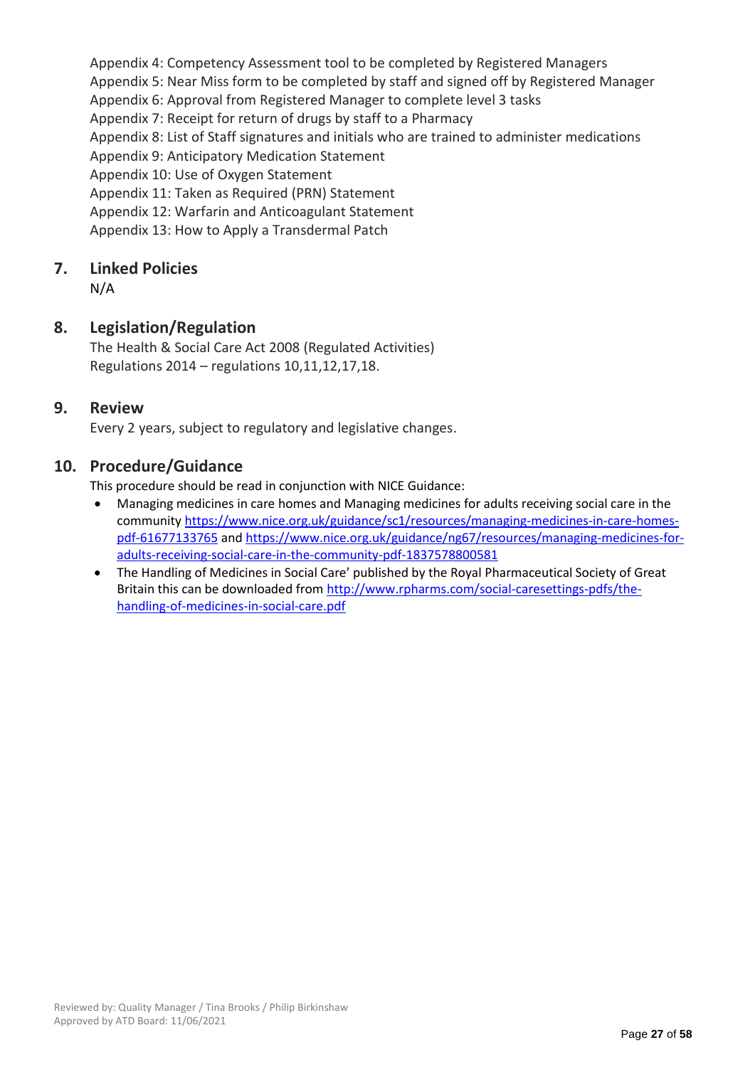Appendix 4: Competency Assessment tool to be completed by Registered Managers
Appendix 5: Near Miss form to be completed by staff and signed off by Registered Manager
Appendix 6: Approval from Registered Manager to complete level 3 tasks
Appendix 7: Receipt for return of drugs by staff to a Pharmacy
Appendix 8: List of Staff signatures and initials who are trained to administer medications
Appendix 9: Anticipatory Medication Statement
Appendix 10: Use of Oxygen Statement
Appendix 11: Taken as Required (PRN) Statement
Appendix 12: Warfarin and Anticoagulant Statement
Appendix 13: How to Apply a Transdermal Patch

## 7. Linked Policies

N/A

## 8. Legislation/Regulation

The Health & Social Care Act 2008 (Regulated Activities)
Regulations 2014 – regulations 10,11,12,17,18.

## 9. Review

Every 2 years, subject to regulatory and legislative changes.

## 10. Procedure/Guidance

This procedure should be read in conjunction with NICE Guidance:

- Managing medicines in care homes and Managing medicines for adults receiving social care in the community https://www.nice.org.uk/guidance/sc1/resources/managing-medicines-in-care-homes-pdf-61677133765 and https://www.nice.org.uk/guidance/ng67/resources/managing-medicines-for-adults-receiving-social-care-in-the-community-pdf-1837578800581
- The Handling of Medicines in Social Care' published by the Royal Pharmaceutical Society of Great Britain this can be downloaded from http://www.rpharms.com/social-caresettings-pdfs/the-handling-of-medicines-in-social-care.pdf

Reviewed by: Quality Manager / Tina Brooks / Philip Birkinshaw
Approved by ATD Board: 11/06/2021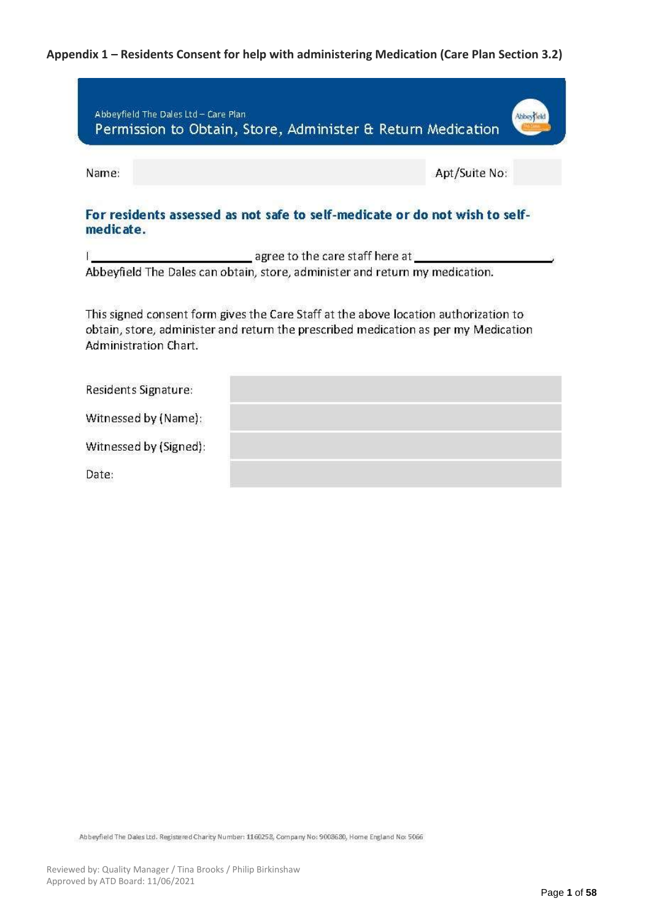**Appendix 1 – Residents Consent for help with administering Medication (Care Plan Section 3.2)**

Abbeyfield The Dales Ltd – Care Plan

## Permission to Obtain, Store, Administer & Return Medication

| Name: | | Apt/Suite No: | |
|---|---|---|---|

### For residents assessed as not safe to self-medicate or do not wish to self-medicate.

I ________________________ agree to the care staff here at ____________________, Abbeyfield The Dales can obtain, store, administer and return my medication.

This signed consent form gives the Care Staff at the above location authorization to obtain, store, administer and return the prescribed medication as per my Medication Administration Chart.

| | |
|---|---|
| Residents Signature: | |
| Witnessed by (Name): | |
| Witnessed by (Signed): | |
| Date: | |

Abbeyfield The Dales Ltd. Registered Charity Number: 1160258, Company No: 9008680, Home England No: 5066

Reviewed by: Quality Manager / Tina Brooks / Philip Birkinshaw
Approved by ATD Board: 11/06/2021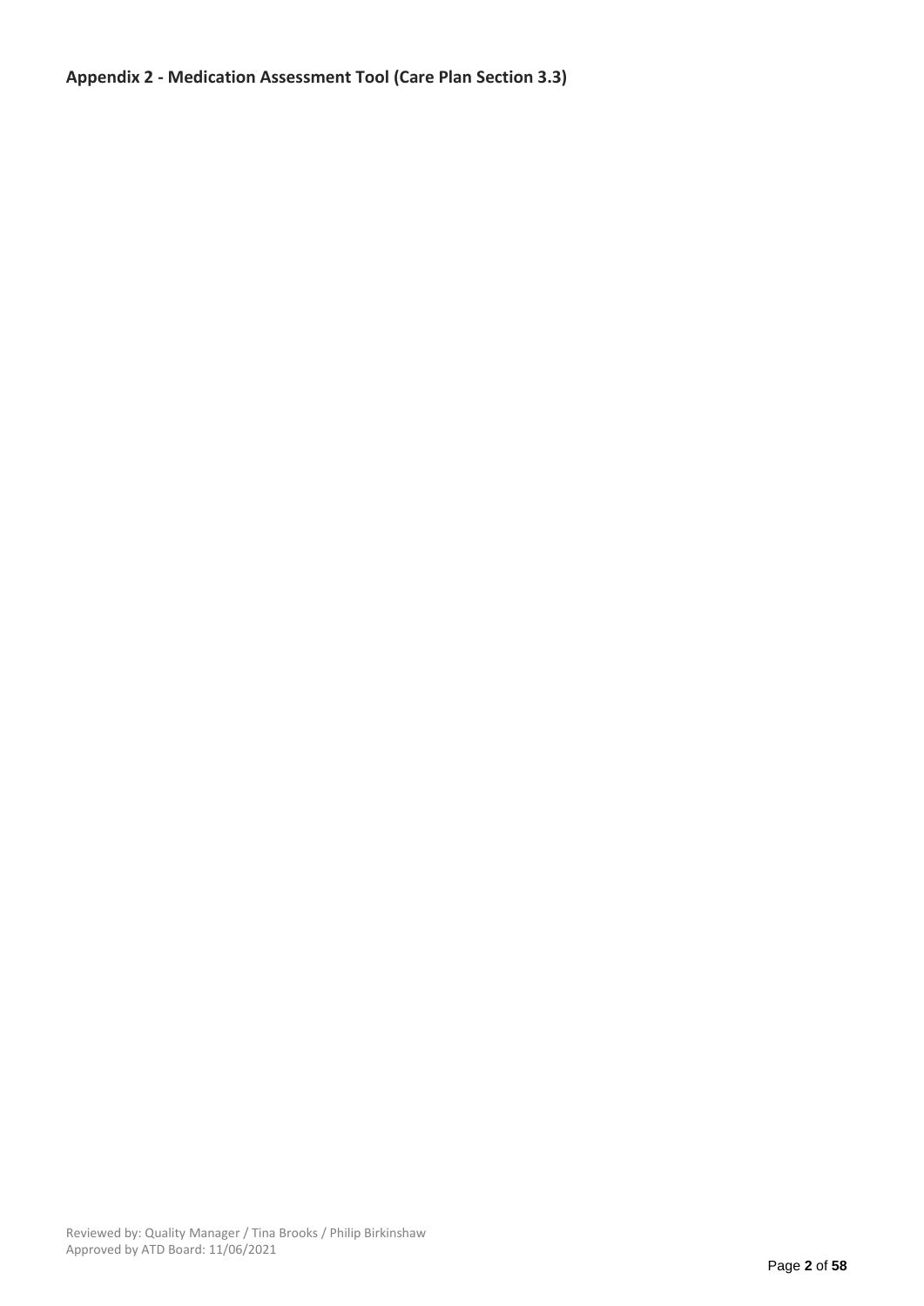**Appendix 2 - Medication Assessment Tool (Care Plan Section 3.3)**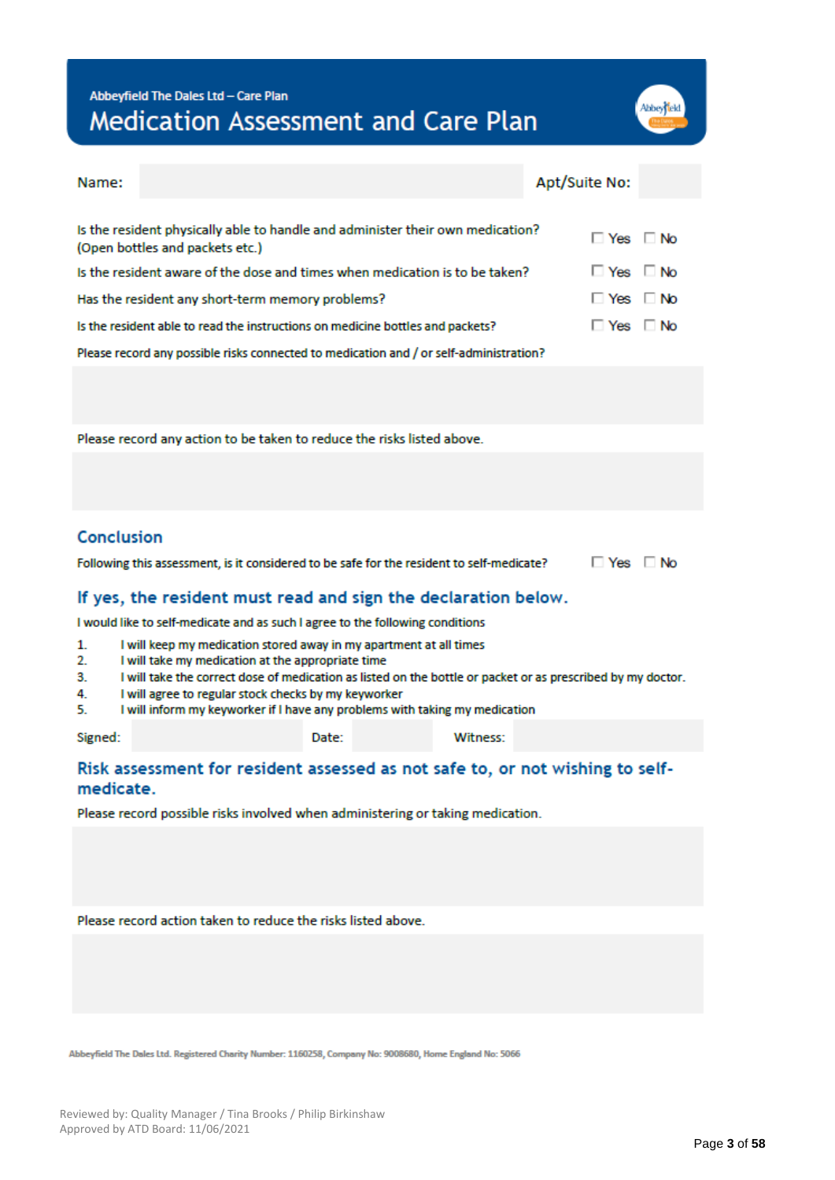Abbeyfield The Dales Ltd – Care Plan

# Medication Assessment and Care Plan

| Name: | | Apt/Suite No: | |
|---|---|---|---|

| | |
|---|---|
| Is the resident physically able to handle and administer their own medication? (Open bottles and packets etc.) | ☐ Yes ☐ No |
| Is the resident aware of the dose and times when medication is to be taken? | ☐ Yes ☐ No |
| Has the resident any short-term memory problems? | ☐ Yes ☐ No |
| Is the resident able to read the instructions on medicine bottles and packets? | ☐ Yes ☐ No |

Please record any possible risks connected to medication and / or self-administration?

Please record any action to be taken to reduce the risks listed above.

## Conclusion

Following this assessment, is it considered to be safe for the resident to self-medicate? ☐ Yes ☐ No

### If yes, the resident must read and sign the declaration below.

I would like to self-medicate and as such I agree to the following conditions

1. I will keep my medication stored away in my apartment at all times
2. I will take my medication at the appropriate time
3. I will take the correct dose of medication as listed on the bottle or packet or as prescribed by my doctor.
4. I will agree to regular stock checks by my keyworker
5. I will inform my keyworker if I have any problems with taking my medication

| Signed: | | Date: | | Witness: | |
|---|---|---|---|---|---|

### Risk assessment for resident assessed as not safe to, or not wishing to self-medicate.

Please record possible risks involved when administering or taking medication.

Please record action taken to reduce the risks listed above.

Abbeyfield The Dales Ltd. Registered Charity Number: 1160258, Company No: 9008680, Home England No: 5066

Reviewed by: Quality Manager / Tina Brooks / Philip Birkinshaw
Approved by ATD Board: 11/06/2021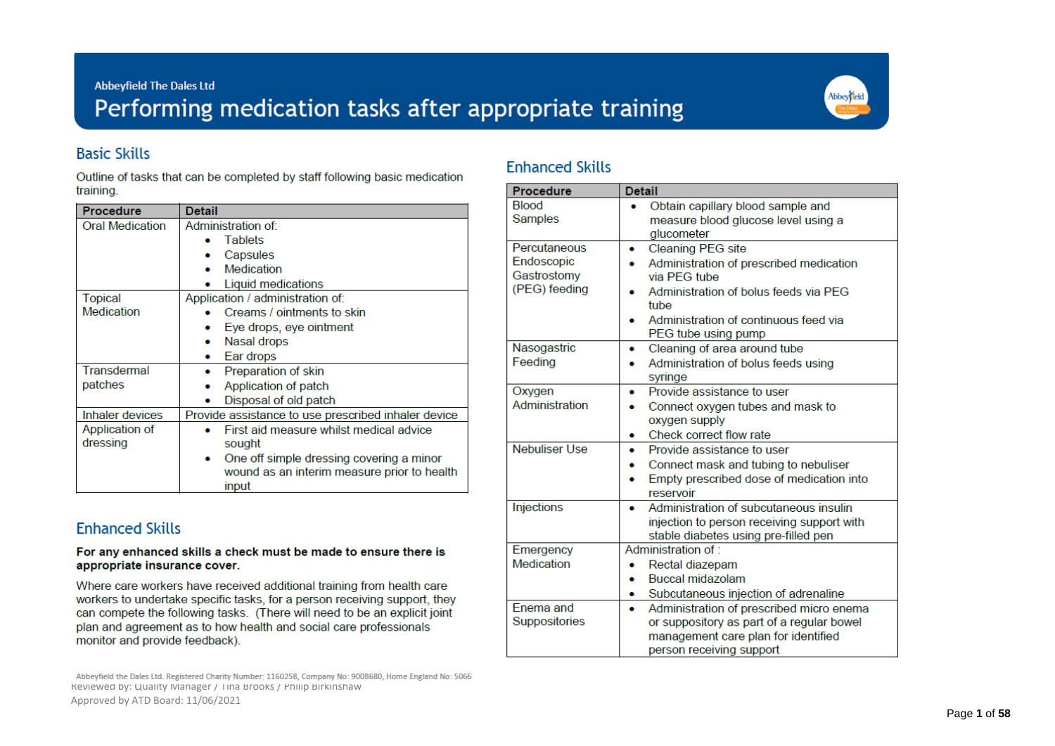Abbeyfield The Dales Ltd

# Performing medication tasks after appropriate training

## Basic Skills

Outline of tasks that can be completed by staff following basic medication training.

| Procedure | Detail |
|---|---|
| Oral Medication | Administration of: <br>• Tablets <br>• Capsules <br>• Medication <br>• Liquid medications |
| Topical Medication | Application / administration of: <br>• Creams / ointments to skin <br>• Eye drops, eye ointment <br>• Nasal drops <br>• Ear drops |
| Transdermal patches | • Preparation of skin <br>• Application of patch <br>• Disposal of old patch |
| Inhaler devices | Provide assistance to use prescribed inhaler device |
| Application of dressing | • First aid measure whilst medical advice sought <br>• One off simple dressing covering a minor wound as an interim measure prior to health input |

## Enhanced Skills

**For any enhanced skills a check must be made to ensure there is appropriate insurance cover.**

Where care workers have received additional training from health care workers to undertake specific tasks, for a person receiving support, they can compete the following tasks. (There will need to be an explicit joint plan and agreement as to how health and social care professionals monitor and provide feedback).

## Enhanced Skills

| Procedure | Detail |
|---|---|
| Blood Samples | • Obtain capillary blood sample and measure blood glucose level using a glucometer |
| Percutaneous Endoscopic Gastrostomy (PEG) feeding | • Cleaning PEG site <br>• Administration of prescribed medication via PEG tube <br>• Administration of bolus feeds via PEG tube <br>• Administration of continuous feed via PEG tube using pump |
| Nasogastric Feeding | • Cleaning of area around tube <br>• Administration of bolus feeds using syringe |
| Oxygen Administration | • Provide assistance to user <br>• Connect oxygen tubes and mask to oxygen supply <br>• Check correct flow rate |
| Nebuliser Use | • Provide assistance to user <br>• Connect mask and tubing to nebuliser <br>• Empty prescribed dose of medication into reservoir |
| Injections | • Administration of subcutaneous insulin injection to person receiving support with stable diabetes using pre-filled pen |
| Emergency Medication | Administration of : <br>• Rectal diazepam <br>• Buccal midazolam <br>• Subcutaneous injection of adrenaline |
| Enema and Suppositories | • Administration of prescribed micro enema or suppository as part of a regular bowel management care plan for identified person receiving support |

Abbeyfield the Dales Ltd. Registered Charity Number: 1160258, Company No: 9008680, Home England No: 5066

Reviewed by: Quality Manager / Tina Brooks / Philip Birkinshaw

Approved by ATD Board: 11/06/2021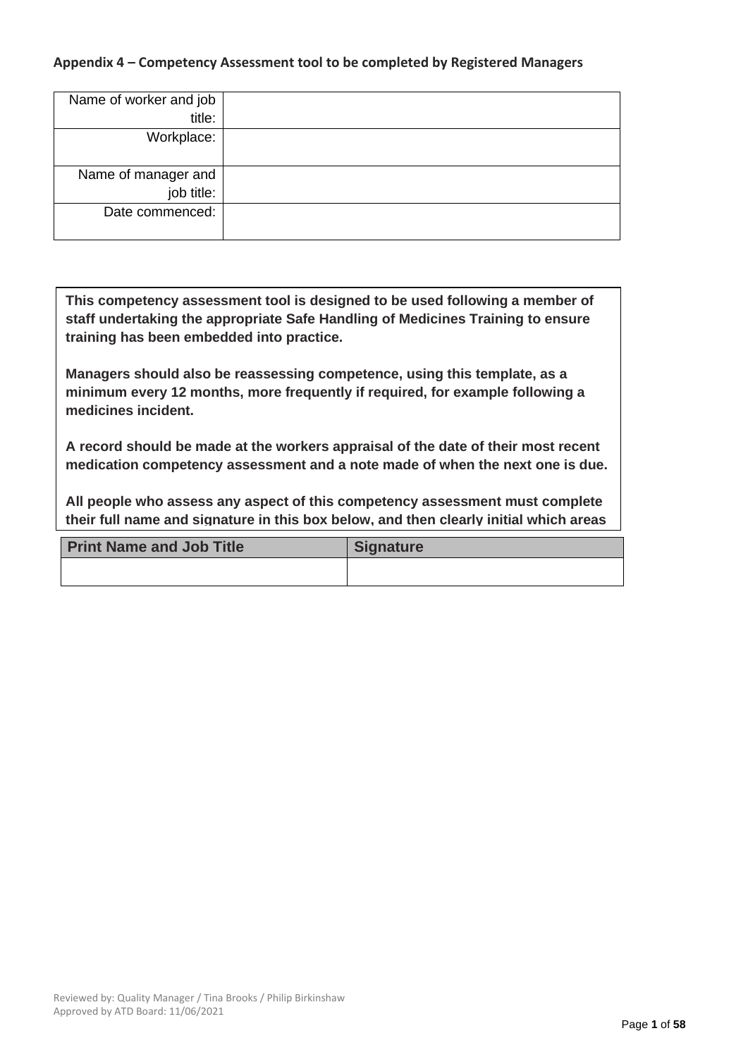**Appendix 4 – Competency Assessment tool to be completed by Registered Managers**

| Name of worker and job title: | |
|---|---|
| Workplace: | |
| Name of manager and job title: | |
| Date commenced: | |

**This competency assessment tool is designed to be used following a member of staff undertaking the appropriate Safe Handling of Medicines Training to ensure training has been embedded into practice.**

**Managers should also be reassessing competence, using this template, as a minimum every 12 months, more frequently if required, for example following a medicines incident.**

**A record should be made at the workers appraisal of the date of their most recent medication competency assessment and a note made of when the next one is due.**

**All people who assess any aspect of this competency assessment must complete their full name and signature in this box below, and then clearly initial which areas**

| Print Name and Job Title | Signature |
|---|---|
| | |

Reviewed by: Quality Manager / Tina Brooks / Philip Birkinshaw
Approved by ATD Board: 11/06/2021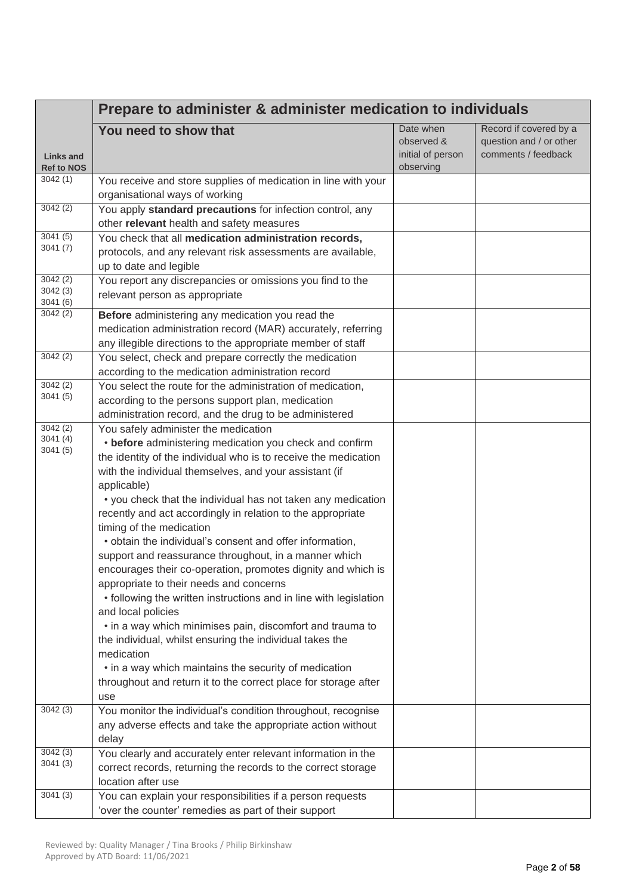| Links and Ref to NOS | Prepare to administer & administer medication to individuals | | |
|---|---|---|---|
| | **You need to show that** | Date when observed & initial of person observing | Record if covered by a question and / or other comments / feedback |
| 3042 (1) | You receive and store supplies of medication in line with your organisational ways of working | | |
| 3042 (2) | You apply **standard precautions** for infection control, any other **relevant** health and safety measures | | |
| 3041 (5)<br>3041 (7) | You check that all **medication administration records,** protocols, and any relevant risk assessments are available, up to date and legible | | |
| 3042 (2)<br>3042 (3)<br>3041 (6) | You report any discrepancies or omissions you find to the relevant person as appropriate | | |
| 3042 (2) | **Before** administering any medication you read the medication administration record (MAR) accurately, referring any illegible directions to the appropriate member of staff | | |
| 3042 (2) | You select, check and prepare correctly the medication according to the medication administration record | | |
| 3042 (2)<br>3041 (5) | You select the route for the administration of medication, according to the persons support plan, medication administration record, and the drug to be administered | | |
| 3042 (2)<br>3041 (4)<br>3041 (5) | You safely administer the medication<br>• **before** administering medication you check and confirm the identity of the individual who is to receive the medication with the individual themselves, and your assistant (if applicable)<br>• you check that the individual has not taken any medication recently and act accordingly in relation to the appropriate timing of the medication<br>• obtain the individual's consent and offer information, support and reassurance throughout, in a manner which encourages their co-operation, promotes dignity and which is appropriate to their needs and concerns<br>• following the written instructions and in line with legislation and local policies<br>• in a way which minimises pain, discomfort and trauma to the individual, whilst ensuring the individual takes the medication<br>• in a way which maintains the security of medication throughout and return it to the correct place for storage after use | | |
| 3042 (3) | You monitor the individual's condition throughout, recognise any adverse effects and take the appropriate action without delay | | |
| 3042 (3)<br>3041 (3) | You clearly and accurately enter relevant information in the correct records, returning the records to the correct storage location after use | | |
| 3041 (3) | You can explain your responsibilities if a person requests 'over the counter' remedies as part of their support | | |

Reviewed by: Quality Manager / Tina Brooks / Philip Birkinshaw
Approved by ATD Board: 11/06/2021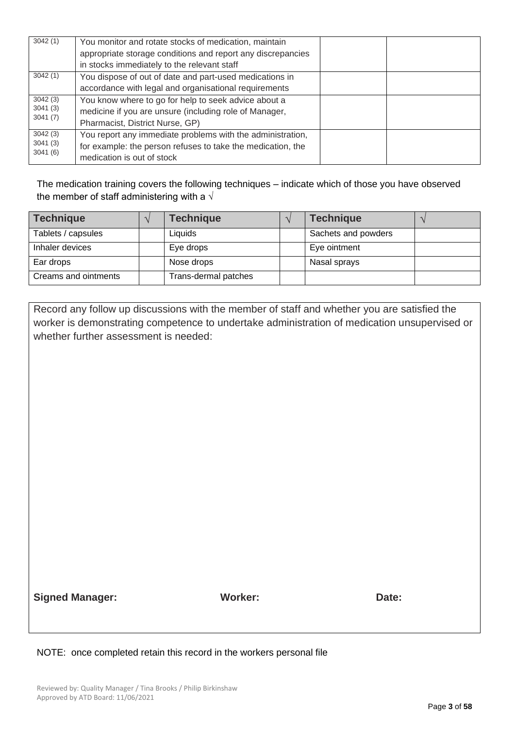| | | | |
|---|---|---|---|
| 3042 (1) | You monitor and rotate stocks of medication, maintain appropriate storage conditions and report any discrepancies in stocks immediately to the relevant staff | | |
| 3042 (1) | You dispose of out of date and part-used medications in accordance with legal and organisational requirements | | |
| 3042 (3)<br>3041 (3)<br>3041 (7) | You know where to go for help to seek advice about a medicine if you are unsure (including role of Manager, Pharmacist, District Nurse, GP) | | |
| 3042 (3)<br>3041 (3)<br>3041 (6) | You report any immediate problems with the administration, for example: the person refuses to take the medication, the medication is out of stock | | |

The medication training covers the following techniques – indicate which of those you have observed the member of staff administering with a √

| Technique | √ | Technique | √ | Technique | √ |
|---|---|---|---|---|---|
| Tablets / capsules | | Liquids | | Sachets and powders | |
| Inhaler devices | | Eye drops | | Eye ointment | |
| Ear drops | | Nose drops | | Nasal sprays | |
| Creams and ointments | | Trans-dermal patches | | | |

Record any follow up discussions with the member of staff and whether you are satisfied the worker is demonstrating competence to undertake administration of medication unsupervised or whether further assessment is needed:

**Signed Manager:** **Worker:** **Date:**

NOTE: once completed retain this record in the workers personal file

Reviewed by: Quality Manager / Tina Brooks / Philip Birkinshaw
Approved by ATD Board: 11/06/2021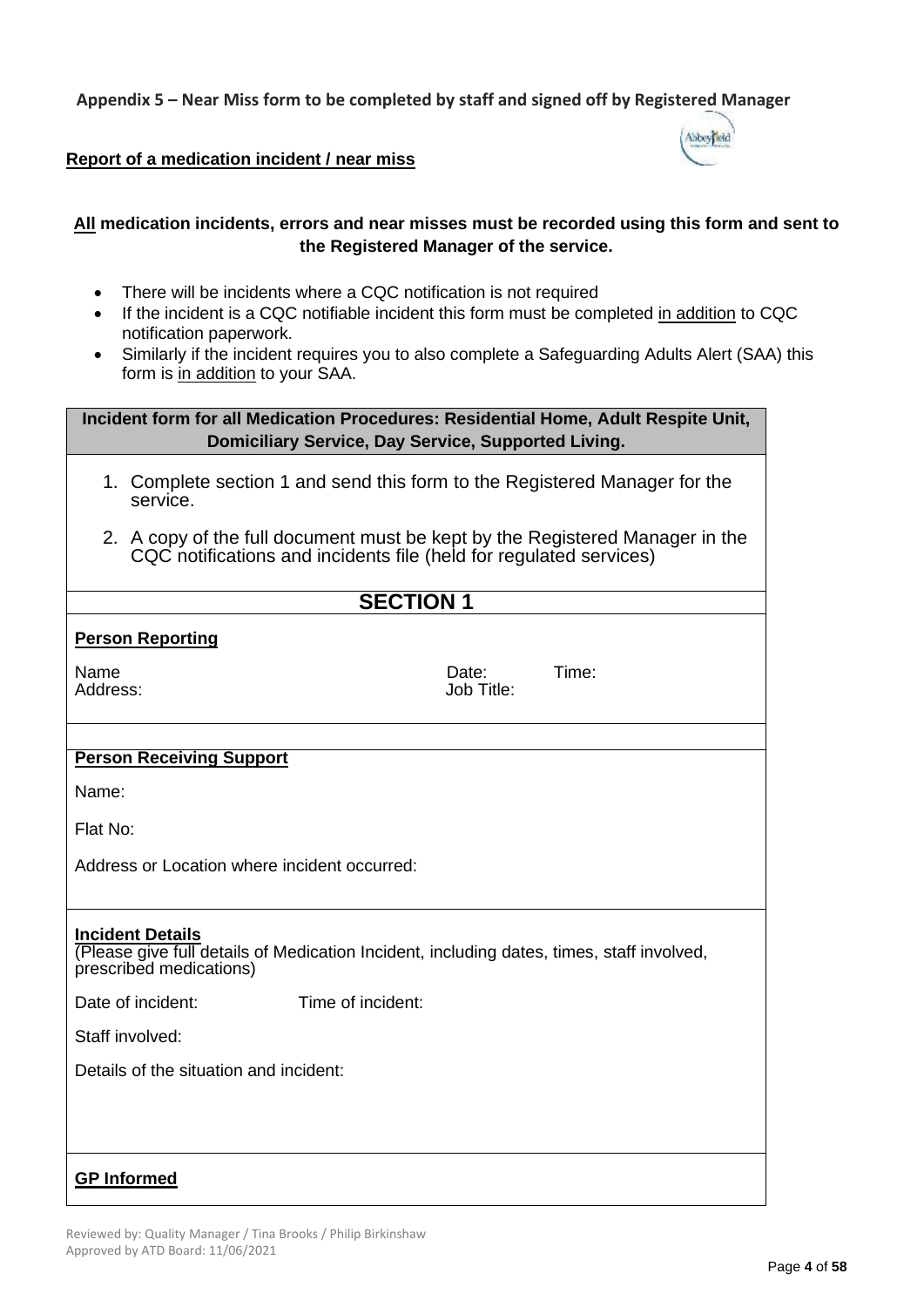**Appendix 5 – Near Miss form to be completed by staff and signed off by Registered Manager**

**Report of a medication incident / near miss**

**All medication incidents, errors and near misses must be recorded using this form and sent to the Registered Manager of the service.**

- There will be incidents where a CQC notification is not required
- If the incident is a CQC notifiable incident this form must be completed in addition to CQC notification paperwork.
- Similarly if the incident requires you to also complete a Safeguarding Adults Alert (SAA) this form is in addition to your SAA.

| **Incident form for all Medication Procedures: Residential Home, Adult Respite Unit, Domiciliary Service, Day Service, Supported Living.** |
|---|
| 1. Complete section 1 and send this form to the Registered Manager for the service.<br>2. A copy of the full document must be kept by the Registered Manager in the CQC notifications and incidents file (held for regulated services) |
| **SECTION 1** |
| **Person Reporting**<br><br>Name &nbsp;&nbsp;&nbsp;&nbsp;&nbsp;&nbsp;&nbsp;&nbsp;&nbsp;&nbsp;&nbsp;&nbsp;&nbsp;&nbsp;&nbsp;&nbsp;&nbsp;&nbsp;&nbsp;&nbsp; Date: &nbsp;&nbsp;&nbsp;&nbsp; Time:<br>Address: &nbsp;&nbsp;&nbsp;&nbsp;&nbsp;&nbsp;&nbsp;&nbsp;&nbsp;&nbsp;&nbsp;&nbsp;&nbsp;&nbsp;&nbsp;&nbsp; Job Title: |
| |
| **Person Receiving Support**<br><br>Name:<br><br>Flat No:<br><br>Address or Location where incident occurred: |
| **Incident Details**<br>(Please give full details of Medication Incident, including dates, times, staff involved, prescribed medications)<br><br>Date of incident: &nbsp;&nbsp;&nbsp;&nbsp;&nbsp;&nbsp;&nbsp;&nbsp; Time of incident:<br><br>Staff involved:<br><br>Details of the situation and incident: |
| **GP Informed** |

Reviewed by: Quality Manager / Tina Brooks / Philip Birkinshaw
Approved by ATD Board: 11/06/2021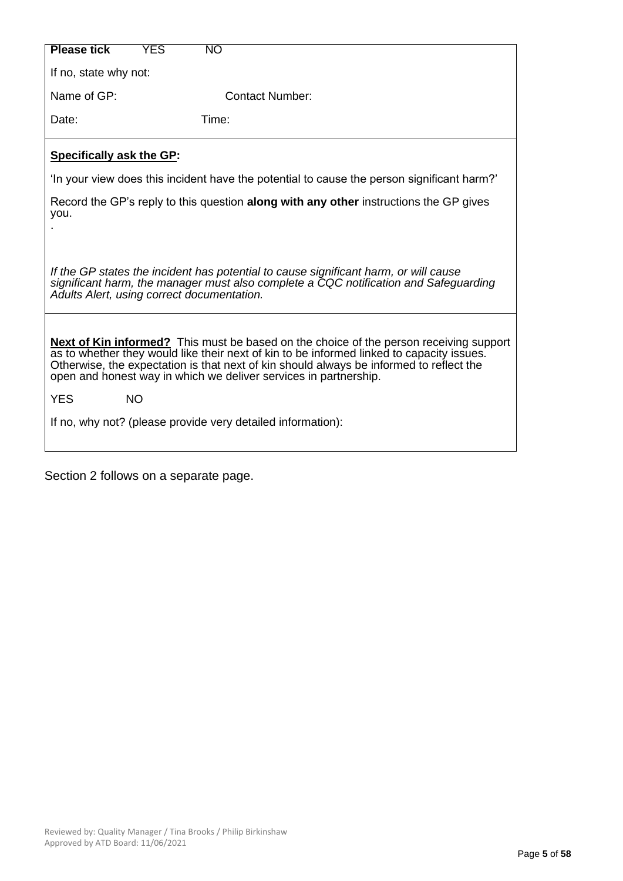**Please tick** YES NO

If no, state why not:

Name of GP: Contact Number:

Date: Time:

**Specifically ask the GP:**

'In your view does this incident have the potential to cause the person significant harm?'

Record the GP's reply to this question **along with any other** instructions the GP gives you.

.

*If the GP states the incident has potential to cause significant harm, or will cause significant harm, the manager must also complete a CQC notification and Safeguarding Adults Alert, using correct documentation.*

**Next of Kin informed?** This must be based on the choice of the person receiving support as to whether they would like their next of kin to be informed linked to capacity issues. Otherwise, the expectation is that next of kin should always be informed to reflect the open and honest way in which we deliver services in partnership.

YES NO

If no, why not? (please provide very detailed information):

Section 2 follows on a separate page.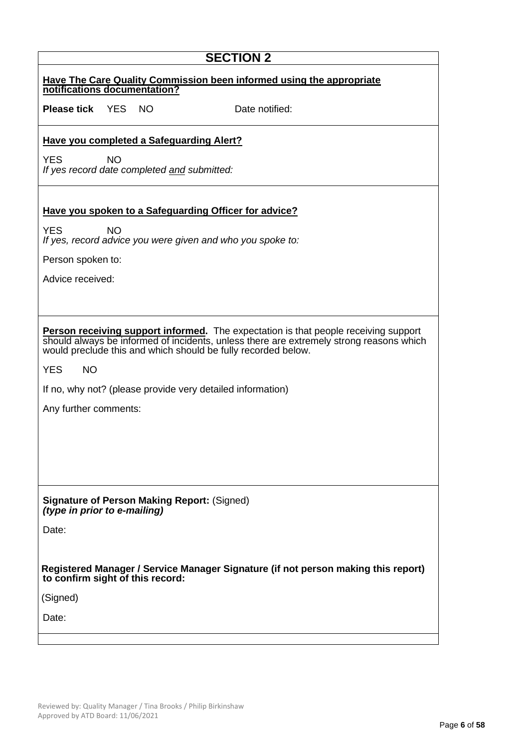## SECTION 2

**Have The Care Quality Commission been informed using the appropriate notifications documentation?**

**Please tick** YES NO Date notified:

**Have you completed a Safeguarding Alert?**

YES NO

*If yes record date completed and submitted:*

**Have you spoken to a Safeguarding Officer for advice?**

YES NO

*If yes, record advice you were given and who you spoke to:*

Person spoken to:

Advice received:

**Person receiving support informed.** The expectation is that people receiving support should always be informed of incidents, unless there are extremely strong reasons which would preclude this and which should be fully recorded below.

YES NO

If no, why not? (please provide very detailed information)

Any further comments:

**Signature of Person Making Report:** (Signed)
***(type in prior to e-mailing)***

Date:

**Registered Manager / Service Manager Signature (if not person making this report) to confirm sight of this record:**

(Signed)

Date:

Reviewed by: Quality Manager / Tina Brooks / Philip Birkinshaw
Approved by ATD Board: 11/06/2021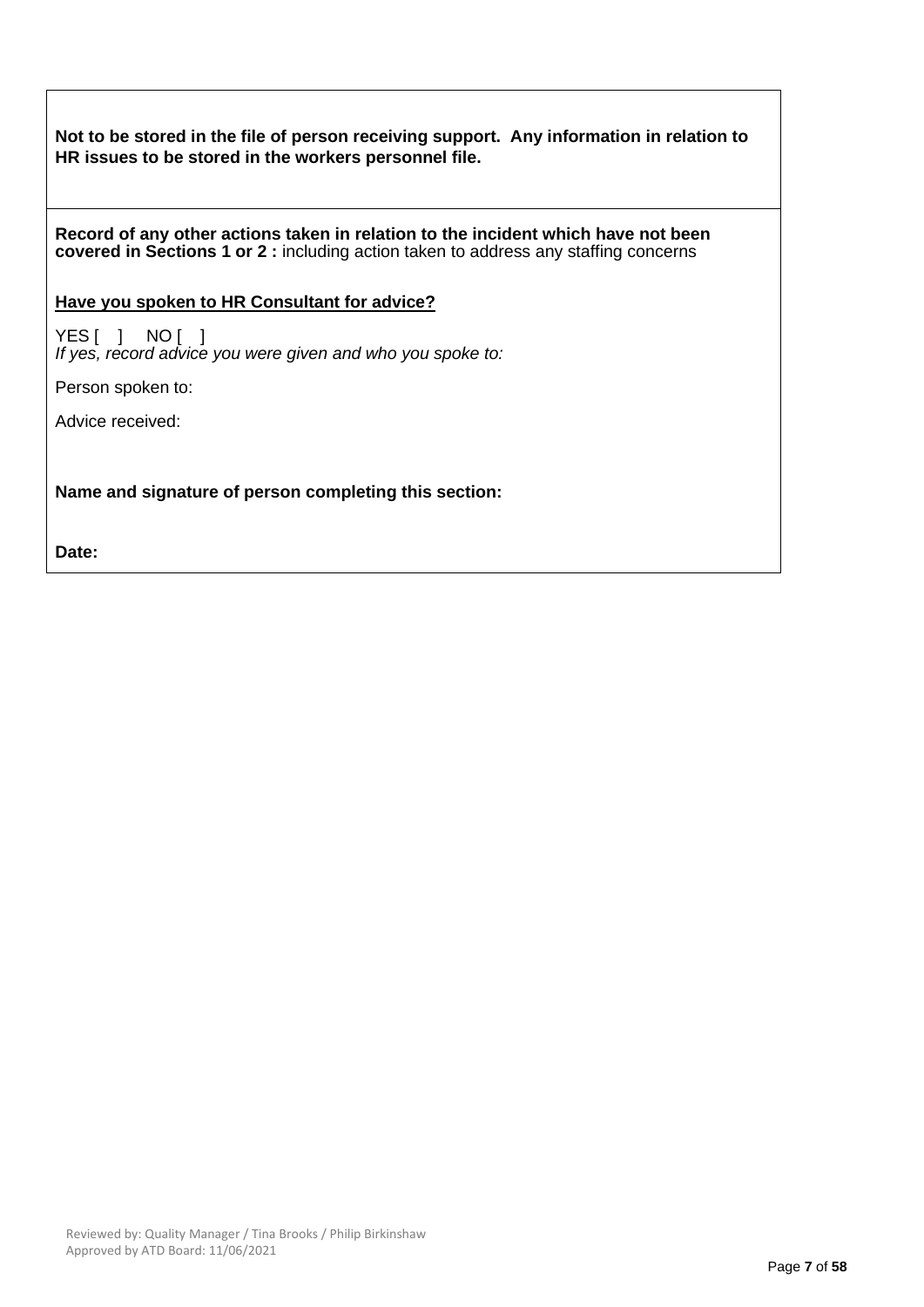**Not to be stored in the file of person receiving support. Any information in relation to HR issues to be stored in the workers personnel file.**

**Record of any other actions taken in relation to the incident which have not been covered in Sections 1 or 2 :** including action taken to address any staffing concerns

**<u>Have you spoken to HR Consultant for advice?</u>**

YES [ ] NO [ ]
*If yes, record advice you were given and who you spoke to:*

Person spoken to:

Advice received:

**Name and signature of person completing this section:**

**Date:**

Reviewed by: Quality Manager / Tina Brooks / Philip Birkinshaw
Approved by ATD Board: 11/06/2021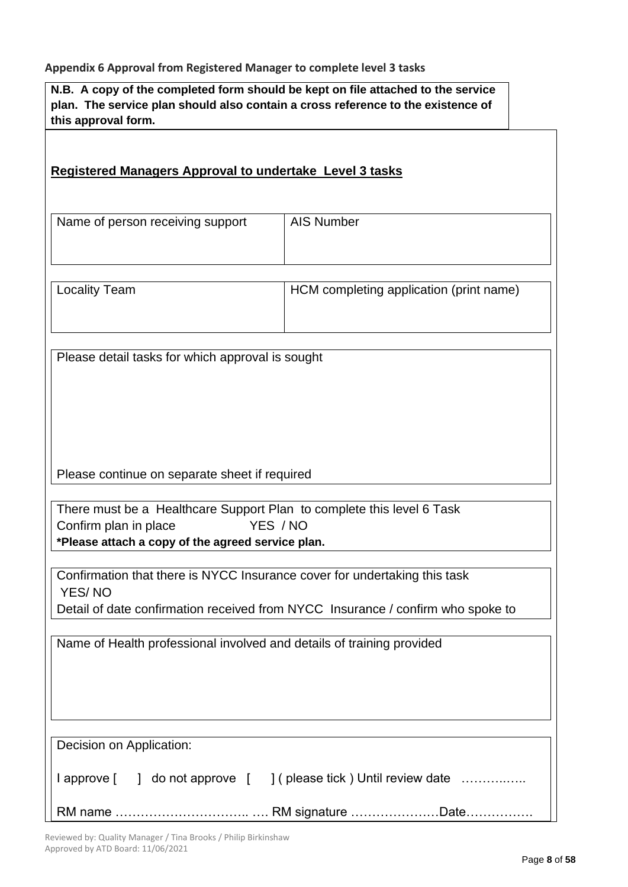**Appendix 6 Approval from Registered Manager to complete level 3 tasks**

**N.B. A copy of the completed form should be kept on file attached to the service plan. The service plan should also contain a cross reference to the existence of this approval form.**

## Registered Managers Approval to undertake Level 3 tasks

| Name of person receiving support | AIS Number |
|---|---|
| | |

| Locality Team | HCM completing application (print name) |
|---|---|
| | |

Please detail tasks for which approval is sought

Please continue on separate sheet if required

There must be a Healthcare Support Plan to complete this level 6 Task
Confirm plan in place YES / NO
**\*Please attach a copy of the agreed service plan.**

Confirmation that there is NYCC Insurance cover for undertaking this task
YES/ NO
Detail of date confirmation received from NYCC Insurance / confirm who spoke to

Name of Health professional involved and details of training provided

Decision on Application:

I approve [ ] do not approve [ ] ( please tick ) Until review date …………..

RM name ………………………….. …. RM signature …………………Date…………….

Reviewed by: Quality Manager / Tina Brooks / Philip Birkinshaw
Approved by ATD Board: 11/06/2021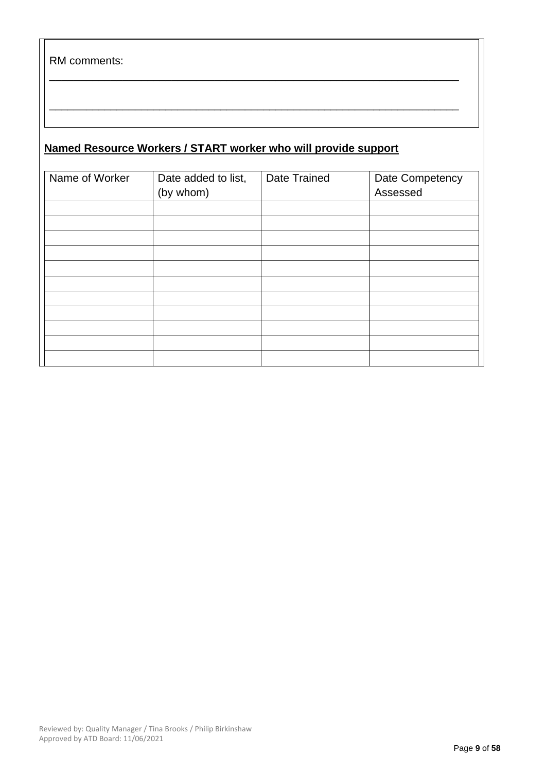RM comments:

\_\_\_\_\_\_\_\_\_\_\_\_\_\_\_\_\_\_\_\_\_\_\_\_\_\_\_\_\_\_\_\_\_\_\_\_\_\_\_\_\_\_\_\_\_\_\_\_\_\_\_\_\_\_\_\_\_\_\_\_\_\_\_\_\_\_

\_\_\_\_\_\_\_\_\_\_\_\_\_\_\_\_\_\_\_\_\_\_\_\_\_\_\_\_\_\_\_\_\_\_\_\_\_\_\_\_\_\_\_\_\_\_\_\_\_\_\_\_\_\_\_\_\_\_\_\_\_\_\_\_\_\_

**Named Resource Workers / START worker who will provide support**

| Name of Worker | Date added to list, (by whom) | Date Trained | Date Competency Assessed |
|---|---|---|---|
| | | | |
| | | | |
| | | | |
| | | | |
| | | | |
| | | | |
| | | | |
| | | | |
| | | | |
| | | | |
| | | | |

Reviewed by: Quality Manager / Tina Brooks / Philip Birkinshaw
Approved by ATD Board: 11/06/2021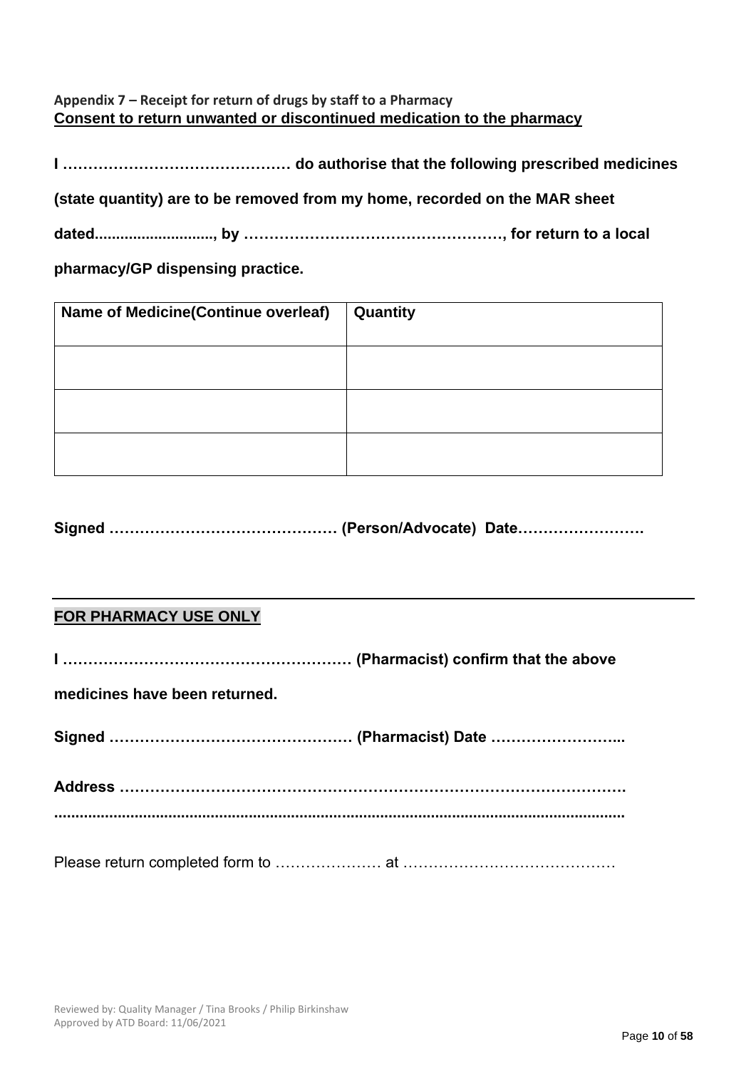**Appendix 7 – Receipt for return of drugs by staff to a Pharmacy**

**Consent to return unwanted or discontinued medication to the pharmacy**

**I ……………………………………… do authorise that the following prescribed medicines (state quantity) are to be removed from my home, recorded on the MAR sheet dated............................, by ……………………………………………, for return to a local pharmacy/GP dispensing practice.**

| Name of Medicine(Continue overleaf) | Quantity |
|---|---|
| | |
| | |
| | |

**Signed ……………………………………… (Person/Advocate) Date…………………….**

---

**FOR PHARMACY USE ONLY**

**I ………………………………………………… (Pharmacist) confirm that the above medicines have been returned.**

**Signed ………………………………………… (Pharmacist) Date ……………………...**

**Address ……………………………………………………………………………………. .........................................................................................................................**

Please return completed form to ………………… at ……………………………………

Reviewed by: Quality Manager / Tina Brooks / Philip Birkinshaw
Approved by ATD Board: 11/06/2021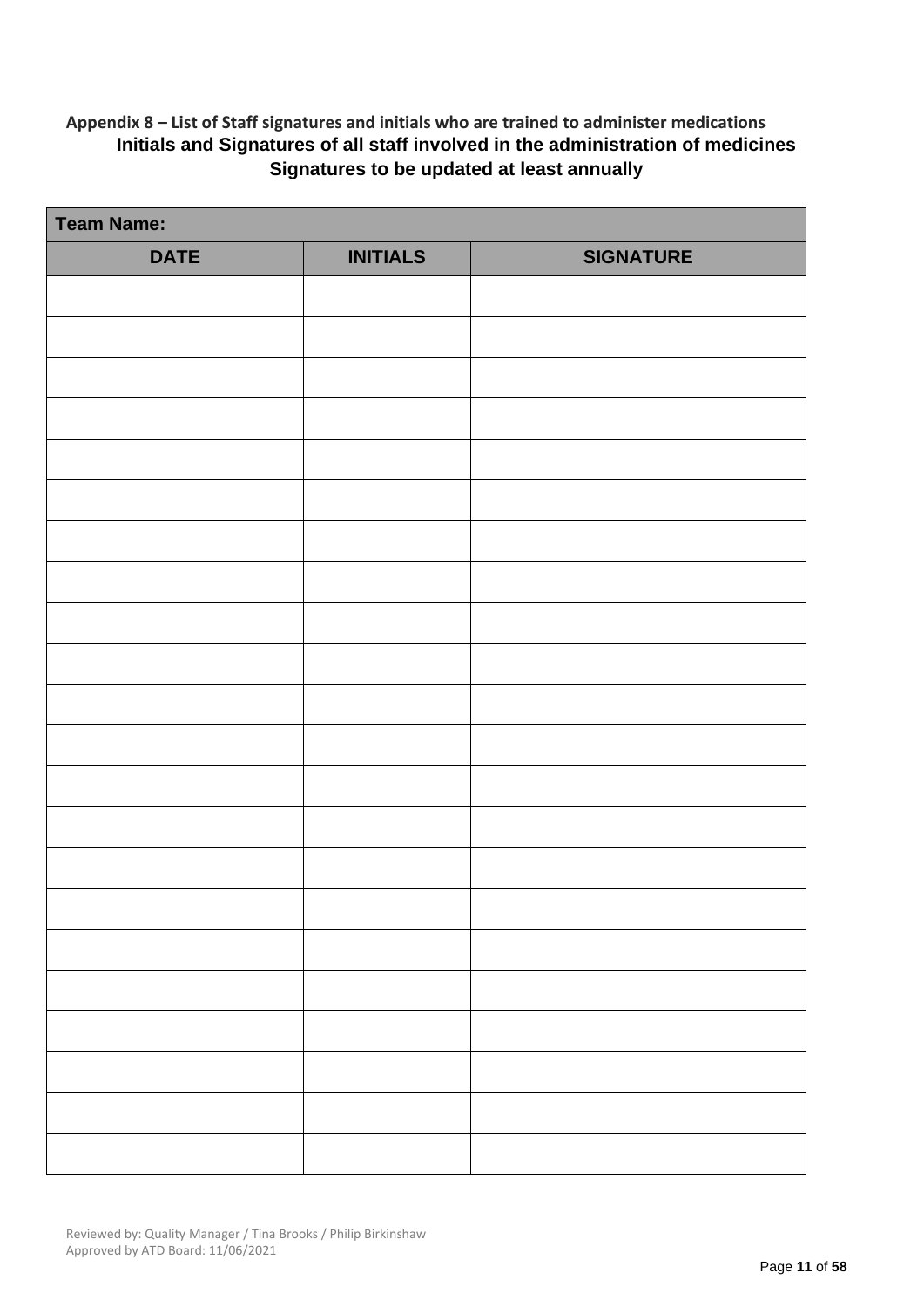**Appendix 8 – List of Staff signatures and initials who are trained to administer medications**

**Initials and Signatures of all staff involved in the administration of medicines**

**Signatures to be updated at least annually**

| Team Name: | | |
|---|---|---|
| **DATE** | **INITIALS** | **SIGNATURE** |
| | | |
| | | |
| | | |
| | | |
| | | |
| | | |
| | | |
| | | |
| | | |
| | | |
| | | |
| | | |
| | | |
| | | |
| | | |
| | | |
| | | |
| | | |
| | | |
| | | |
| | | |
| | | |

Reviewed by: Quality Manager / Tina Brooks / Philip Birkinshaw
Approved by ATD Board: 11/06/2021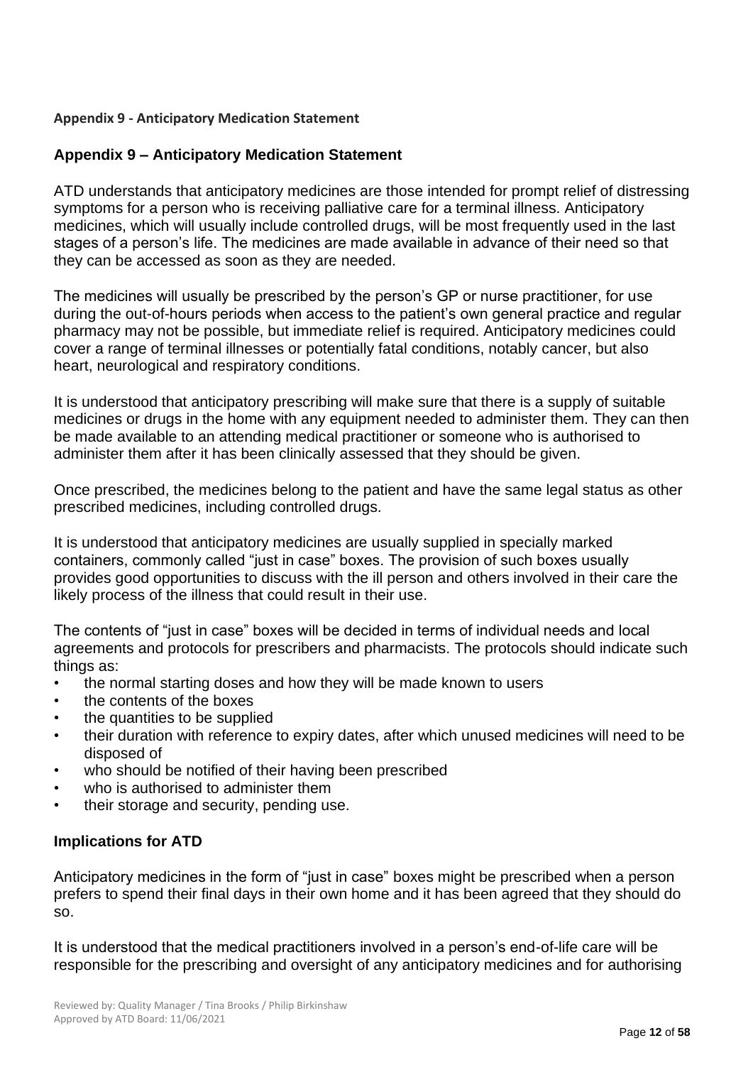**Appendix 9 - Anticipatory Medication Statement**

## Appendix 9 – Anticipatory Medication Statement

ATD understands that anticipatory medicines are those intended for prompt relief of distressing symptoms for a person who is receiving palliative care for a terminal illness. Anticipatory medicines, which will usually include controlled drugs, will be most frequently used in the last stages of a person's life. The medicines are made available in advance of their need so that they can be accessed as soon as they are needed.

The medicines will usually be prescribed by the person's GP or nurse practitioner, for use during the out-of-hours periods when access to the patient's own general practice and regular pharmacy may not be possible, but immediate relief is required. Anticipatory medicines could cover a range of terminal illnesses or potentially fatal conditions, notably cancer, but also heart, neurological and respiratory conditions.

It is understood that anticipatory prescribing will make sure that there is a supply of suitable medicines or drugs in the home with any equipment needed to administer them. They can then be made available to an attending medical practitioner or someone who is authorised to administer them after it has been clinically assessed that they should be given.

Once prescribed, the medicines belong to the patient and have the same legal status as other prescribed medicines, including controlled drugs.

It is understood that anticipatory medicines are usually supplied in specially marked containers, commonly called "just in case" boxes. The provision of such boxes usually provides good opportunities to discuss with the ill person and others involved in their care the likely process of the illness that could result in their use.

The contents of "just in case" boxes will be decided in terms of individual needs and local agreements and protocols for prescribers and pharmacists. The protocols should indicate such things as:

- the normal starting doses and how they will be made known to users
- the contents of the boxes
- the quantities to be supplied
- their duration with reference to expiry dates, after which unused medicines will need to be disposed of
- who should be notified of their having been prescribed
- who is authorised to administer them
- their storage and security, pending use.

### Implications for ATD

Anticipatory medicines in the form of "just in case" boxes might be prescribed when a person prefers to spend their final days in their own home and it has been agreed that they should do so.

It is understood that the medical practitioners involved in a person's end-of-life care will be responsible for the prescribing and oversight of any anticipatory medicines and for authorising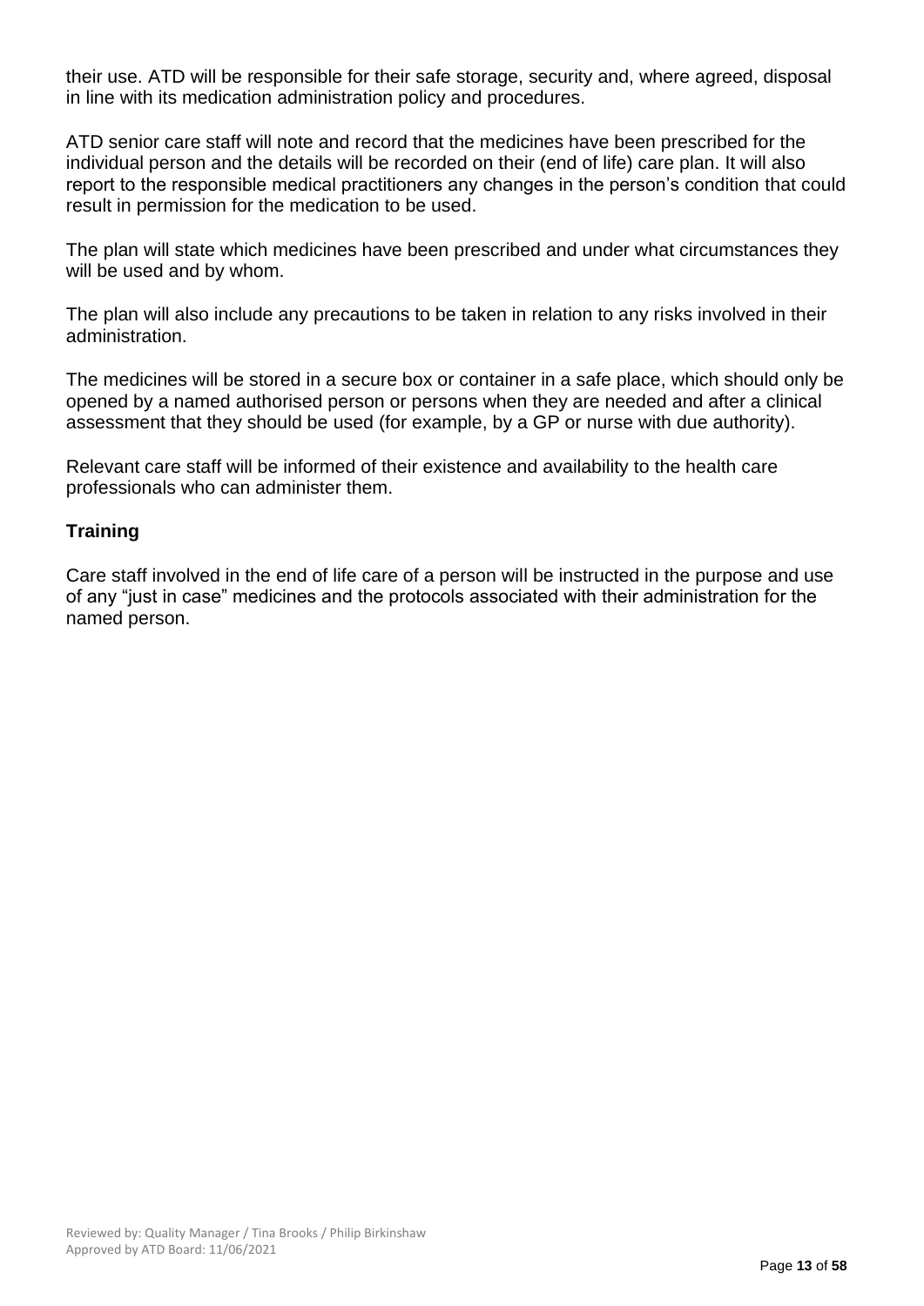their use. ATD will be responsible for their safe storage, security and, where agreed, disposal in line with its medication administration policy and procedures.

ATD senior care staff will note and record that the medicines have been prescribed for the individual person and the details will be recorded on their (end of life) care plan. It will also report to the responsible medical practitioners any changes in the person's condition that could result in permission for the medication to be used.

The plan will state which medicines have been prescribed and under what circumstances they will be used and by whom.

The plan will also include any precautions to be taken in relation to any risks involved in their administration.

The medicines will be stored in a secure box or container in a safe place, which should only be opened by a named authorised person or persons when they are needed and after a clinical assessment that they should be used (for example, by a GP or nurse with due authority).

Relevant care staff will be informed of their existence and availability to the health care professionals who can administer them.

**Training**

Care staff involved in the end of life care of a person will be instructed in the purpose and use of any "just in case" medicines and the protocols associated with their administration for the named person.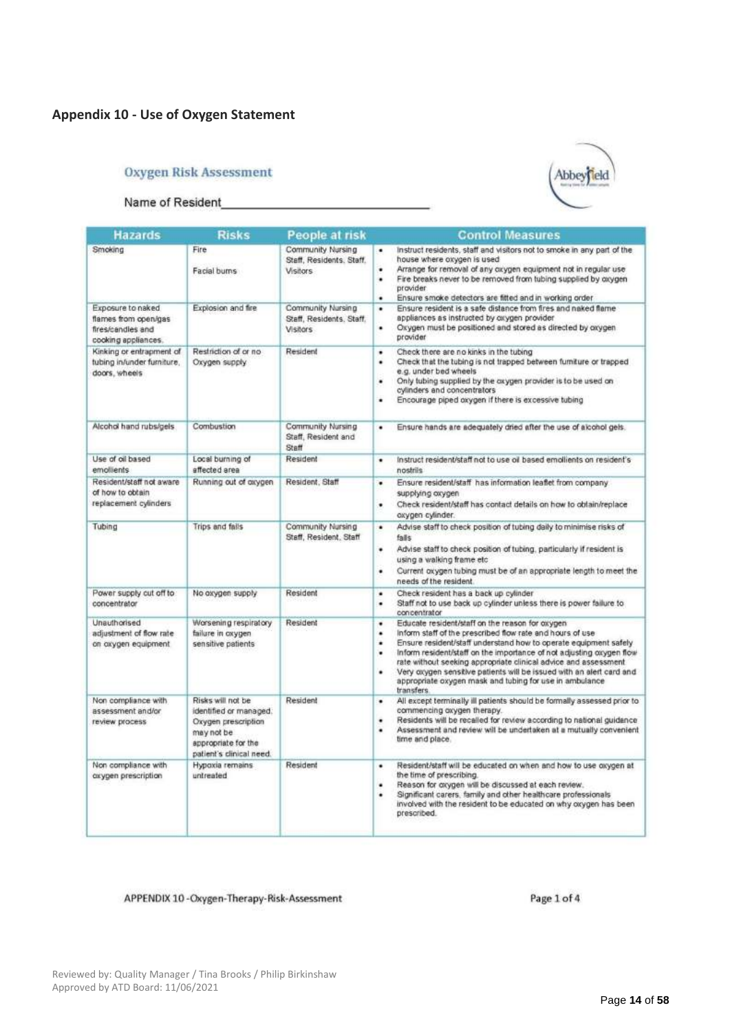## Appendix 10 - Use of Oxygen Statement

### Oxygen Risk Assessment

Name of Resident_______________________________

| Hazards | Risks | People at risk | Control Measures |
|---|---|---|---|
| Smoking | Fire<br><br>Facial burns | Community Nursing Staff, Residents, Staff, Visitors | • Instruct residents, staff and visitors not to smoke in any part of the house where oxygen is used<br>• Arrange for removal of any oxygen equipment not in regular use<br>• Fire breaks never to be removed from tubing supplied by oxygen provider<br>• Ensure smoke detectors are fitted and in working order |
| Exposure to naked flames from open/gas fires/candles and cooking appliances. | Explosion and fire | Community Nursing Staff, Residents, Staff, Visitors | • Ensure resident is a safe distance from fires and naked flame appliances as instructed by oxygen provider<br>• Oxygen must be positioned and stored as directed by oxygen provider |
| Kinking or entrapment of tubing in/under furniture, doors, wheels | Restriction of or no Oxygen supply | Resident | • Check there are no kinks in the tubing<br>• Check that the tubing is not trapped between furniture or trapped e.g. under bed wheels<br>• Only tubing supplied by the oxygen provider is to be used on cylinders and concentrators<br>• Encourage piped oxygen if there is excessive tubing |
| Alcohol hand rubs/gels | Combustion | Community Nursing Staff, Resident and Staff | • Ensure hands are adequately dried after the use of alcohol gels. |
| Use of oil based emollients | Local burning of affected area | Resident | • Instruct resident/staff not to use oil based emollients on resident's nostrils |
| Resident/staff not aware of how to obtain replacement cylinders | Running out of oxygen | Resident, Staff | • Ensure resident/staff has information leaflet from company supplying oxygen<br>• Check resident/staff has contact details on how to obtain/replace oxygen cylinder. |
| Tubing | Trips and falls | Community Nursing Staff, Resident, Staff | • Advise staff to check position of tubing daily to minimise risks of falls<br>• Advise staff to check position of tubing, particularly if resident is using a walking frame etc<br>• Current oxygen tubing must be of an appropriate length to meet the needs of the resident. |
| Power supply cut off to concentrator | No oxygen supply | Resident | • Check resident has a back up cylinder<br>• Staff not to use back up cylinder unless there is power failure to concentrator |
| Unauthorised adjustment of flow rate on oxygen equipment | Worsening respiratory failure in oxygen sensitive patients | Resident | • Educate resident/staff on the reason for oxygen<br>• Inform staff of the prescribed flow rate and hours of use<br>• Ensure resident/staff understand how to operate equipment safely<br>• Inform resident/staff on the importance of not adjusting oxygen flow rate without seeking appropriate clinical advice and assessment<br>• Very oxygen sensitive patients will be issued with an alert card and appropriate oxygen mask and tubing for use in ambulance transfers. |
| Non compliance with assessment and/or review process | Risks will not be identified or managed. Oxygen prescription may not be appropriate for the patient's clinical need. | Resident | • All except terminally ill patients should be formally assessed prior to commencing oxygen therapy.<br>• Residents will be recalled for review according to national guidance<br>• Assessment and review will be undertaken at a mutually convenient time and place. |
| Non compliance with oxygen prescription | Hypoxia remains untreated | Resident | • Resident/staff will be educated on when and how to use oxygen at the time of prescribing.<br>• Reason for oxygen will be discussed at each review.<br>• Significant carers, family and other healthcare professionals involved with the resident to be educated on why oxygen has been prescribed. |

APPENDIX 10 -Oxygen-Therapy-Risk-Assessment

Reviewed by: Quality Manager / Tina Brooks / Philip Birkinshaw
Approved by ATD Board: 11/06/2021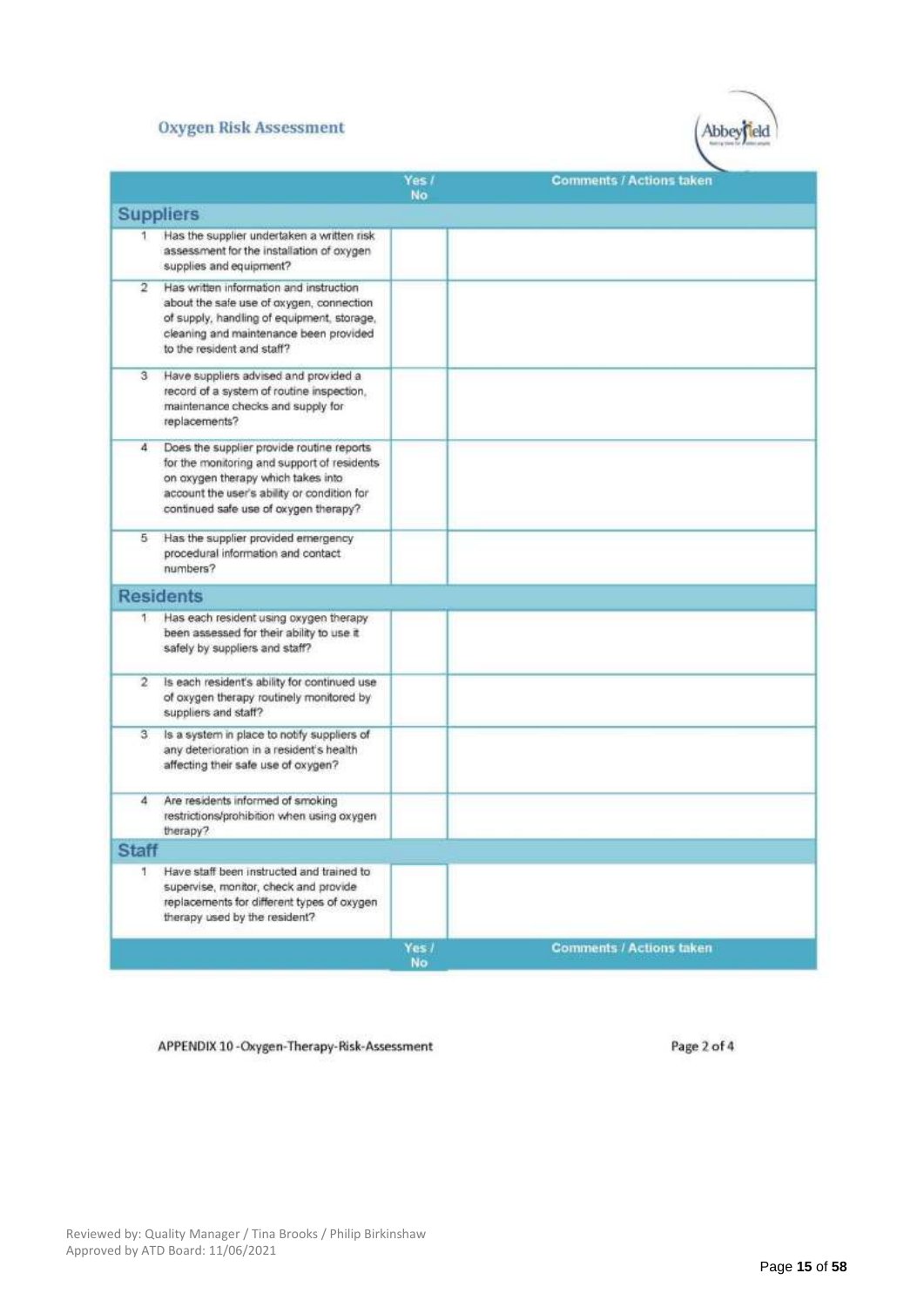## Oxygen Risk Assessment

| | | Yes / No | Comments / Actions taken |
|---|---|---|---|
| **Suppliers** | | | |
| 1 | Has the supplier undertaken a written risk assessment for the installation of oxygen supplies and equipment? | | |
| 2 | Has written information and instruction about the safe use of oxygen, connection of supply, handling of equipment, storage, cleaning and maintenance been provided to the resident and staff? | | |
| 3 | Have suppliers advised and provided a record of a system of routine inspection, maintenance checks and supply for replacements? | | |
| 4 | Does the supplier provide routine reports for the monitoring and support of residents on oxygen therapy which takes into account the user's ability or condition for continued safe use of oxygen therapy? | | |
| 5 | Has the supplier provided emergency procedural information and contact numbers? | | |
| **Residents** | | | |
| 1 | Has each resident using oxygen therapy been assessed for their ability to use it safely by suppliers and staff? | | |
| 2 | Is each resident's ability for continued use of oxygen therapy routinely monitored by suppliers and staff? | | |
| 3 | Is a system in place to notify suppliers of any deterioration in a resident's health affecting their safe use of oxygen? | | |
| 4 | Are residents informed of smoking restrictions/prohibition when using oxygen therapy? | | |
| **Staff** | | | |
| 1 | Have staff been instructed and trained to supervise, monitor, check and provide replacements for different types of oxygen therapy used by the resident? | | |
| | | Yes / No | Comments / Actions taken |

APPENDIX 10 -Oxygen-Therapy-Risk-Assessment

Reviewed by: Quality Manager / Tina Brooks / Philip Birkinshaw
Approved by ATD Board: 11/06/2021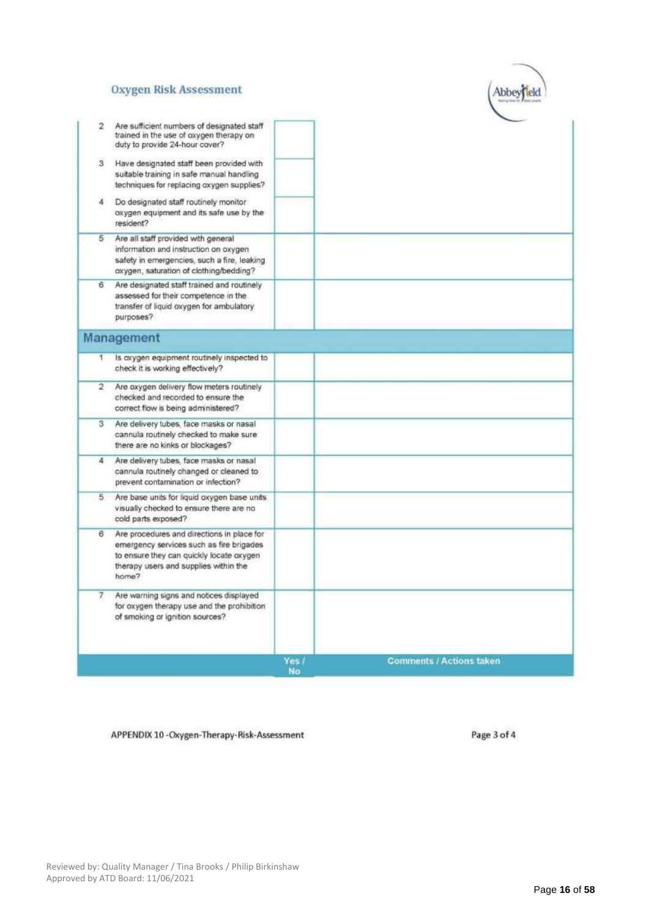## Oxygen Risk Assessment

| | | Yes / No | Comments / Actions taken |
|---|---|---|---|
| 2 | Are sufficient numbers of designated staff trained in the use of oxygen therapy on duty to provide 24-hour cover? | | |
| 3 | Have designated staff been provided with suitable training in safe manual handling techniques for replacing oxygen supplies? | | |
| 4 | Do designated staff routinely monitor oxygen equipment and its safe use by the resident? | | |
| 5 | Are all staff provided with general information and instruction on oxygen safety in emergencies, such a fire, leaking oxygen, saturation of clothing/bedding? | | |
| 6 | Are designated staff trained and routinely assessed for their competence in the transfer of liquid oxygen for ambulatory purposes? | | |
| **Management** | | | |
| 1 | Is oxygen equipment routinely inspected to check it is working effectively? | | |
| 2 | Are oxygen delivery flow meters routinely checked and recorded to ensure the correct flow is being administered? | | |
| 3 | Are delivery tubes, face masks or nasal cannula routinely checked to make sure there are no kinks or blockages? | | |
| 4 | Are delivery tubes, face masks or nasal cannula routinely changed or cleaned to prevent contamination or infection? | | |
| 5 | Are base units for liquid oxygen base units visually checked to ensure there are no cold parts exposed? | | |
| 6 | Are procedures and directions in place for emergency services such as fire brigades to ensure they can quickly locate oxygen therapy users and supplies within the home? | | |
| 7 | Are warning signs and notices displayed for oxygen therapy use and the prohibition of smoking or ignition sources? | | |

APPENDIX 10 -Oxygen-Therapy-Risk-Assessment

Reviewed by: Quality Manager / Tina Brooks / Philip Birkinshaw
Approved by ATD Board: 11/06/2021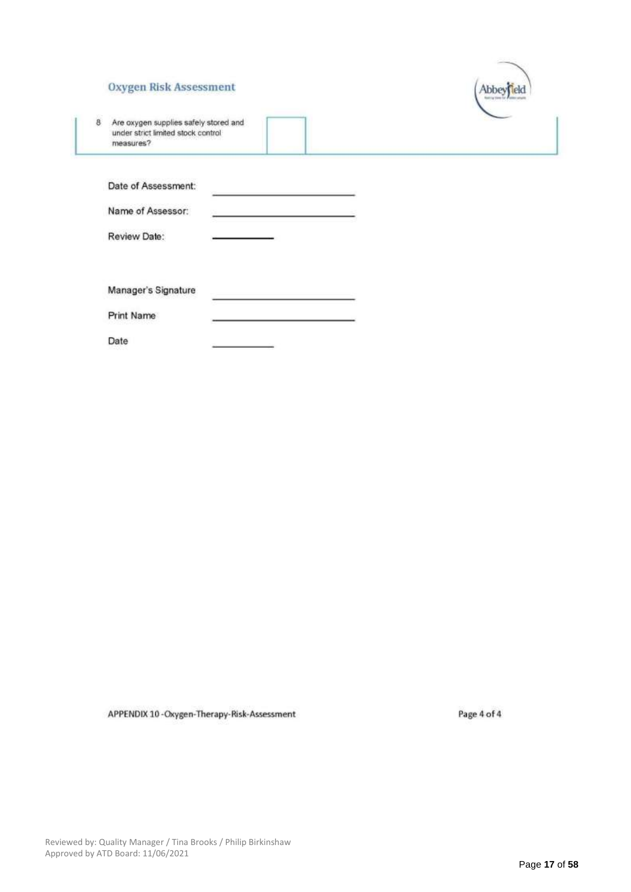## Oxygen Risk Assessment

| | | | |
|---|---|---|---|
| 8 | Are oxygen supplies safely stored and under strict limited stock control measures? | | |

Date of Assessment: ______________________

Name of Assessor: ______________________

Review Date: __________

Manager's Signature ______________________

Print Name ______________________

Date __________

APPENDIX 10 -Oxygen-Therapy-Risk-Assessment

Reviewed by: Quality Manager / Tina Brooks / Philip Birkinshaw
Approved by ATD Board: 11/06/2021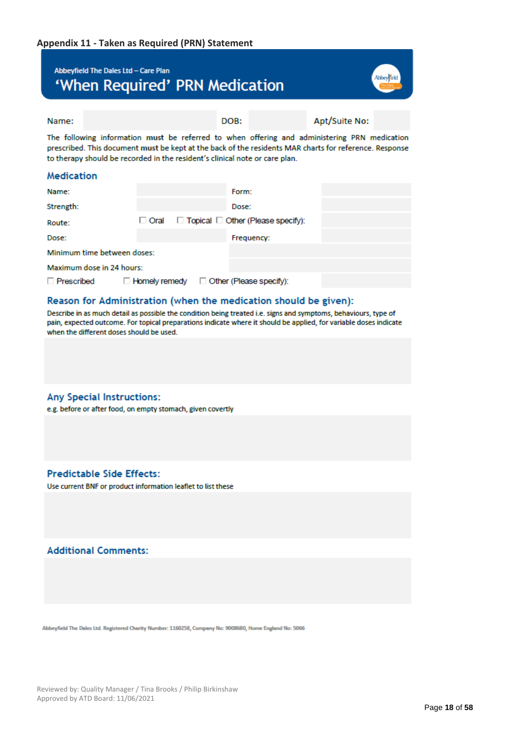## Appendix 11 - Taken as Required (PRN) Statement

Abbeyfield The Dales Ltd – Care Plan

# 'When Required' PRN Medication

| Name: | | DOB: | | Apt/Suite No: | |
|---|---|---|---|---|---|

The following information **must** be referred to when offering and administering PRN medication prescribed. This document **must** be kept at the back of the residents MAR charts for reference. Response to therapy should be recorded in the resident's clinical note or care plan.

### Medication

| | | | |
|---|---|---|---|
| Name: | | Form: | |
| Strength: | | Dose: | |
| Route: | ☐ Oral ☐ Topical ☐ Other (Please specify): | | |
| Dose: | | Frequency: | |
| Minimum time between doses: | | | |
| Maximum dose in 24 hours: | | | |
| ☐ Prescribed ☐ Homely remedy ☐ Other (Please specify): | | | |

### Reason for Administration (when the medication should be given):

Describe in as much detail as possible the condition being treated i.e. signs and symptoms, behaviours, type of pain, expected outcome. For topical preparations indicate where it should be applied, for variable doses indicate when the different doses should be used.

### Any Special Instructions:

e.g. before or after food, on empty stomach, given covertly

### Predictable Side Effects:

Use current BNF or product information leaflet to list these

### Additional Comments:

Abbeyfield The Dales Ltd. Registered Charity Number: 1160258, Company No: 9008680, Home England No: 5066

Reviewed by: Quality Manager / Tina Brooks / Philip Birkinshaw
Approved by ATD Board: 11/06/2021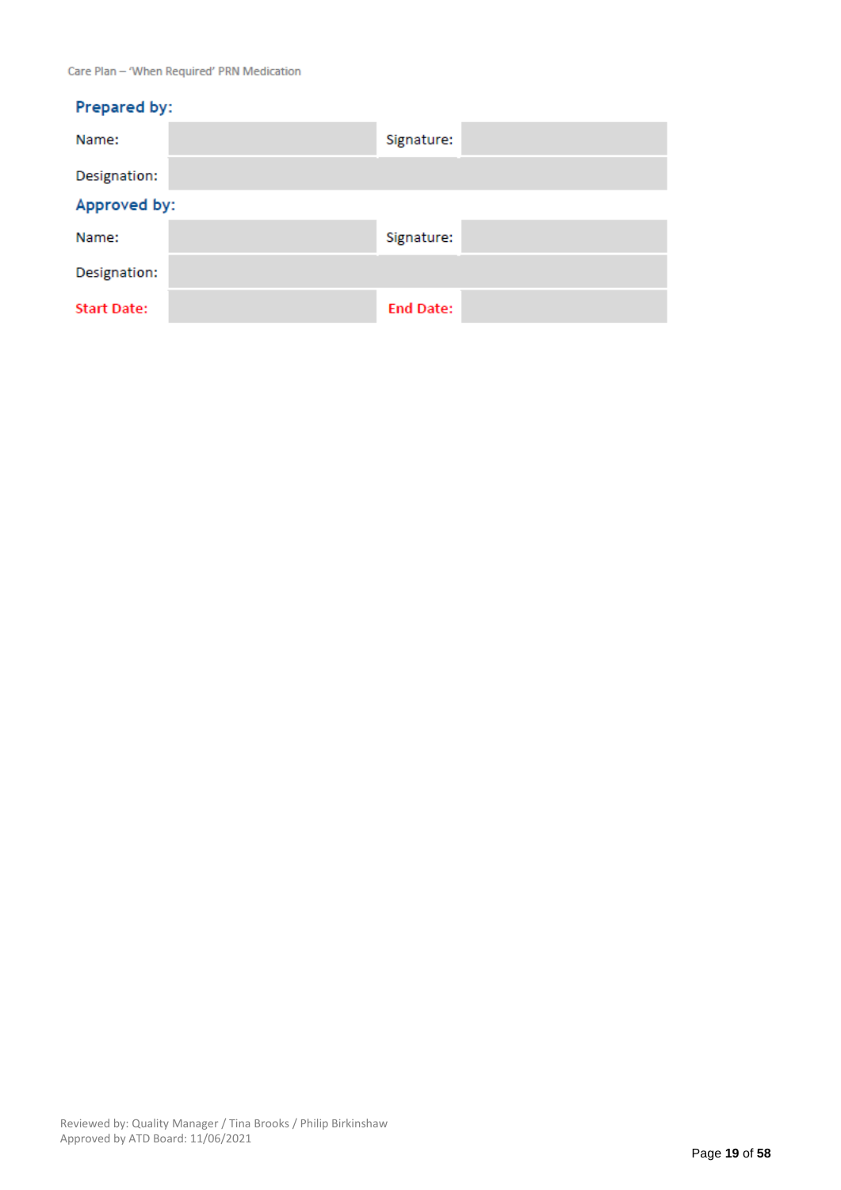## Prepared by:

| Name: | | Signature: | |
|---|---|---|---|
| Designation: | | | |

## Approved by:

| Name: | | Signature: | |
|---|---|---|---|
| Designation: | | | |
| **Start Date:** | | **End Date:** | |

Reviewed by: Quality Manager / Tina Brooks / Philip Birkinshaw
Approved by ATD Board: 11/06/2021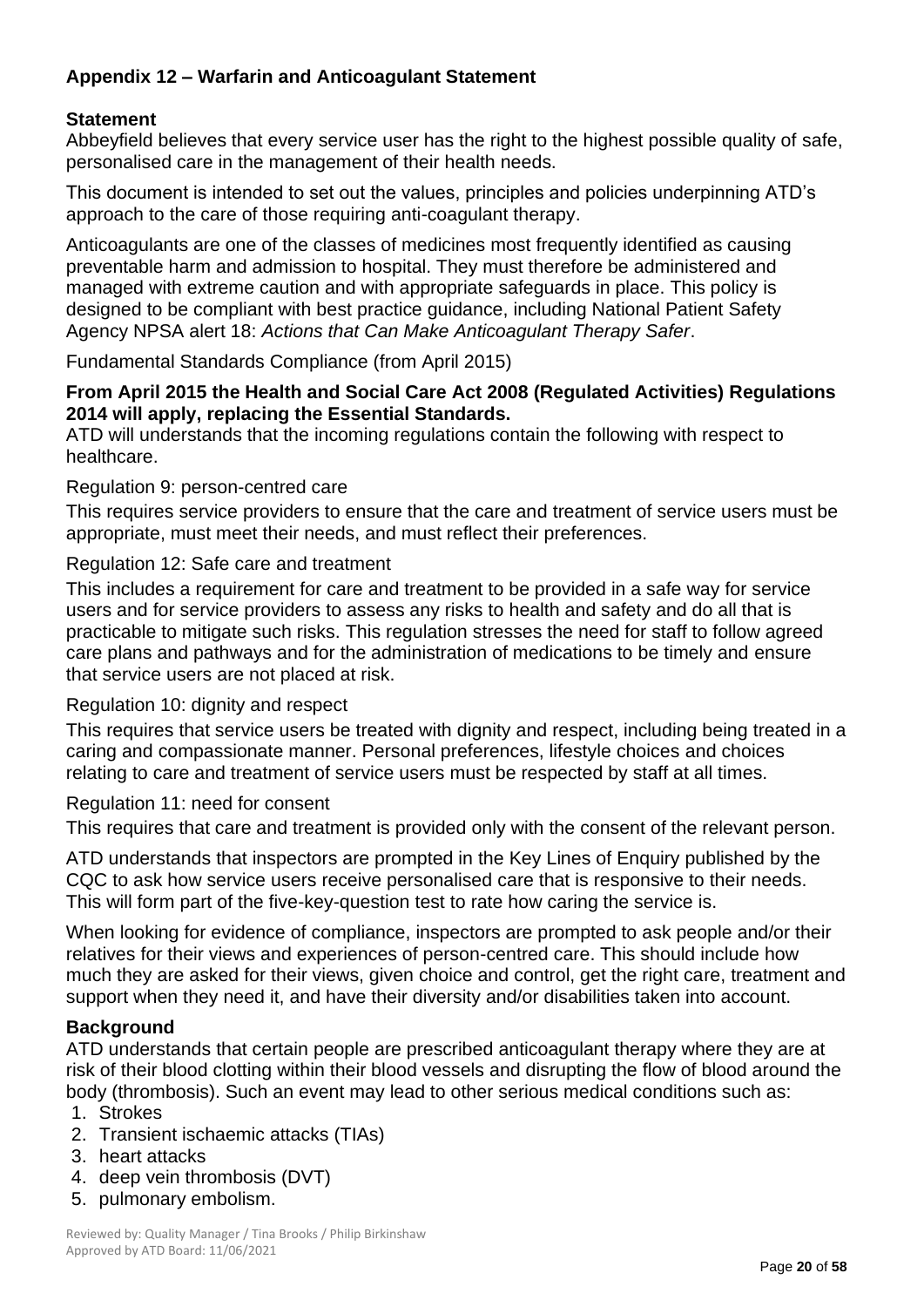## Appendix 12 – Warfarin and Anticoagulant Statement

### Statement

Abbeyfield believes that every service user has the right to the highest possible quality of safe, personalised care in the management of their health needs.

This document is intended to set out the values, principles and policies underpinning ATD's approach to the care of those requiring anti-coagulant therapy.

Anticoagulants are one of the classes of medicines most frequently identified as causing preventable harm and admission to hospital. They must therefore be administered and managed with extreme caution and with appropriate safeguards in place. This policy is designed to be compliant with best practice guidance, including National Patient Safety Agency NPSA alert 18: *Actions that Can Make Anticoagulant Therapy Safer*.

Fundamental Standards Compliance (from April 2015)

**From April 2015 the Health and Social Care Act 2008 (Regulated Activities) Regulations 2014 will apply, replacing the Essential Standards.**

ATD will understands that the incoming regulations contain the following with respect to healthcare.

Regulation 9: person-centred care

This requires service providers to ensure that the care and treatment of service users must be appropriate, must meet their needs, and must reflect their preferences.

Regulation 12: Safe care and treatment

This includes a requirement for care and treatment to be provided in a safe way for service users and for service providers to assess any risks to health and safety and do all that is practicable to mitigate such risks. This regulation stresses the need for staff to follow agreed care plans and pathways and for the administration of medications to be timely and ensure that service users are not placed at risk.

Regulation 10: dignity and respect

This requires that service users be treated with dignity and respect, including being treated in a caring and compassionate manner. Personal preferences, lifestyle choices and choices relating to care and treatment of service users must be respected by staff at all times.

Regulation 11: need for consent

This requires that care and treatment is provided only with the consent of the relevant person.

ATD understands that inspectors are prompted in the Key Lines of Enquiry published by the CQC to ask how service users receive personalised care that is responsive to their needs. This will form part of the five-key-question test to rate how caring the service is.

When looking for evidence of compliance, inspectors are prompted to ask people and/or their relatives for their views and experiences of person-centred care. This should include how much they are asked for their views, given choice and control, get the right care, treatment and support when they need it, and have their diversity and/or disabilities taken into account.

### Background

ATD understands that certain people are prescribed anticoagulant therapy where they are at risk of their blood clotting within their blood vessels and disrupting the flow of blood around the body (thrombosis). Such an event may lead to other serious medical conditions such as:

1. Strokes
2. Transient ischaemic attacks (TIAs)
3. heart attacks
4. deep vein thrombosis (DVT)
5. pulmonary embolism.

Reviewed by: Quality Manager / Tina Brooks / Philip Birkinshaw
Approved by ATD Board: 11/06/2021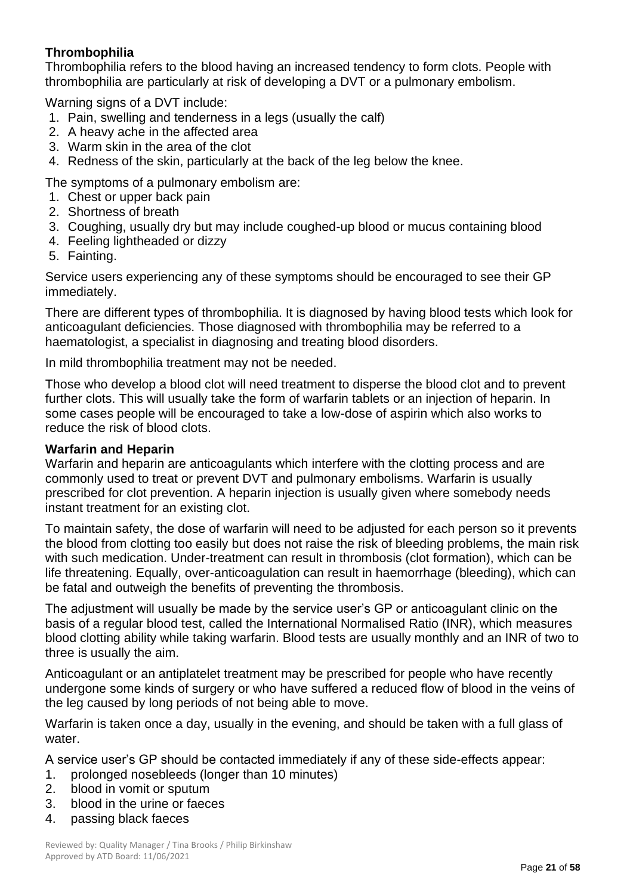**Thrombophilia**

Thrombophilia refers to the blood having an increased tendency to form clots. People with thrombophilia are particularly at risk of developing a DVT or a pulmonary embolism.

Warning signs of a DVT include:

1. Pain, swelling and tenderness in a legs (usually the calf)
2. A heavy ache in the affected area
3. Warm skin in the area of the clot
4. Redness of the skin, particularly at the back of the leg below the knee.

The symptoms of a pulmonary embolism are:

1. Chest or upper back pain
2. Shortness of breath
3. Coughing, usually dry but may include coughed-up blood or mucus containing blood
4. Feeling lightheaded or dizzy
5. Fainting.

Service users experiencing any of these symptoms should be encouraged to see their GP immediately.

There are different types of thrombophilia. It is diagnosed by having blood tests which look for anticoagulant deficiencies. Those diagnosed with thrombophilia may be referred to a haematologist, a specialist in diagnosing and treating blood disorders.

In mild thrombophilia treatment may not be needed.

Those who develop a blood clot will need treatment to disperse the blood clot and to prevent further clots. This will usually take the form of warfarin tablets or an injection of heparin. In some cases people will be encouraged to take a low-dose of aspirin which also works to reduce the risk of blood clots.

**Warfarin and Heparin**

Warfarin and heparin are anticoagulants which interfere with the clotting process and are commonly used to treat or prevent DVT and pulmonary embolisms. Warfarin is usually prescribed for clot prevention. A heparin injection is usually given where somebody needs instant treatment for an existing clot.

To maintain safety, the dose of warfarin will need to be adjusted for each person so it prevents the blood from clotting too easily but does not raise the risk of bleeding problems, the main risk with such medication. Under-treatment can result in thrombosis (clot formation), which can be life threatening. Equally, over-anticoagulation can result in haemorrhage (bleeding), which can be fatal and outweigh the benefits of preventing the thrombosis.

The adjustment will usually be made by the service user's GP or anticoagulant clinic on the basis of a regular blood test, called the International Normalised Ratio (INR), which measures blood clotting ability while taking warfarin. Blood tests are usually monthly and an INR of two to three is usually the aim.

Anticoagulant or an antiplatelet treatment may be prescribed for people who have recently undergone some kinds of surgery or who have suffered a reduced flow of blood in the veins of the leg caused by long periods of not being able to move.

Warfarin is taken once a day, usually in the evening, and should be taken with a full glass of water.

A service user's GP should be contacted immediately if any of these side-effects appear:

1. prolonged nosebleeds (longer than 10 minutes)
2. blood in vomit or sputum
3. blood in the urine or faeces
4. passing black faeces

Reviewed by: Quality Manager / Tina Brooks / Philip Birkinshaw
Approved by ATD Board: 11/06/2021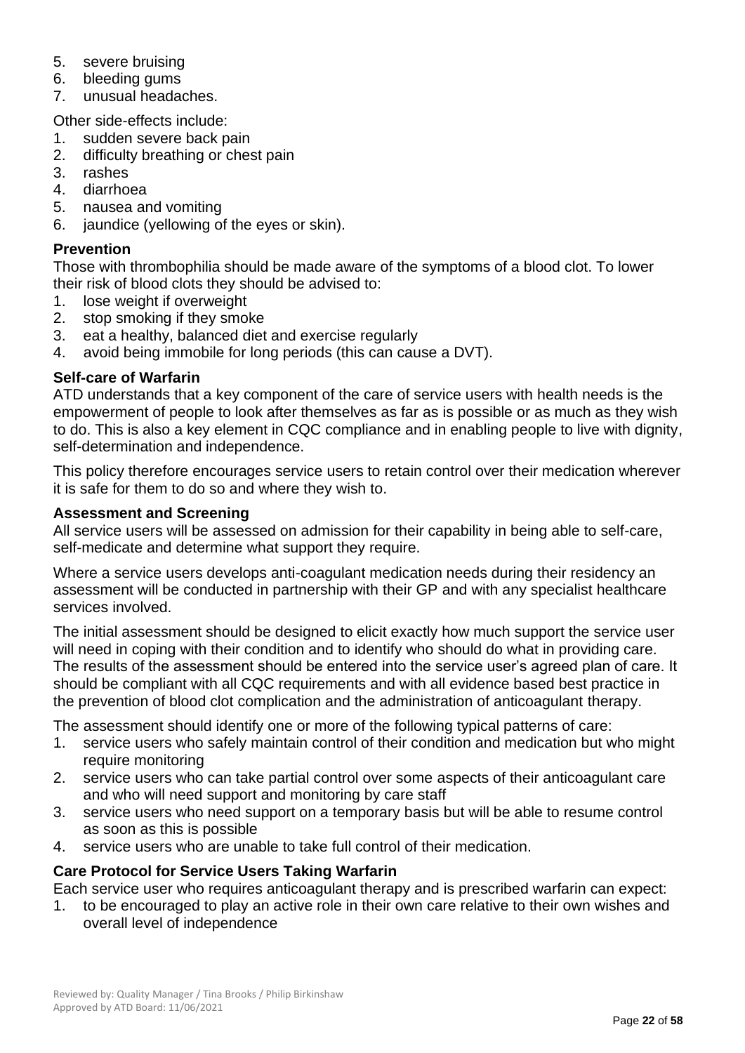5. severe bruising
6. bleeding gums
7. unusual headaches.

Other side-effects include:

1. sudden severe back pain
2. difficulty breathing or chest pain
3. rashes
4. diarrhoea
5. nausea and vomiting
6. jaundice (yellowing of the eyes or skin).

### Prevention

Those with thrombophilia should be made aware of the symptoms of a blood clot. To lower their risk of blood clots they should be advised to:

1. lose weight if overweight
2. stop smoking if they smoke
3. eat a healthy, balanced diet and exercise regularly
4. avoid being immobile for long periods (this can cause a DVT).

### Self-care of Warfarin

ATD understands that a key component of the care of service users with health needs is the empowerment of people to look after themselves as far as is possible or as much as they wish to do. This is also a key element in CQC compliance and in enabling people to live with dignity, self-determination and independence.

This policy therefore encourages service users to retain control over their medication wherever it is safe for them to do so and where they wish to.

### Assessment and Screening

All service users will be assessed on admission for their capability in being able to self-care, self-medicate and determine what support they require.

Where a service users develops anti-coagulant medication needs during their residency an assessment will be conducted in partnership with their GP and with any specialist healthcare services involved.

The initial assessment should be designed to elicit exactly how much support the service user will need in coping with their condition and to identify who should do what in providing care. The results of the assessment should be entered into the service user's agreed plan of care. It should be compliant with all CQC requirements and with all evidence based best practice in the prevention of blood clot complication and the administration of anticoagulant therapy.

The assessment should identify one or more of the following typical patterns of care:

1. service users who safely maintain control of their condition and medication but who might require monitoring
2. service users who can take partial control over some aspects of their anticoagulant care and who will need support and monitoring by care staff
3. service users who need support on a temporary basis but will be able to resume control as soon as this is possible
4. service users who are unable to take full control of their medication.

### Care Protocol for Service Users Taking Warfarin

Each service user who requires anticoagulant therapy and is prescribed warfarin can expect:

1. to be encouraged to play an active role in their own care relative to their own wishes and overall level of independence

Reviewed by: Quality Manager / Tina Brooks / Philip Birkinshaw
Approved by ATD Board: 11/06/2021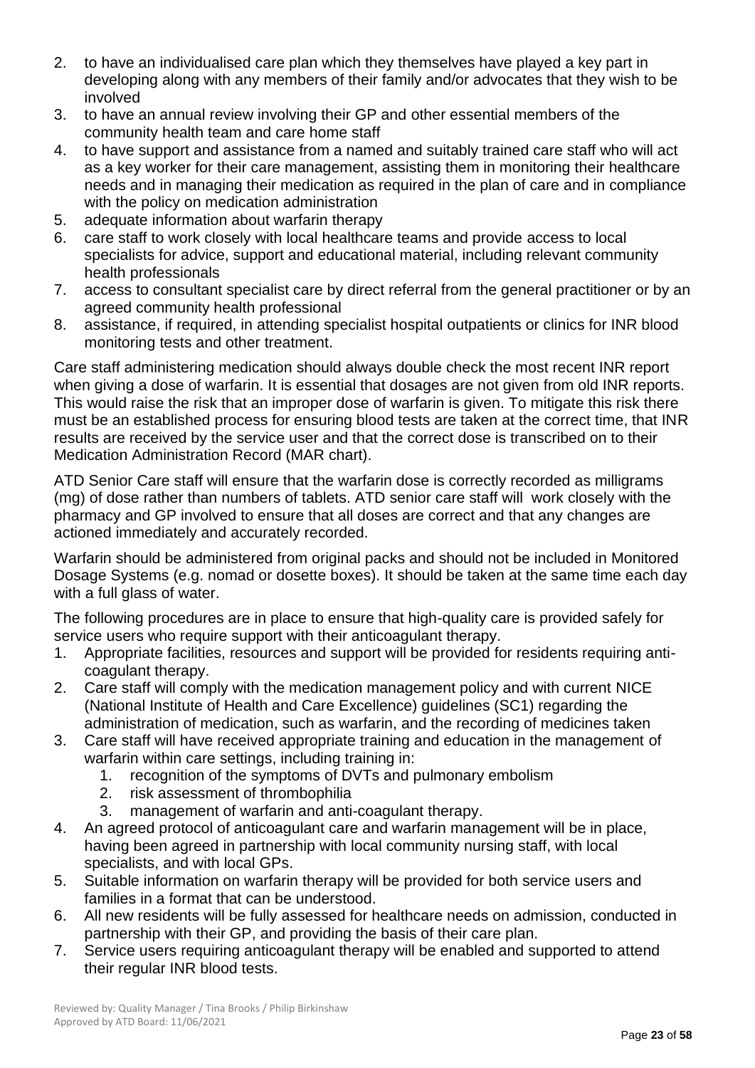2. to have an individualised care plan which they themselves have played a key part in developing along with any members of their family and/or advocates that they wish to be involved
3. to have an annual review involving their GP and other essential members of the community health team and care home staff
4. to have support and assistance from a named and suitably trained care staff who will act as a key worker for their care management, assisting them in monitoring their healthcare needs and in managing their medication as required in the plan of care and in compliance with the policy on medication administration
5. adequate information about warfarin therapy
6. care staff to work closely with local healthcare teams and provide access to local specialists for advice, support and educational material, including relevant community health professionals
7. access to consultant specialist care by direct referral from the general practitioner or by an agreed community health professional
8. assistance, if required, in attending specialist hospital outpatients or clinics for INR blood monitoring tests and other treatment.

Care staff administering medication should always double check the most recent INR report when giving a dose of warfarin. It is essential that dosages are not given from old INR reports. This would raise the risk that an improper dose of warfarin is given. To mitigate this risk there must be an established process for ensuring blood tests are taken at the correct time, that INR results are received by the service user and that the correct dose is transcribed on to their Medication Administration Record (MAR chart).

ATD Senior Care staff will ensure that the warfarin dose is correctly recorded as milligrams (mg) of dose rather than numbers of tablets. ATD senior care staff will work closely with the pharmacy and GP involved to ensure that all doses are correct and that any changes are actioned immediately and accurately recorded.

Warfarin should be administered from original packs and should not be included in Monitored Dosage Systems (e.g. nomad or dosette boxes). It should be taken at the same time each day with a full glass of water.

The following procedures are in place to ensure that high-quality care is provided safely for service users who require support with their anticoagulant therapy.

1. Appropriate facilities, resources and support will be provided for residents requiring anti-coagulant therapy.
2. Care staff will comply with the medication management policy and with current NICE (National Institute of Health and Care Excellence) guidelines (SC1) regarding the administration of medication, such as warfarin, and the recording of medicines taken
3. Care staff will have received appropriate training and education in the management of warfarin within care settings, including training in:
   1. recognition of the symptoms of DVTs and pulmonary embolism
   2. risk assessment of thrombophilia
   3. management of warfarin and anti-coagulant therapy.
4. An agreed protocol of anticoagulant care and warfarin management will be in place, having been agreed in partnership with local community nursing staff, with local specialists, and with local GPs.
5. Suitable information on warfarin therapy will be provided for both service users and families in a format that can be understood.
6. All new residents will be fully assessed for healthcare needs on admission, conducted in partnership with their GP, and providing the basis of their care plan.
7. Service users requiring anticoagulant therapy will be enabled and supported to attend their regular INR blood tests.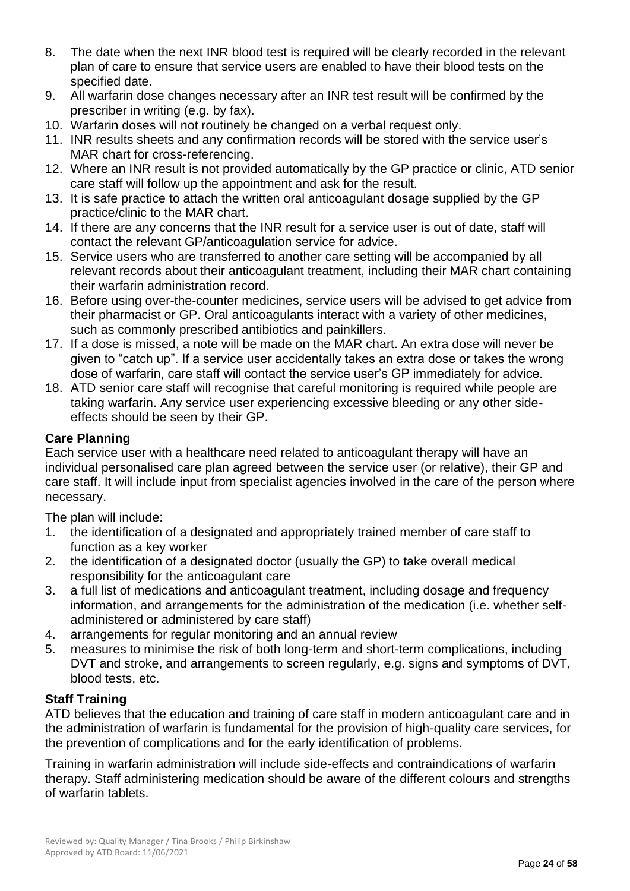8. The date when the next INR blood test is required will be clearly recorded in the relevant plan of care to ensure that service users are enabled to have their blood tests on the specified date.
9. All warfarin dose changes necessary after an INR test result will be confirmed by the prescriber in writing (e.g. by fax).
10. Warfarin doses will not routinely be changed on a verbal request only.
11. INR results sheets and any confirmation records will be stored with the service user's MAR chart for cross-referencing.
12. Where an INR result is not provided automatically by the GP practice or clinic, ATD senior care staff will follow up the appointment and ask for the result.
13. It is safe practice to attach the written oral anticoagulant dosage supplied by the GP practice/clinic to the MAR chart.
14. If there are any concerns that the INR result for a service user is out of date, staff will contact the relevant GP/anticoagulation service for advice.
15. Service users who are transferred to another care setting will be accompanied by all relevant records about their anticoagulant treatment, including their MAR chart containing their warfarin administration record.
16. Before using over-the-counter medicines, service users will be advised to get advice from their pharmacist or GP. Oral anticoagulants interact with a variety of other medicines, such as commonly prescribed antibiotics and painkillers.
17. If a dose is missed, a note will be made on the MAR chart. An extra dose will never be given to "catch up". If a service user accidentally takes an extra dose or takes the wrong dose of warfarin, care staff will contact the service user's GP immediately for advice.
18. ATD senior care staff will recognise that careful monitoring is required while people are taking warfarin. Any service user experiencing excessive bleeding or any other side-effects should be seen by their GP.

**Care Planning**

Each service user with a healthcare need related to anticoagulant therapy will have an individual personalised care plan agreed between the service user (or relative), their GP and care staff. It will include input from specialist agencies involved in the care of the person where necessary.

The plan will include:

1. the identification of a designated and appropriately trained member of care staff to function as a key worker
2. the identification of a designated doctor (usually the GP) to take overall medical responsibility for the anticoagulant care
3. a full list of medications and anticoagulant treatment, including dosage and frequency information, and arrangements for the administration of the medication (i.e. whether self-administered or administered by care staff)
4. arrangements for regular monitoring and an annual review
5. measures to minimise the risk of both long-term and short-term complications, including DVT and stroke, and arrangements to screen regularly, e.g. signs and symptoms of DVT, blood tests, etc.

**Staff Training**

ATD believes that the education and training of care staff in modern anticoagulant care and in the administration of warfarin is fundamental for the provision of high-quality care services, for the prevention of complications and for the early identification of problems.

Training in warfarin administration will include side-effects and contraindications of warfarin therapy. Staff administering medication should be aware of the different colours and strengths of warfarin tablets.

Reviewed by: Quality Manager / Tina Brooks / Philip Birkinshaw
Approved by ATD Board: 11/06/2021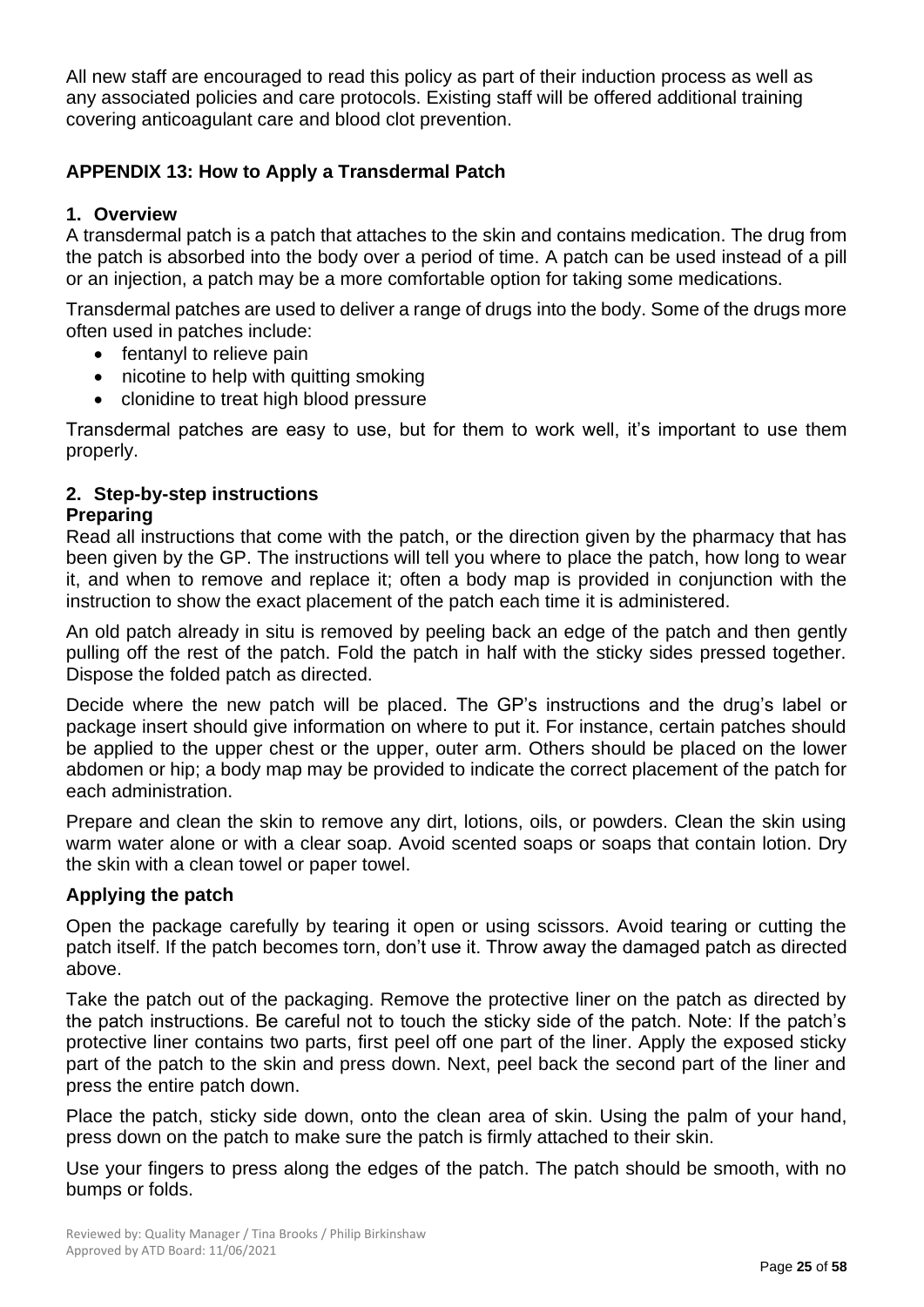All new staff are encouraged to read this policy as part of their induction process as well as any associated policies and care protocols. Existing staff will be offered additional training covering anticoagulant care and blood clot prevention.

## APPENDIX 13: How to Apply a Transdermal Patch

### 1. Overview

A transdermal patch is a patch that attaches to the skin and contains medication. The drug from the patch is absorbed into the body over a period of time. A patch can be used instead of a pill or an injection, a patch may be a more comfortable option for taking some medications.

Transdermal patches are used to deliver a range of drugs into the body. Some of the drugs more often used in patches include:

- fentanyl to relieve pain
- nicotine to help with quitting smoking
- clonidine to treat high blood pressure

Transdermal patches are easy to use, but for them to work well, it's important to use them properly.

### 2. Step-by-step instructions

#### Preparing

Read all instructions that come with the patch, or the direction given by the pharmacy that has been given by the GP. The instructions will tell you where to place the patch, how long to wear it, and when to remove and replace it; often a body map is provided in conjunction with the instruction to show the exact placement of the patch each time it is administered.

An old patch already in situ is removed by peeling back an edge of the patch and then gently pulling off the rest of the patch. Fold the patch in half with the sticky sides pressed together. Dispose the folded patch as directed.

Decide where the new patch will be placed. The GP's instructions and the drug's label or package insert should give information on where to put it. For instance, certain patches should be applied to the upper chest or the upper, outer arm. Others should be placed on the lower abdomen or hip; a body map may be provided to indicate the correct placement of the patch for each administration.

Prepare and clean the skin to remove any dirt, lotions, oils, or powders. Clean the skin using warm water alone or with a clear soap. Avoid scented soaps or soaps that contain lotion. Dry the skin with a clean towel or paper towel.

#### Applying the patch

Open the package carefully by tearing it open or using scissors. Avoid tearing or cutting the patch itself. If the patch becomes torn, don't use it. Throw away the damaged patch as directed above.

Take the patch out of the packaging. Remove the protective liner on the patch as directed by the patch instructions. Be careful not to touch the sticky side of the patch. Note: If the patch's protective liner contains two parts, first peel off one part of the liner. Apply the exposed sticky part of the patch to the skin and press down. Next, peel back the second part of the liner and press the entire patch down.

Place the patch, sticky side down, onto the clean area of skin. Using the palm of your hand, press down on the patch to make sure the patch is firmly attached to their skin.

Use your fingers to press along the edges of the patch. The patch should be smooth, with no bumps or folds.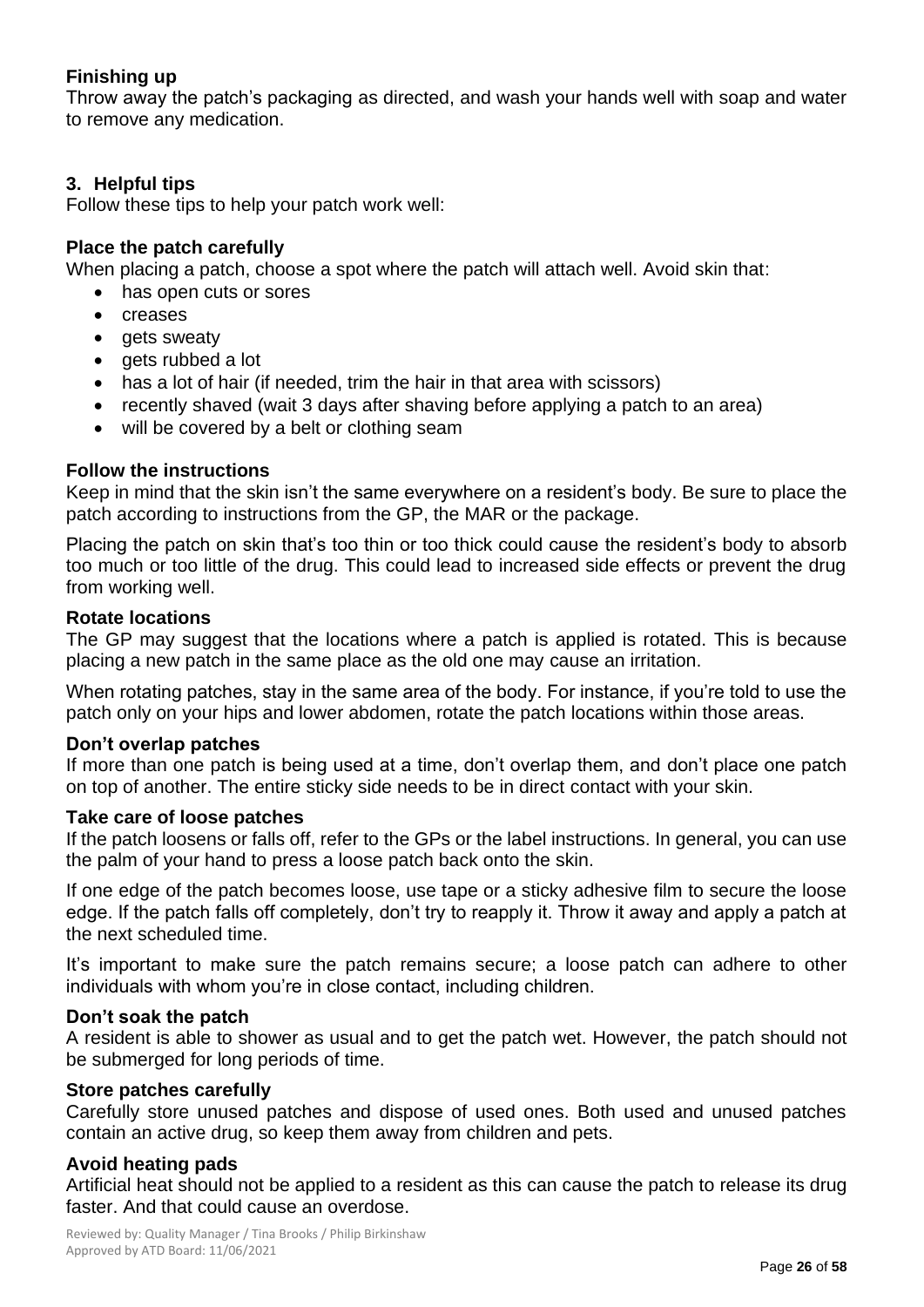### Finishing up

Throw away the patch's packaging as directed, and wash your hands well with soap and water to remove any medication.

## 3. Helpful tips

Follow these tips to help your patch work well:

### Place the patch carefully

When placing a patch, choose a spot where the patch will attach well. Avoid skin that:

- has open cuts or sores
- creases
- gets sweaty
- gets rubbed a lot
- has a lot of hair (if needed, trim the hair in that area with scissors)
- recently shaved (wait 3 days after shaving before applying a patch to an area)
- will be covered by a belt or clothing seam

### Follow the instructions

Keep in mind that the skin isn't the same everywhere on a resident's body. Be sure to place the patch according to instructions from the GP, the MAR or the package.

Placing the patch on skin that's too thin or too thick could cause the resident's body to absorb too much or too little of the drug. This could lead to increased side effects or prevent the drug from working well.

### Rotate locations

The GP may suggest that the locations where a patch is applied is rotated. This is because placing a new patch in the same place as the old one may cause an irritation.

When rotating patches, stay in the same area of the body. For instance, if you're told to use the patch only on your hips and lower abdomen, rotate the patch locations within those areas.

### Don't overlap patches

If more than one patch is being used at a time, don't overlap them, and don't place one patch on top of another. The entire sticky side needs to be in direct contact with your skin.

### Take care of loose patches

If the patch loosens or falls off, refer to the GPs or the label instructions. In general, you can use the palm of your hand to press a loose patch back onto the skin.

If one edge of the patch becomes loose, use tape or a sticky adhesive film to secure the loose edge. If the patch falls off completely, don't try to reapply it. Throw it away and apply a patch at the next scheduled time.

It's important to make sure the patch remains secure; a loose patch can adhere to other individuals with whom you're in close contact, including children.

### Don't soak the patch

A resident is able to shower as usual and to get the patch wet. However, the patch should not be submerged for long periods of time.

### Store patches carefully

Carefully store unused patches and dispose of used ones. Both used and unused patches contain an active drug, so keep them away from children and pets.

### Avoid heating pads

Artificial heat should not be applied to a resident as this can cause the patch to release its drug faster. And that could cause an overdose.